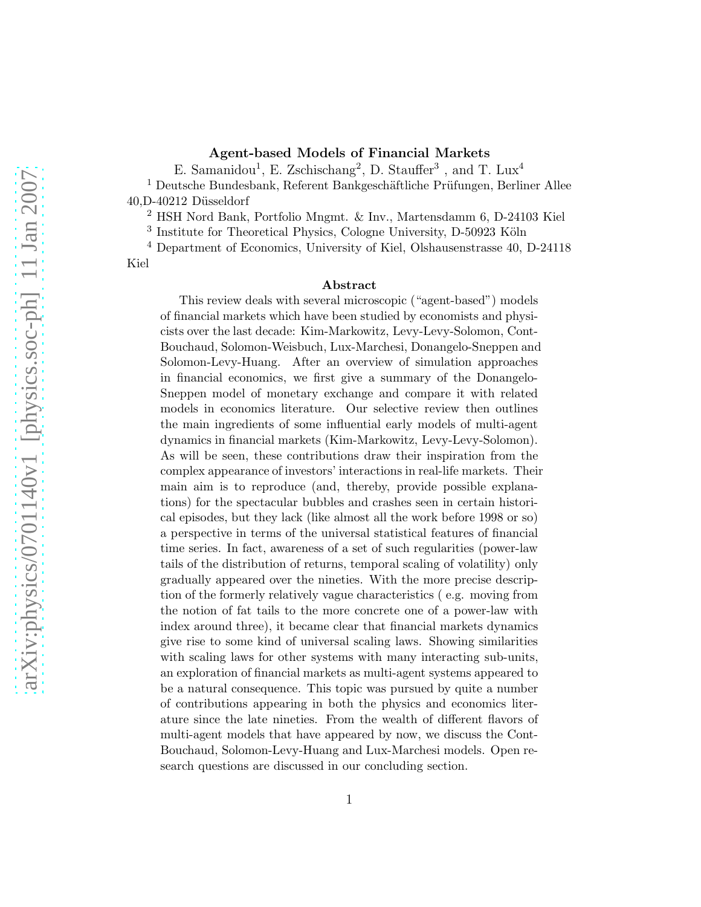# Agent-based Models of Financial Markets

E. Samanidou[1], E. Zschischang[2], D. Stauffer[3] , and T. Lux[4]

[1] Deutsche Bundesbank, Referent Bankgeschäftliche Prüfungen, Berliner Allee 40,D-40212 Düsseldorf

[2] HSH Nord Bank, Portfolio Mngmt. & Inv., Martensdamm 6, D-24103 Kiel

[3] Institute for Theoretical Physics, Cologne University, D-50923 Köln

[4] Department of Economics, University of Kiel, Olshausenstrasse 40, D-24118 Kiel

## Abstract

This review deals with several microscopic ("agent-based") models of financial markets which have been studied by economists and physicists over the last decade: Kim-Markowitz, Levy-Levy-Solomon, Cont-Bouchaud, Solomon-Weisbuch, Lux-Marchesi, Donangelo-Sneppen and Solomon-Levy-Huang. After an overview of simulation approaches in financial economics, we first give a summary of the Donangelo-Sneppen model of monetary exchange and compare it with related models in economics literature. Our selective review then outlines the main ingredients of some influential early models of multi-agent dynamics in financial markets (Kim-Markowitz, Levy-Levy-Solomon). As will be seen, these contributions draw their inspiration from the complex appearance of investors' interactions in real-life markets. Their main aim is to reproduce (and, thereby, provide possible explanations) for the spectacular bubbles and crashes seen in certain historical episodes, but they lack (like almost all the work before 1998 or so) a perspective in terms of the universal statistical features of financial time series. In fact, awareness of a set of such regularities (power-law tails of the distribution of returns, temporal scaling of volatility) only gradually appeared over the nineties. With the more precise description of the formerly relatively vague characteristics ( e.g. moving from the notion of fat tails to the more concrete one of a power-law with index around three), it became clear that financial markets dynamics give rise to some kind of universal scaling laws. Showing similarities with scaling laws for other systems with many interacting sub-units, an exploration of financial markets as multi-agent systems appeared to be a natural consequence. This topic was pursued by quite a number of contributions appearing in both the physics and economics literature since the late nineties. From the wealth of different flavors of multi-agent models that have appeared by now, we discuss the Cont-Bouchaud, Solomon-Levy-Huang and Lux-Marchesi models. Open research questions are discussed in our concluding section.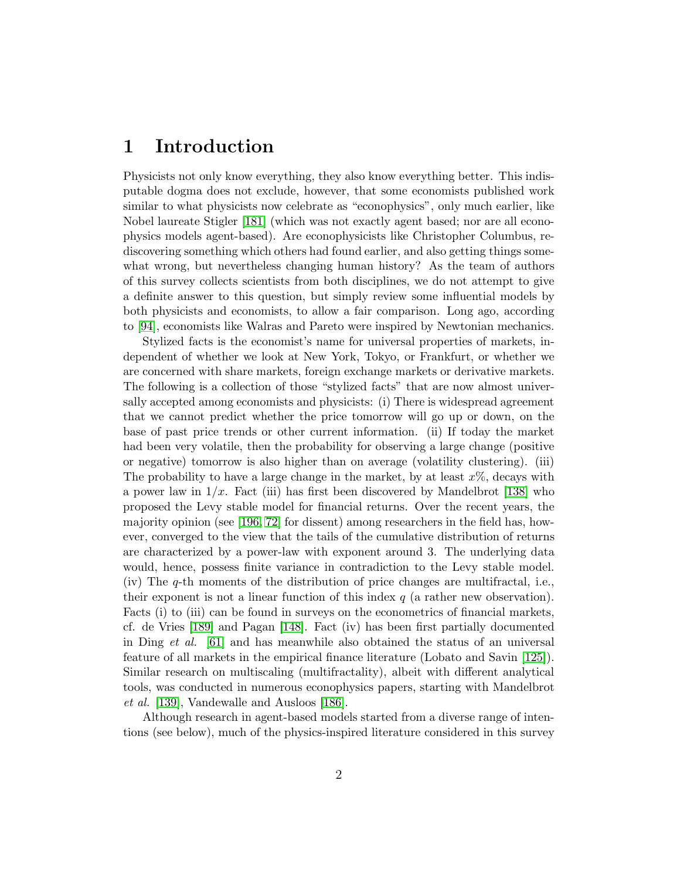# 1 Introduction

Physicists not only know everything, they also know everything better. This indisputable dogma does not exclude, however, that some economists published work similar to what physicists now celebrate as "econophysics", only much earlier, like Nobel laureate Stigler [181] (which was not exactly agent based; nor are all econophysics models agent-based). Are econophysicists like Christopher Columbus, rediscovering something which others had found earlier, and also getting things somewhat wrong, but nevertheless changing human history? As the team of authors of this survey collects scientists from both disciplines, we do not attempt to give a definite answer to this question, but simply review some influential models by both physicists and economists, to allow a fair comparison. Long ago, according to [94], economists like Walras and Pareto were inspired by Newtonian mechanics.

Stylized facts is the economist's name for universal properties of markets, independent of whether we look at New York, Tokyo, or Frankfurt, or whether we are concerned with share markets, foreign exchange markets or derivative markets. The following is a collection of those "stylized facts" that are now almost universally accepted among economists and physicists: (i) There is widespread agreement that we cannot predict whether the price tomorrow will go up or down, on the base of past price trends or other current information. (ii) If today the market had been very volatile, then the probability for observing a large change (positive or negative) tomorrow is also higher than on average (volatility clustering). (iii) The probability to have a large change in the market, by at least $x\%$, decays with a power law in $1/x$. Fact (iii) has first been discovered by Mandelbrot [138] who proposed the Levy stable model for financial returns. Over the recent years, the majority opinion (see [196, 72] for dissent) among researchers in the field has, however, converged to the view that the tails of the cumulative distribution of returns are characterized by a power-law with exponent around 3. The underlying data would, hence, possess finite variance in contradiction to the Levy stable model. (iv) The $q$-th moments of the distribution of price changes are multifractal, i.e., their exponent is not a linear function of this index $q$ (a rather new observation). Facts (i) to (iii) can be found in surveys on the econometrics of financial markets, cf. de Vries [189] and Pagan [148]. Fact (iv) has been first partially documented in Ding *et al.* [61] and has meanwhile also obtained the status of an universal feature of all markets in the empirical finance literature (Lobato and Savin [125]). Similar research on multiscaling (multifractality), albeit with different analytical tools, was conducted in numerous econophysics papers, starting with Mandelbrot *et al.* [139], Vandewalle and Ausloos [186].

Although research in agent-based models started from a diverse range of intentions (see below), much of the physics-inspired literature considered in this survey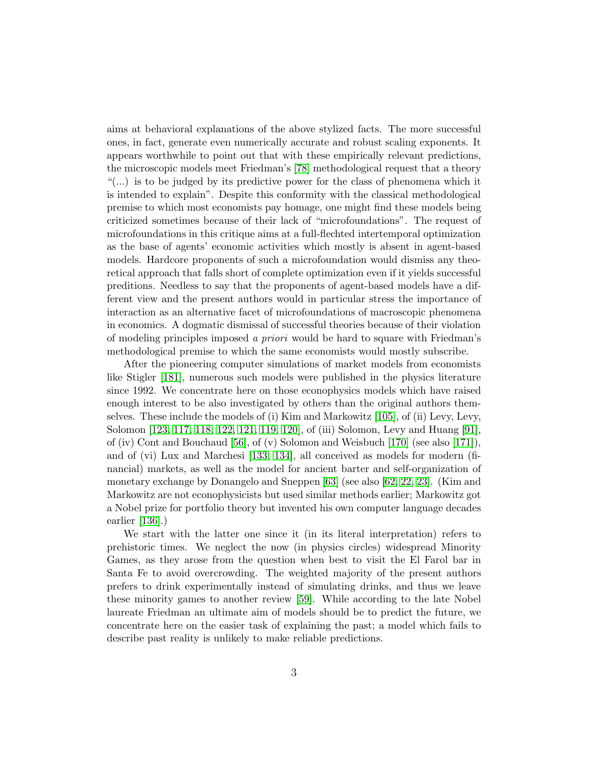aims at behavioral explanations of the above stylized facts. The more successful ones, in fact, generate even numerically accurate and robust scaling exponents. It appears worthwhile to point out that with these empirically relevant predictions, the microscopic models meet Friedman's [78] methodological request that a theory "(...) is to be judged by its predictive power for the class of phenomena which it is intended to explain". Despite this conformity with the classical methodological premise to which most economists pay homage, one might find these models being criticized sometimes because of their lack of "microfoundations". The request of microfoundations in this critique aims at a full-flechted intertemporal optimization as the base of agents' economic activities which mostly is absent in agent-based models. Hardcore proponents of such a microfoundation would dismiss any theoretical approach that falls short of complete optimization even if it yields successful preditions. Needless to say that the proponents of agent-based models have a different view and the present authors would in particular stress the importance of interaction as an alternative facet of microfoundations of macroscopic phenomena in economics. A dogmatic dismissal of successful theories because of their violation of modeling principles imposed *a priori* would be hard to square with Friedman's methodological premise to which the same economists would mostly subscribe.

After the pioneering computer simulations of market models from economists like Stigler [181], numerous such models were published in the physics literature since 1992. We concentrate here on those econophysics models which have raised enough interest to be also investigated by others than the original authors themselves. These include the models of (i) Kim and Markowitz [105], of (ii) Levy, Levy, Solomon [123, 117, 118, 122, 121, 119, 120], of (iii) Solomon, Levy and Huang [91], of (iv) Cont and Bouchaud [56], of (v) Solomon and Weisbuch [170] (see also [171]), and of (vi) Lux and Marchesi [133, 134], all conceived as models for modern (financial) markets, as well as the model for ancient barter and self-organization of monetary exchange by Donangelo and Sneppen [63] (see also [62, 22, 23]. (Kim and Markowitz are not econophysicists but used similar methods earlier; Markowitz got a Nobel prize for portfolio theory but invented his own computer language decades earlier [136].)

We start with the latter one since it (in its literal interpretation) refers to prehistoric times. We neglect the now (in physics circles) widespread Minority Games, as they arose from the question when best to visit the El Farol bar in Santa Fe to avoid overcrowding. The weighted majority of the present authors prefers to drink experimentally instead of simulating drinks, and thus we leave these minority games to another review [59]. While according to the late Nobel laureate Friedman an ultimate aim of models should be to predict the future, we concentrate here on the easier task of explaining the past; a model which fails to describe past reality is unlikely to make reliable predictions.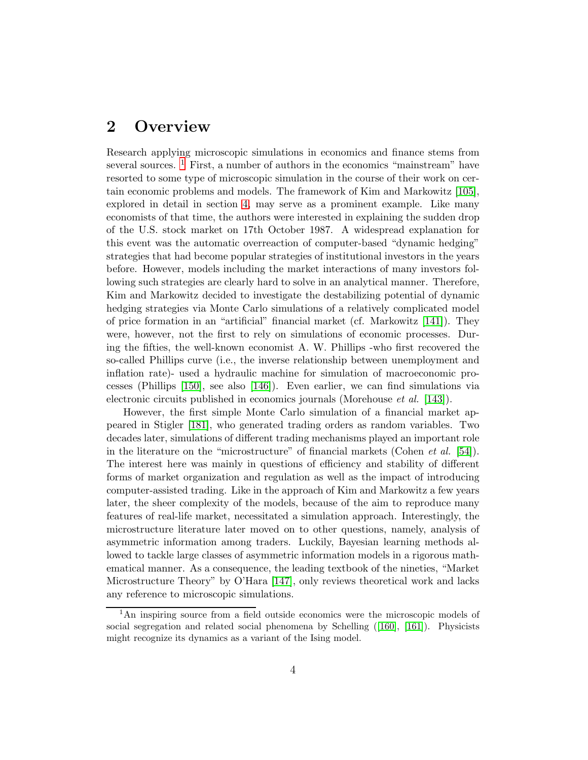## 2 Overview

Research applying microscopic simulations in economics and finance stems from several sources. [1] First, a number of authors in the economics "mainstream" have resorted to some type of microscopic simulation in the course of their work on certain economic problems and models. The framework of Kim and Markowitz [105], explored in detail in section 4, may serve as a prominent example. Like many economists of that time, the authors were interested in explaining the sudden drop of the U.S. stock market on 17th October 1987. A widespread explanation for this event was the automatic overreaction of computer-based "dynamic hedging" strategies that had become popular strategies of institutional investors in the years before. However, models including the market interactions of many investors following such strategies are clearly hard to solve in an analytical manner. Therefore, Kim and Markowitz decided to investigate the destabilizing potential of dynamic hedging strategies via Monte Carlo simulations of a relatively complicated model of price formation in an "artificial" financial market (cf. Markowitz [141]). They were, however, not the first to rely on simulations of economic processes. During the fifties, the well-known economist A. W. Phillips -who first recovered the so-called Phillips curve (i.e., the inverse relationship between unemployment and inflation rate)- used a hydraulic machine for simulation of macroeconomic processes (Phillips [150], see also [146]). Even earlier, we can find simulations via electronic circuits published in economics journals (Morehouse *et al.* [143]).

However, the first simple Monte Carlo simulation of a financial market appeared in Stigler [181], who generated trading orders as random variables. Two decades later, simulations of different trading mechanisms played an important role in the literature on the "microstructure" of financial markets (Cohen *et al.* [54]). The interest here was mainly in questions of efficiency and stability of different forms of market organization and regulation as well as the impact of introducing computer-assisted trading. Like in the approach of Kim and Markowitz a few years later, the sheer complexity of the models, because of the aim to reproduce many features of real-life market, necessitated a simulation approach. Interestingly, the microstructure literature later moved on to other questions, namely, analysis of asymmetric information among traders. Luckily, Bayesian learning methods allowed to tackle large classes of asymmetric information models in a rigorous mathematical manner. As a consequence, the leading textbook of the nineties, "Market Microstructure Theory" by O'Hara [147], only reviews theoretical work and lacks any reference to microscopic simulations.

[1] An inspiring source from a field outside economics were the microscopic models of social segregation and related social phenomena by Schelling ([160], [161]). Physicists might recognize its dynamics as a variant of the Ising model.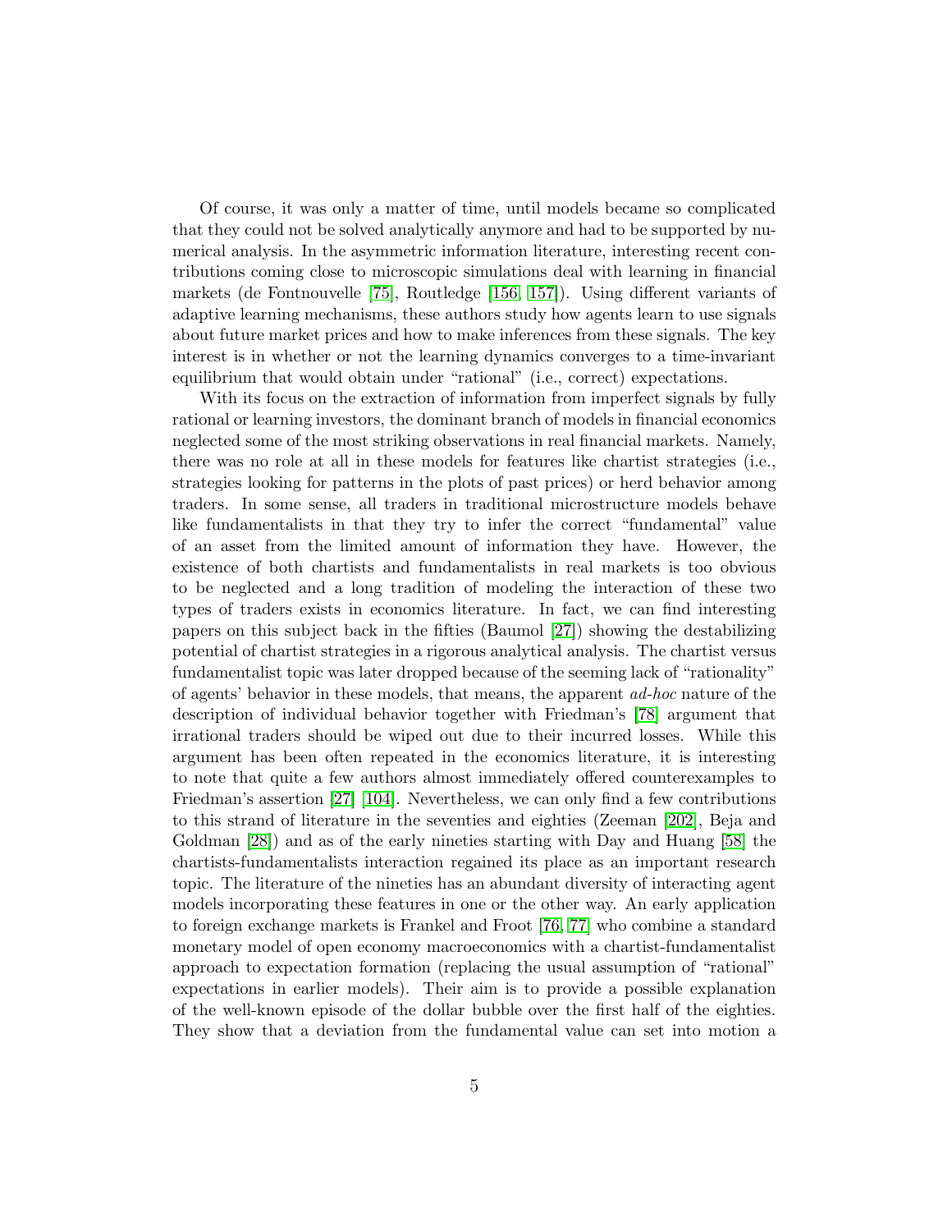Of course, it was only a matter of time, until models became so complicated that they could not be solved analytically anymore and had to be supported by numerical analysis. In the asymmetric information literature, interesting recent contributions coming close to microscopic simulations deal with learning in financial markets (de Fontnouvelle [75], Routledge [156, 157]). Using different variants of adaptive learning mechanisms, these authors study how agents learn to use signals about future market prices and how to make inferences from these signals. The key interest is in whether or not the learning dynamics converges to a time-invariant equilibrium that would obtain under "rational" (i.e., correct) expectations.

With its focus on the extraction of information from imperfect signals by fully rational or learning investors, the dominant branch of models in financial economics neglected some of the most striking observations in real financial markets. Namely, there was no role at all in these models for features like chartist strategies (i.e., strategies looking for patterns in the plots of past prices) or herd behavior among traders. In some sense, all traders in traditional microstructure models behave like fundamentalists in that they try to infer the correct "fundamental" value of an asset from the limited amount of information they have. However, the existence of both chartists and fundamentalists in real markets is too obvious to be neglected and a long tradition of modeling the interaction of these two types of traders exists in economics literature. In fact, we can find interesting papers on this subject back in the fifties (Baumol [27]) showing the destabilizing potential of chartist strategies in a rigorous analytical analysis. The chartist versus fundamentalist topic was later dropped because of the seeming lack of "rationality" of agents' behavior in these models, that means, the apparent *ad-hoc* nature of the description of individual behavior together with Friedman's [78] argument that irrational traders should be wiped out due to their incurred losses. While this argument has been often repeated in the economics literature, it is interesting to note that quite a few authors almost immediately offered counterexamples to Friedman's assertion [27] [104]. Nevertheless, we can only find a few contributions to this strand of literature in the seventies and eighties (Zeeman [202], Beja and Goldman [28]) and as of the early nineties starting with Day and Huang [58] the chartists-fundamentalists interaction regained its place as an important research topic. The literature of the nineties has an abundant diversity of interacting agent models incorporating these features in one or the other way. An early application to foreign exchange markets is Frankel and Froot [76, 77] who combine a standard monetary model of open economy macroeconomics with a chartist-fundamentalist approach to expectation formation (replacing the usual assumption of "rational" expectations in earlier models). Their aim is to provide a possible explanation of the well-known episode of the dollar bubble over the first half of the eighties. They show that a deviation from the fundamental value can set into motion a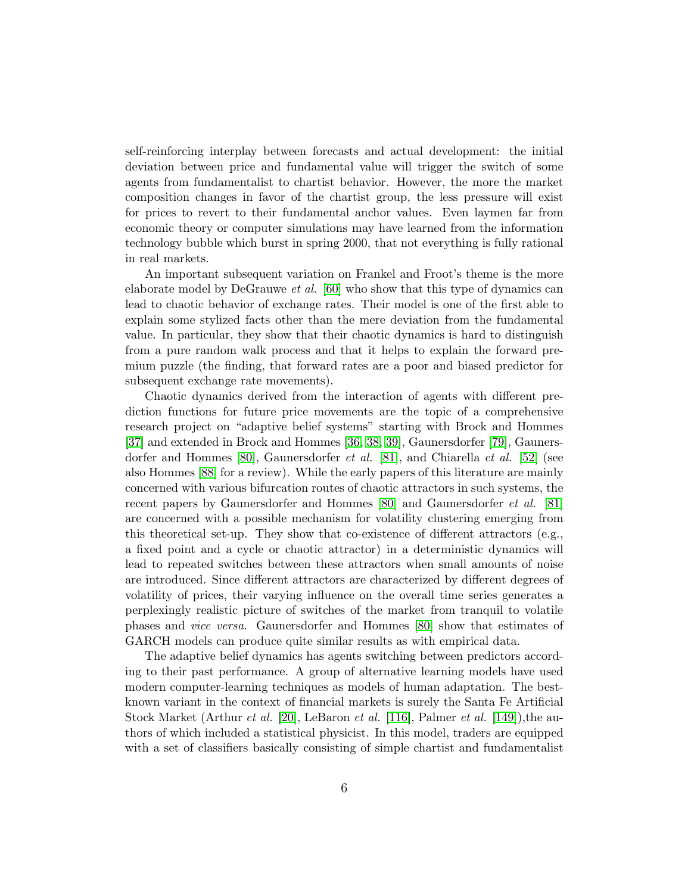self-reinforcing interplay between forecasts and actual development: the initial deviation between price and fundamental value will trigger the switch of some agents from fundamentalist to chartist behavior. However, the more the market composition changes in favor of the chartist group, the less pressure will exist for prices to revert to their fundamental anchor values. Even laymen far from economic theory or computer simulations may have learned from the information technology bubble which burst in spring 2000, that not everything is fully rational in real markets.

An important subsequent variation on Frankel and Froot's theme is the more elaborate model by DeGrauwe *et al.* [60] who show that this type of dynamics can lead to chaotic behavior of exchange rates. Their model is one of the first able to explain some stylized facts other than the mere deviation from the fundamental value. In particular, they show that their chaotic dynamics is hard to distinguish from a pure random walk process and that it helps to explain the forward premium puzzle (the finding, that forward rates are a poor and biased predictor for subsequent exchange rate movements).

Chaotic dynamics derived from the interaction of agents with different prediction functions for future price movements are the topic of a comprehensive research project on "adaptive belief systems" starting with Brock and Hommes [37] and extended in Brock and Hommes [36, 38, 39], Gaunersdorfer [79], Gaunersdorfer and Hommes [80], Gaunersdorfer *et al.* [81], and Chiarella *et al.* [52] (see also Hommes [88] for a review). While the early papers of this literature are mainly concerned with various bifurcation routes of chaotic attractors in such systems, the recent papers by Gaunersdorfer and Hommes [80] and Gaunersdorfer *et al.* [81] are concerned with a possible mechanism for volatility clustering emerging from this theoretical set-up. They show that co-existence of different attractors (e.g., a fixed point and a cycle or chaotic attractor) in a deterministic dynamics will lead to repeated switches between these attractors when small amounts of noise are introduced. Since different attractors are characterized by different degrees of volatility of prices, their varying influence on the overall time series generates a perplexingly realistic picture of switches of the market from tranquil to volatile phases and *vice versa*. Gaunersdorfer and Hommes [80] show that estimates of GARCH models can produce quite similar results as with empirical data.

The adaptive belief dynamics has agents switching between predictors according to their past performance. A group of alternative learning models have used modern computer-learning techniques as models of human adaptation. The best-known variant in the context of financial markets is surely the Santa Fe Artificial Stock Market (Arthur *et al.* [20], LeBaron *et al.* [116], Palmer *et al.* [149]),the authors of which included a statistical physicist. In this model, traders are equipped with a set of classifiers basically consisting of simple chartist and fundamentalist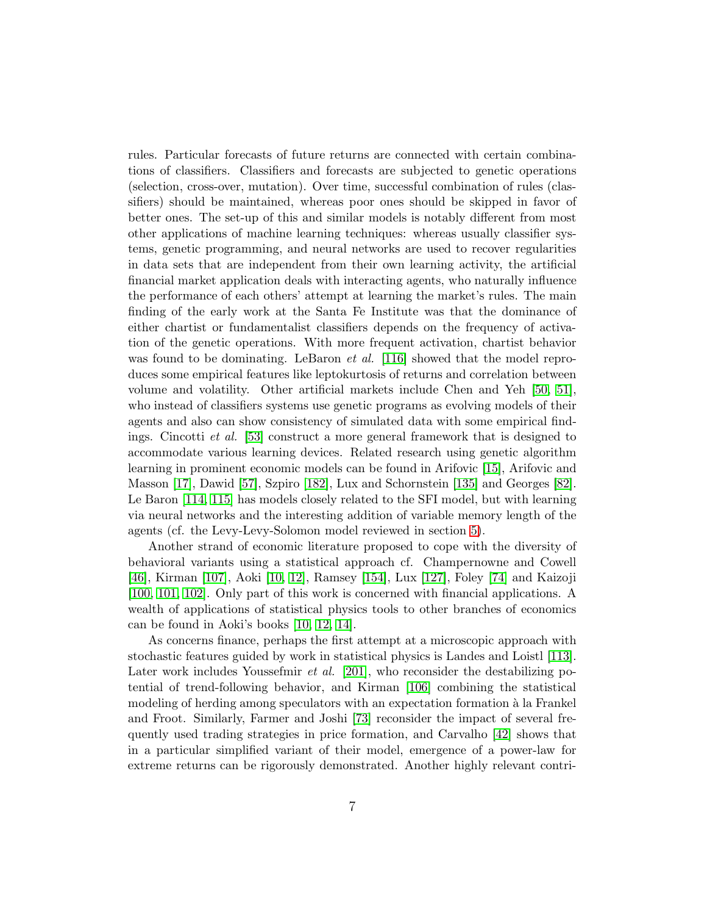rules. Particular forecasts of future returns are connected with certain combinations of classifiers. Classifiers and forecasts are subjected to genetic operations (selection, cross-over, mutation). Over time, successful combination of rules (classifiers) should be maintained, whereas poor ones should be skipped in favor of better ones. The set-up of this and similar models is notably different from most other applications of machine learning techniques: whereas usually classifier systems, genetic programming, and neural networks are used to recover regularities in data sets that are independent from their own learning activity, the artificial financial market application deals with interacting agents, who naturally influence the performance of each others' attempt at learning the market's rules. The main finding of the early work at the Santa Fe Institute was that the dominance of either chartist or fundamentalist classifiers depends on the frequency of activation of the genetic operations. With more frequent activation, chartist behavior was found to be dominating. LeBaron *et al.* [116] showed that the model reproduces some empirical features like leptokurtosis of returns and correlation between volume and volatility. Other artificial markets include Chen and Yeh [50, 51], who instead of classifiers systems use genetic programs as evolving models of their agents and also can show consistency of simulated data with some empirical findings. Cincotti *et al.* [53] construct a more general framework that is designed to accommodate various learning devices. Related research using genetic algorithm learning in prominent economic models can be found in Arifovic [15], Arifovic and Masson [17], Dawid [57], Szpiro [182], Lux and Schornstein [135] and Georges [82]. Le Baron [114, 115] has models closely related to the SFI model, but with learning via neural networks and the interesting addition of variable memory length of the agents (cf. the Levy-Levy-Solomon model reviewed in section 5).

Another strand of economic literature proposed to cope with the diversity of behavioral variants using a statistical approach cf. Champernowne and Cowell [46], Kirman [107], Aoki [10, 12], Ramsey [154], Lux [127], Foley [74] and Kaizoji [100, 101, 102]. Only part of this work is concerned with financial applications. A wealth of applications of statistical physics tools to other branches of economics can be found in Aoki's books [10, 12, 14].

As concerns finance, perhaps the first attempt at a microscopic approach with stochastic features guided by work in statistical physics is Landes and Loistl [113]. Later work includes Youssefmir *et al.* [201], who reconsider the destabilizing potential of trend-following behavior, and Kirman [106] combining the statistical modeling of herding among speculators with an expectation formation à la Frankel and Froot. Similarly, Farmer and Joshi [73] reconsider the impact of several frequently used trading strategies in price formation, and Carvalho [42] shows that in a particular simplified variant of their model, emergence of a power-law for extreme returns can be rigorously demonstrated. Another highly relevant contri-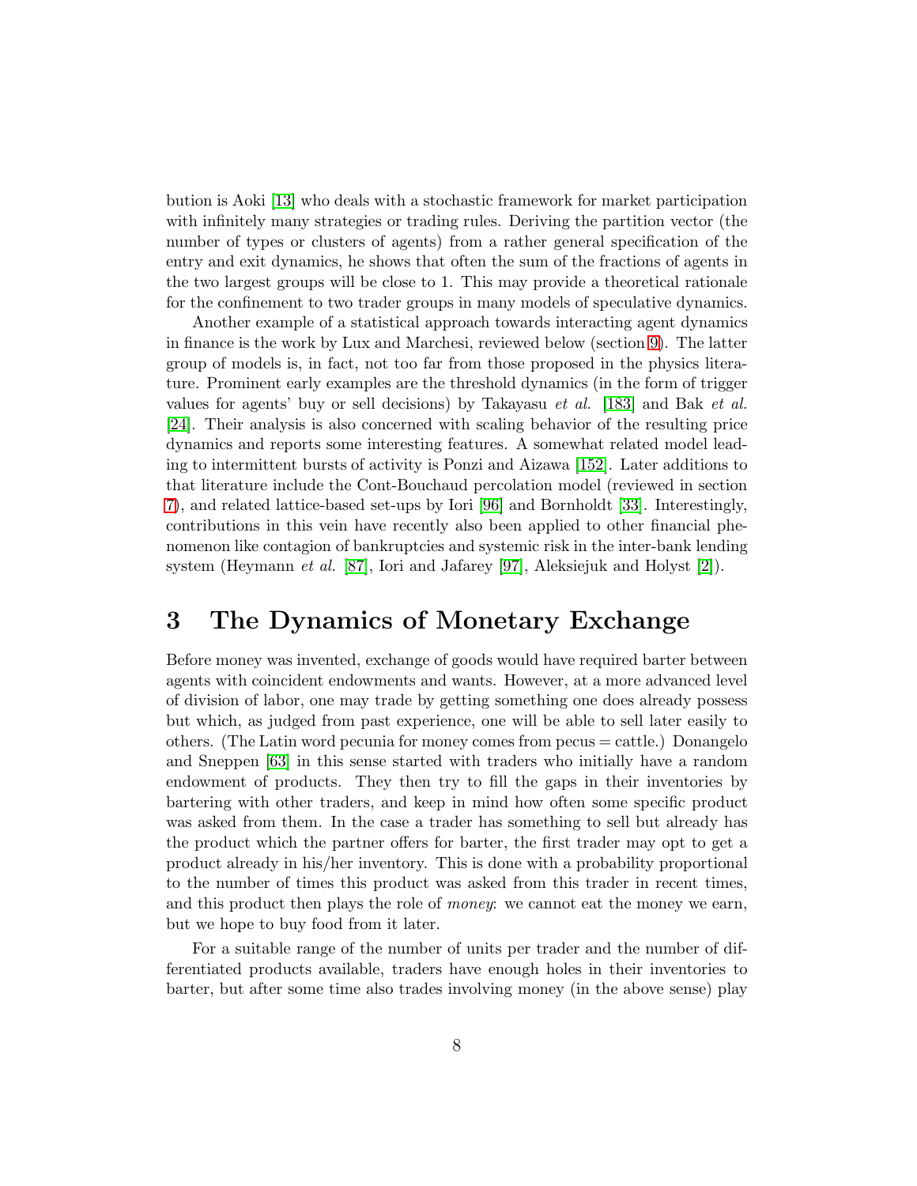bution is Aoki [13] who deals with a stochastic framework for market participation with infinitely many strategies or trading rules. Deriving the partition vector (the number of types or clusters of agents) from a rather general specification of the entry and exit dynamics, he shows that often the sum of the fractions of agents in the two largest groups will be close to 1. This may provide a theoretical rationale for the confinement to two trader groups in many models of speculative dynamics.

Another example of a statistical approach towards interacting agent dynamics in finance is the work by Lux and Marchesi, reviewed below (section 9). The latter group of models is, in fact, not too far from those proposed in the physics literature. Prominent early examples are the threshold dynamics (in the form of trigger values for agents' buy or sell decisions) by Takayasu *et al.* [183] and Bak *et al.* [24]. Their analysis is also concerned with scaling behavior of the resulting price dynamics and reports some interesting features. A somewhat related model leading to intermittent bursts of activity is Ponzi and Aizawa [152]. Later additions to that literature include the Cont-Bouchaud percolation model (reviewed in section 7), and related lattice-based set-ups by Iori [96] and Bornholdt [33]. Interestingly, contributions in this vein have recently also been applied to other financial phenomenon like contagion of bankruptcies and systemic risk in the inter-bank lending system (Heymann *et al.* [87], Iori and Jafarey [97], Aleksiejuk and Holyst [2]).

# 3 The Dynamics of Monetary Exchange

Before money was invented, exchange of goods would have required barter between agents with coincident endowments and wants. However, at a more advanced level of division of labor, one may trade by getting something one does already possess but which, as judged from past experience, one will be able to sell later easily to others. (The Latin word pecunia for money comes from pecus = cattle.) Donangelo and Sneppen [63] in this sense started with traders who initially have a random endowment of products. They then try to fill the gaps in their inventories by bartering with other traders, and keep in mind how often some specific product was asked from them. In the case a trader has something to sell but already has the product which the partner offers for barter, the first trader may opt to get a product already in his/her inventory. This is done with a probability proportional to the number of times this product was asked from this trader in recent times, and this product then plays the role of *money*: we cannot eat the money we earn, but we hope to buy food from it later.

For a suitable range of the number of units per trader and the number of differentiated products available, traders have enough holes in their inventories to barter, but after some time also trades involving money (in the above sense) play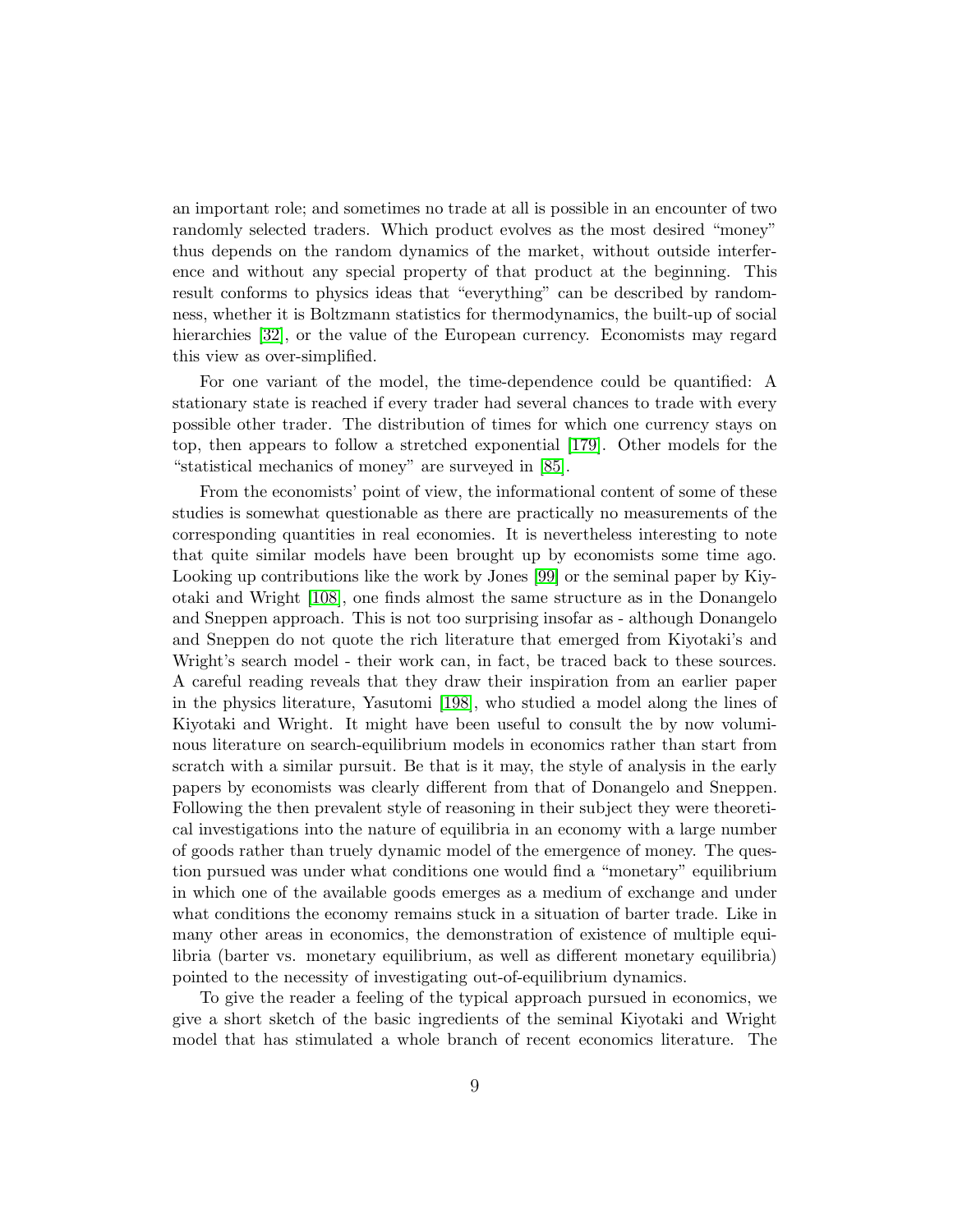an important role; and sometimes no trade at all is possible in an encounter of two randomly selected traders. Which product evolves as the most desired "money" thus depends on the random dynamics of the market, without outside interference and without any special property of that product at the beginning. This result conforms to physics ideas that "everything" can be described by randomness, whether it is Boltzmann statistics for thermodynamics, the built-up of social hierarchies [32], or the value of the European currency. Economists may regard this view as over-simplified.

For one variant of the model, the time-dependence could be quantified: A stationary state is reached if every trader had several chances to trade with every possible other trader. The distribution of times for which one currency stays on top, then appears to follow a stretched exponential [179]. Other models for the "statistical mechanics of money" are surveyed in [85].

From the economists' point of view, the informational content of some of these studies is somewhat questionable as there are practically no measurements of the corresponding quantities in real economies. It is nevertheless interesting to note that quite similar models have been brought up by economists some time ago. Looking up contributions like the work by Jones [99] or the seminal paper by Kiyotaki and Wright [108], one finds almost the same structure as in the Donangelo and Sneppen approach. This is not too surprising insofar as - although Donangelo and Sneppen do not quote the rich literature that emerged from Kiyotaki's and Wright's search model - their work can, in fact, be traced back to these sources. A careful reading reveals that they draw their inspiration from an earlier paper in the physics literature, Yasutomi [198], who studied a model along the lines of Kiyotaki and Wright. It might have been useful to consult the by now voluminous literature on search-equilibrium models in economics rather than start from scratch with a similar pursuit. Be that is it may, the style of analysis in the early papers by economists was clearly different from that of Donangelo and Sneppen. Following the then prevalent style of reasoning in their subject they were theoretical investigations into the nature of equilibria in an economy with a large number of goods rather than truely dynamic model of the emergence of money. The question pursued was under what conditions one would find a "monetary" equilibrium in which one of the available goods emerges as a medium of exchange and under what conditions the economy remains stuck in a situation of barter trade. Like in many other areas in economics, the demonstration of existence of multiple equilibria (barter vs. monetary equilibrium, as well as different monetary equilibria) pointed to the necessity of investigating out-of-equilibrium dynamics.

To give the reader a feeling of the typical approach pursued in economics, we give a short sketch of the basic ingredients of the seminal Kiyotaki and Wright model that has stimulated a whole branch of recent economics literature. The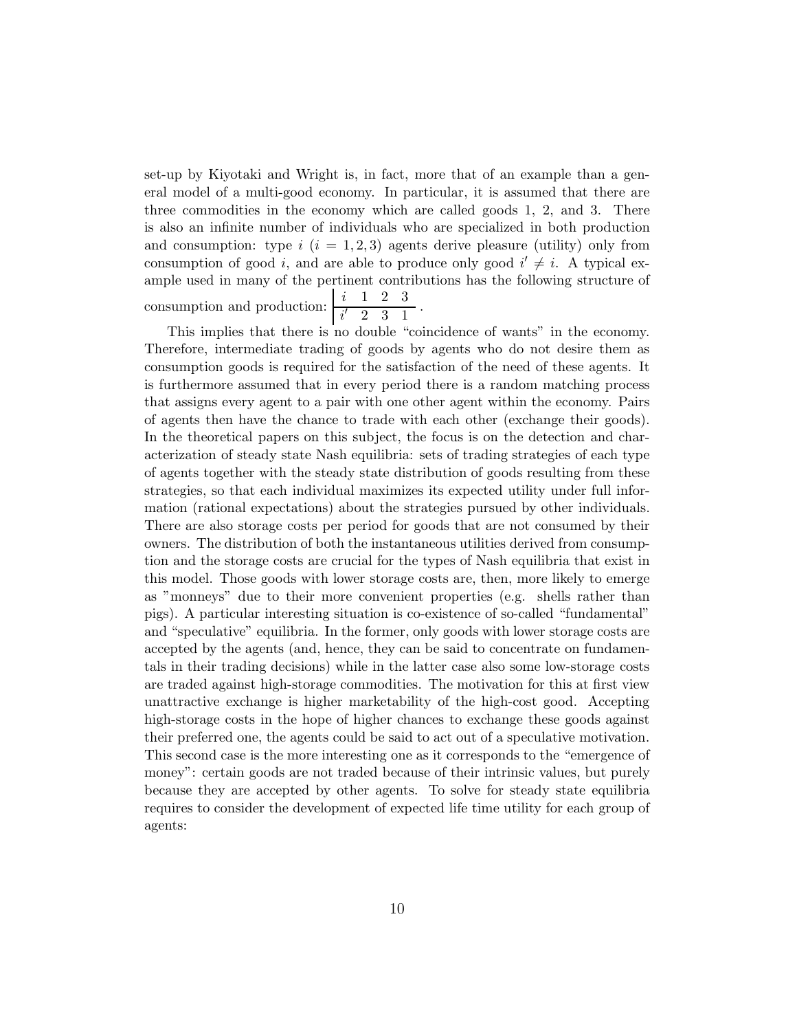set-up by Kiyotaki and Wright is, in fact, more that of an example than a general model of a multi-good economy. In particular, it is assumed that there are three commodities in the economy which are called goods 1, 2, and 3. There is also an infinite number of individuals who are specialized in both production and consumption: type $i$ ($i = 1, 2, 3$) agents derive pleasure (utility) only from consumption of good $i$, and are able to produce only good $i' \neq i$. A typical example used in many of the pertinent contributions has the following structure of consumption and production: $\left| \begin{array}{cccc} i & 1 & 2 & 3 \\ \hline i' & 2 & 3 & 1 \end{array} \right.$.

This implies that there is no double "coincidence of wants" in the economy. Therefore, intermediate trading of goods by agents who do not desire them as consumption goods is required for the satisfaction of the need of these agents. It is furthermore assumed that in every period there is a random matching process that assigns every agent to a pair with one other agent within the economy. Pairs of agents then have the chance to trade with each other (exchange their goods). In the theoretical papers on this subject, the focus is on the detection and characterization of steady state Nash equilibria: sets of trading strategies of each type of agents together with the steady state distribution of goods resulting from these strategies, so that each individual maximizes its expected utility under full information (rational expectations) about the strategies pursued by other individuals. There are also storage costs per period for goods that are not consumed by their owners. The distribution of both the instantaneous utilities derived from consumption and the storage costs are crucial for the types of Nash equilibria that exist in this model. Those goods with lower storage costs are, then, more likely to emerge as "monneys" due to their more convenient properties (e.g. shells rather than pigs). A particular interesting situation is co-existence of so-called "fundamental" and "speculative" equilibria. In the former, only goods with lower storage costs are accepted by the agents (and, hence, they can be said to concentrate on fundamentals in their trading decisions) while in the latter case also some low-storage costs are traded against high-storage commodities. The motivation for this at first view unattractive exchange is higher marketability of the high-cost good. Accepting high-storage costs in the hope of higher chances to exchange these goods against their preferred one, the agents could be said to act out of a speculative motivation. This second case is the more interesting one as it corresponds to the "emergence of money": certain goods are not traded because of their intrinsic values, but purely because they are accepted by other agents. To solve for steady state equilibria requires to consider the development of expected life time utility for each group of agents: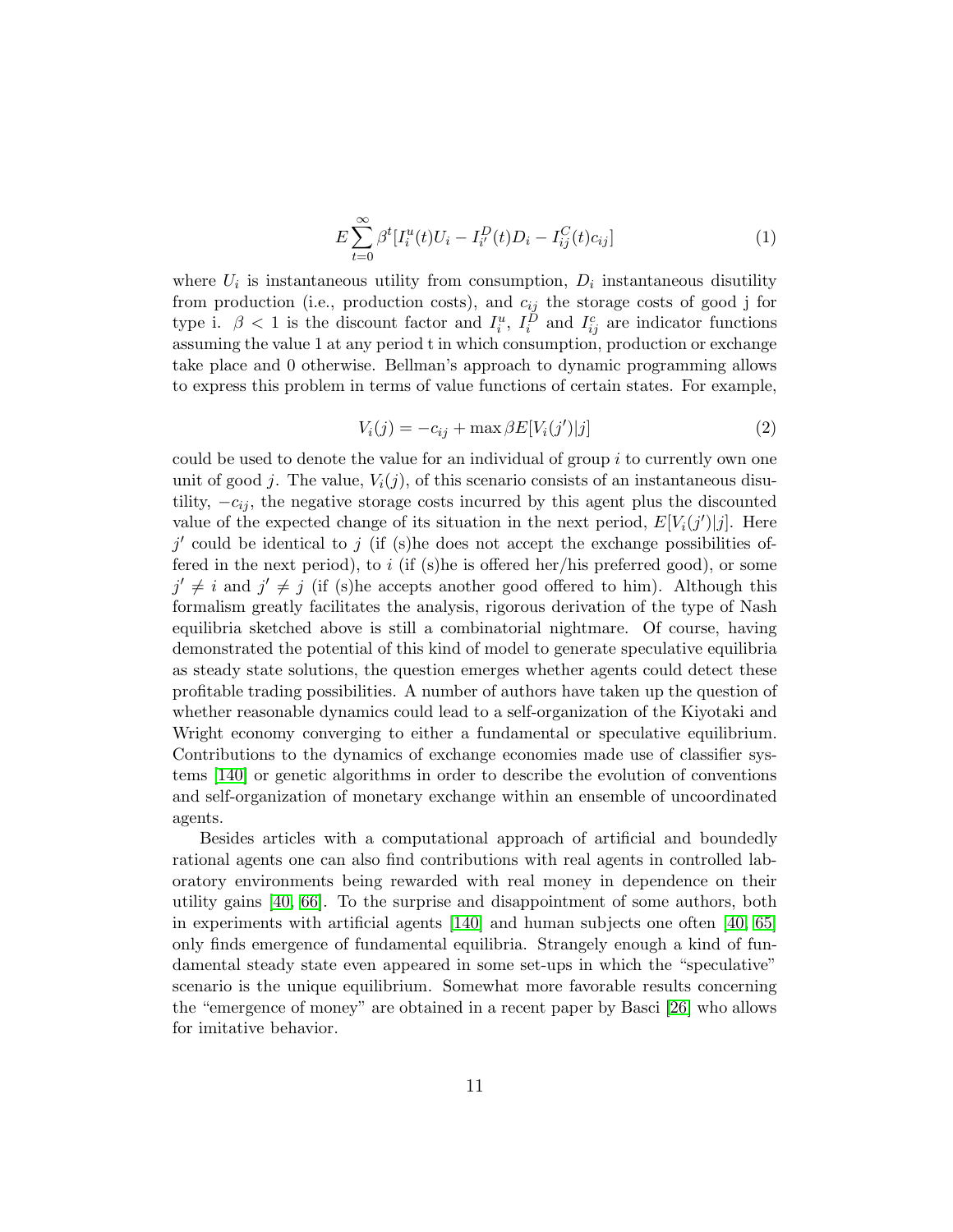$$E\sum_{t=0}^{\infty}\beta^t[I_i^u(t)U_i - I_{i'}^D(t)D_i - I_{ij}^C(t)c_{ij}] \tag{1}$$

where $U_i$ is instantaneous utility from consumption, $D_i$ instantaneous disutility from production (i.e., production costs), and $c_{ij}$ the storage costs of good j for type i. $\beta < 1$ is the discount factor and $I_i^u$, $I_i^D$ and $I_{ij}^c$ are indicator functions assuming the value 1 at any period t in which consumption, production or exchange take place and 0 otherwise. Bellman's approach to dynamic programming allows to express this problem in terms of value functions of certain states. For example,

$$V_i(j) = -c_{ij} + \max \beta E[V_i(j')|j] \tag{2}$$

could be used to denote the value for an individual of group $i$ to currently own one unit of good $j$. The value, $V_i(j)$, of this scenario consists of an instantaneous disutility, $-c_{ij}$, the negative storage costs incurred by this agent plus the discounted value of the expected change of its situation in the next period, $E[V_i(j')|j]$. Here $j'$ could be identical to $j$ (if (s)he does not accept the exchange possibilities offered in the next period), to $i$ (if (s)he is offered her/his preferred good), or some $j' \neq i$ and $j' \neq j$ (if (s)he accepts another good offered to him). Although this formalism greatly facilitates the analysis, rigorous derivation of the type of Nash equilibria sketched above is still a combinatorial nightmare. Of course, having demonstrated the potential of this kind of model to generate speculative equilibria as steady state solutions, the question emerges whether agents could detect these profitable trading possibilities. A number of authors have taken up the question of whether reasonable dynamics could lead to a self-organization of the Kiyotaki and Wright economy converging to either a fundamental or speculative equilibrium. Contributions to the dynamics of exchange economies made use of classifier systems [140] or genetic algorithms in order to describe the evolution of conventions and self-organization of monetary exchange within an ensemble of uncoordinated agents.

Besides articles with a computational approach of artificial and boundedly rational agents one can also find contributions with real agents in controlled laboratory environments being rewarded with real money in dependence on their utility gains [40, 66]. To the surprise and disappointment of some authors, both in experiments with artificial agents [140] and human subjects one often [40, 65] only finds emergence of fundamental equilibria. Strangely enough a kind of fundamental steady state even appeared in some set-ups in which the "speculative" scenario is the unique equilibrium. Somewhat more favorable results concerning the "emergence of money" are obtained in a recent paper by Basci [26] who allows for imitative behavior.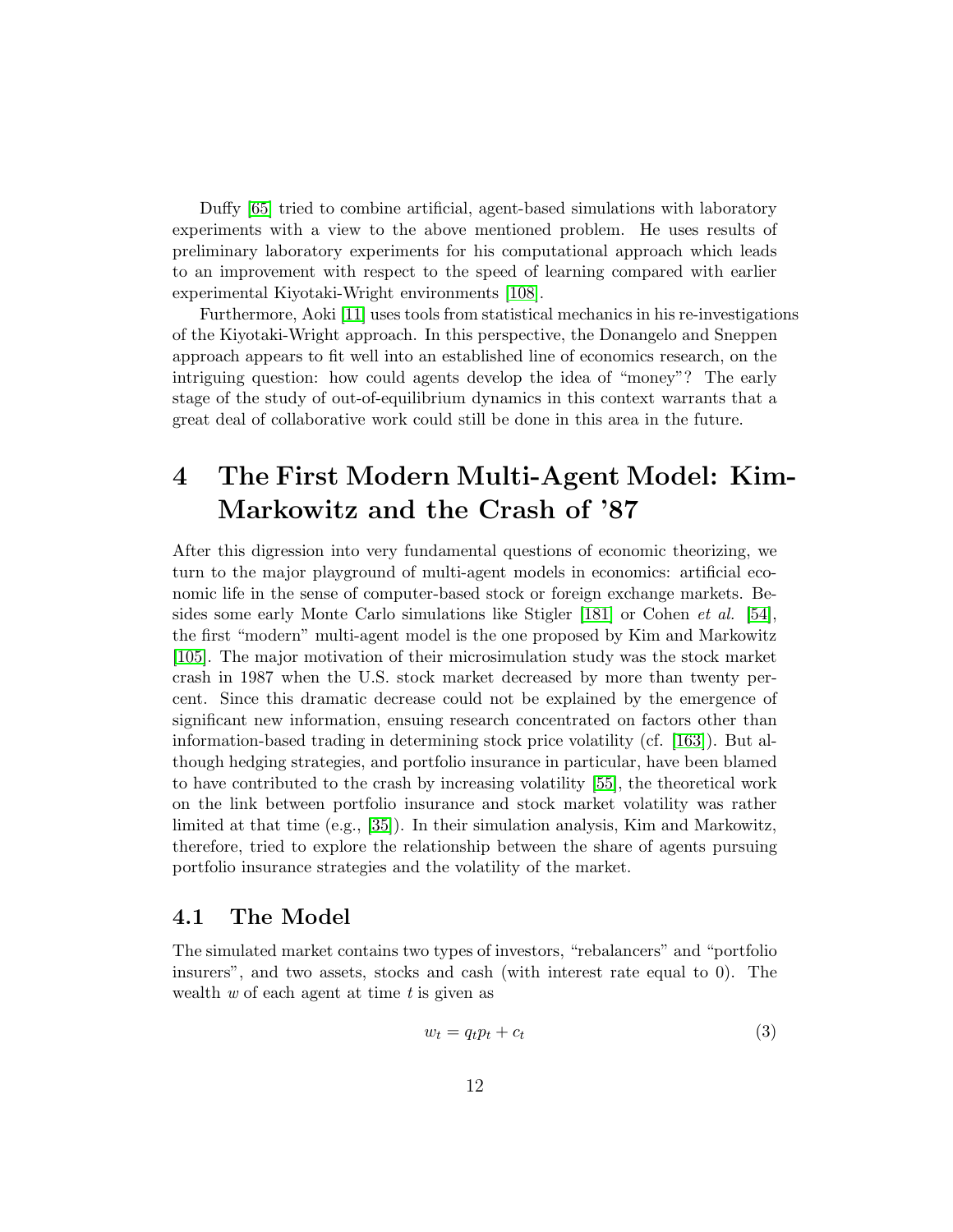Duffy [65] tried to combine artificial, agent-based simulations with laboratory experiments with a view to the above mentioned problem. He uses results of preliminary laboratory experiments for his computational approach which leads to an improvement with respect to the speed of learning compared with earlier experimental Kiyotaki-Wright environments [108].

Furthermore, Aoki [11] uses tools from statistical mechanics in his re-investigations of the Kiyotaki-Wright approach. In this perspective, the Donangelo and Sneppen approach appears to fit well into an established line of economics research, on the intriguing question: how could agents develop the idea of "money"? The early stage of the study of out-of-equilibrium dynamics in this context warrants that a great deal of collaborative work could still be done in this area in the future.

# 4 The First Modern Multi-Agent Model: Kim-Markowitz and the Crash of '87

After this digression into very fundamental questions of economic theorizing, we turn to the major playground of multi-agent models in economics: artificial economic life in the sense of computer-based stock or foreign exchange markets. Besides some early Monte Carlo simulations like Stigler [181] or Cohen *et al.* [54], the first "modern" multi-agent model is the one proposed by Kim and Markowitz [105]. The major motivation of their microsimulation study was the stock market crash in 1987 when the U.S. stock market decreased by more than twenty percent. Since this dramatic decrease could not be explained by the emergence of significant new information, ensuing research concentrated on factors other than information-based trading in determining stock price volatility (cf. [163]). But although hedging strategies, and portfolio insurance in particular, have been blamed to have contributed to the crash by increasing volatility [55], the theoretical work on the link between portfolio insurance and stock market volatility was rather limited at that time (e.g., [35]). In their simulation analysis, Kim and Markowitz, therefore, tried to explore the relationship between the share of agents pursuing portfolio insurance strategies and the volatility of the market.

## 4.1 The Model

The simulated market contains two types of investors, "rebalancers" and "portfolio insurers", and two assets, stocks and cash (with interest rate equal to 0). The wealth $w$ of each agent at time $t$ is given as

$$w_t = q_t p_t + c_t \tag{3}$$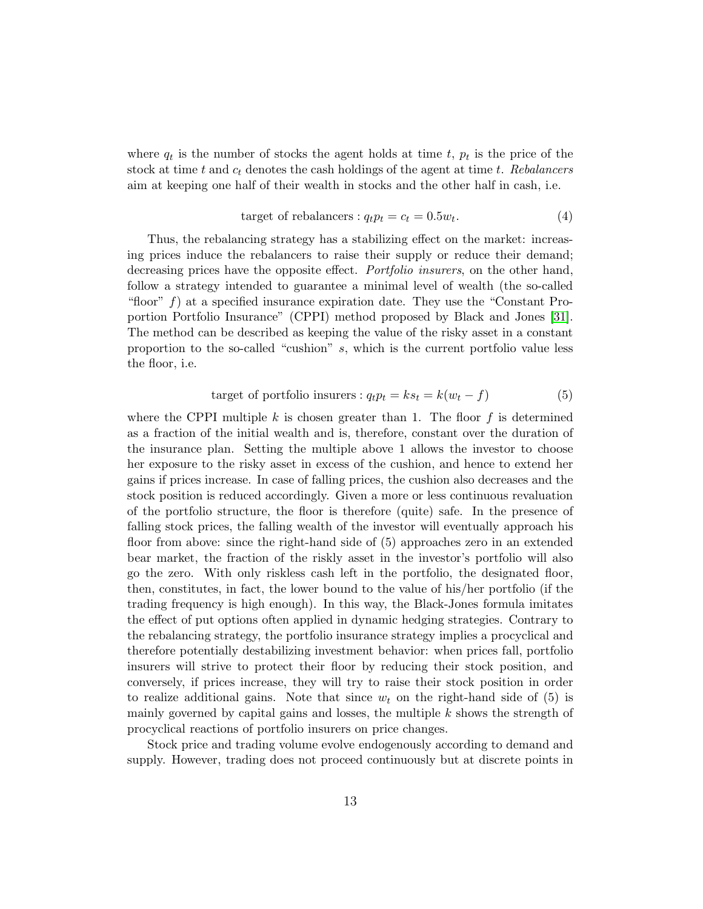where $q_t$ is the number of stocks the agent holds at time $t$, $p_t$ is the price of the stock at time $t$ and $c_t$ denotes the cash holdings of the agent at time $t$. *Rebalancers* aim at keeping one half of their wealth in stocks and the other half in cash, i.e.

$$\text{target of rebalancers} : q_t p_t = c_t = 0.5 w_t. \tag{4}$$

Thus, the rebalancing strategy has a stabilizing effect on the market: increasing prices induce the rebalancers to raise their supply or reduce their demand; decreasing prices have the opposite effect. *Portfolio insurers*, on the other hand, follow a strategy intended to guarantee a minimal level of wealth (the so-called "floor" $f$) at a specified insurance expiration date. They use the "Constant Proportion Portfolio Insurance" (CPPI) method proposed by Black and Jones [31]. The method can be described as keeping the value of the risky asset in a constant proportion to the so-called "cushion" $s$, which is the current portfolio value less the floor, i.e.

$$\text{target of portfolio insurers} : q_t p_t = k s_t = k(w_t - f) \tag{5}$$

where the CPPI multiple $k$ is chosen greater than 1. The floor $f$ is determined as a fraction of the initial wealth and is, therefore, constant over the duration of the insurance plan. Setting the multiple above 1 allows the investor to choose her exposure to the risky asset in excess of the cushion, and hence to extend her gains if prices increase. In case of falling prices, the cushion also decreases and the stock position is reduced accordingly. Given a more or less continuous revaluation of the portfolio structure, the floor is therefore (quite) safe. In the presence of falling stock prices, the falling wealth of the investor will eventually approach his floor from above: since the right-hand side of (5) approaches zero in an extended bear market, the fraction of the riskly asset in the investor's portfolio will also go the zero. With only riskless cash left in the portfolio, the designated floor, then, constitutes, in fact, the lower bound to the value of his/her portfolio (if the trading frequency is high enough). In this way, the Black-Jones formula imitates the effect of put options often applied in dynamic hedging strategies. Contrary to the rebalancing strategy, the portfolio insurance strategy implies a procyclical and therefore potentially destabilizing investment behavior: when prices fall, portfolio insurers will strive to protect their floor by reducing their stock position, and conversely, if prices increase, they will try to raise their stock position in order to realize additional gains. Note that since $w_t$ on the right-hand side of (5) is mainly governed by capital gains and losses, the multiple $k$ shows the strength of procyclical reactions of portfolio insurers on price changes.

Stock price and trading volume evolve endogenously according to demand and supply. However, trading does not proceed continuously but at discrete points in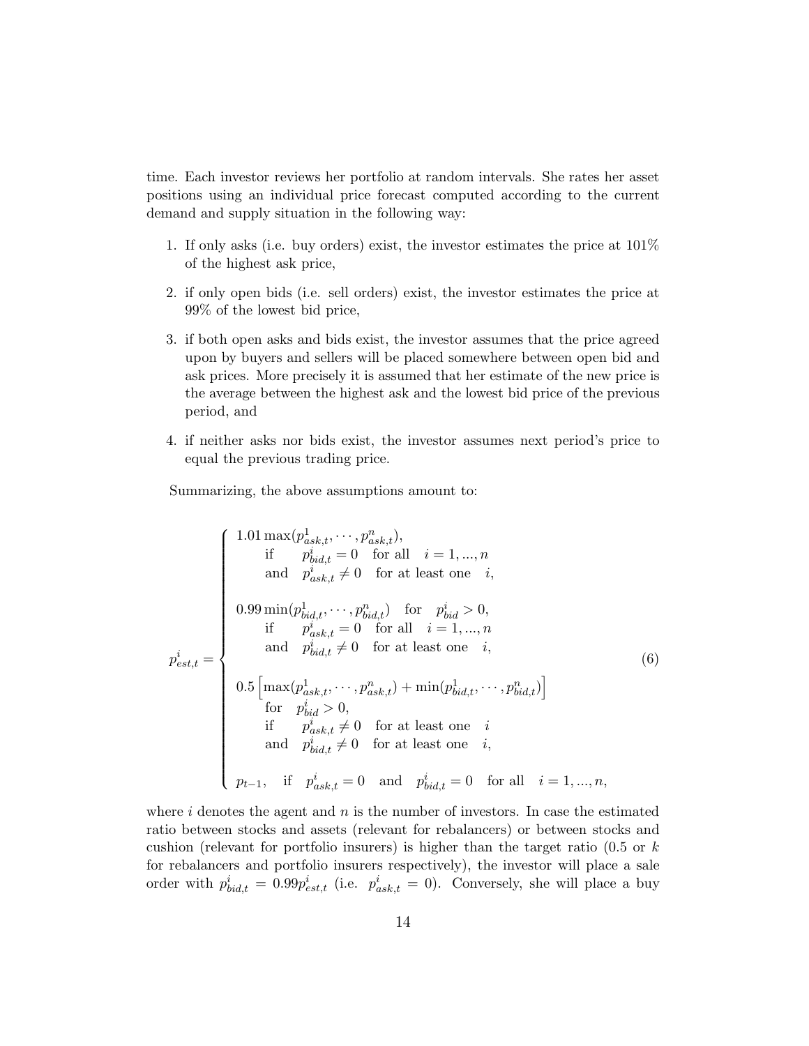time. Each investor reviews her portfolio at random intervals. She rates her asset positions using an individual price forecast computed according to the current demand and supply situation in the following way:

1. If only asks (i.e. buy orders) exist, the investor estimates the price at 101% of the highest ask price,
2. if only open bids (i.e. sell orders) exist, the investor estimates the price at 99% of the lowest bid price,
3. if both open asks and bids exist, the investor assumes that the price agreed upon by buyers and sellers will be placed somewhere between open bid and ask prices. More precisely it is assumed that her estimate of the new price is the average between the highest ask and the lowest bid price of the previous period, and
4. if neither asks nor bids exist, the investor assumes next period's price to equal the previous trading price.

Summarizing, the above assumptions amount to:

$$
p^i_{est,t} = \begin{cases}
1.01 \max(p^1_{ask,t}, \cdots, p^n_{ask,t}), \\
\quad \text{if} \quad p^i_{bid,t} = 0 \quad \text{for all} \quad i = 1, ..., n \\
\quad \text{and} \quad p^i_{ask,t} \neq 0 \quad \text{for at least one} \quad i, \\
\\
0.99 \min(p^1_{bid,t}, \cdots, p^n_{bid,t}) \quad \text{for} \quad p^i_{bid} > 0, \\
\quad \text{if} \quad p^i_{ask,t} = 0 \quad \text{for all} \quad i = 1, ..., n \\
\quad \text{and} \quad p^i_{bid,t} \neq 0 \quad \text{for at least one} \quad i, \\
\\
0.5 \left[ \max(p^1_{ask,t}, \cdots, p^n_{ask,t}) + \min(p^1_{bid,t}, \cdots, p^n_{bid,t}) \right] \\
\quad \text{for} \quad p^i_{bid} > 0, \\
\quad \text{if} \quad p^i_{ask,t} \neq 0 \quad \text{for at least one} \quad i \\
\quad \text{and} \quad p^i_{bid,t} \neq 0 \quad \text{for at least one} \quad i, \\
\\
p_{t-1}, \quad \text{if} \quad p^i_{ask,t} = 0 \quad \text{and} \quad p^i_{bid,t} = 0 \quad \text{for all} \quad i = 1, ..., n,
\end{cases}
\tag{6}
$$

where $i$ denotes the agent and $n$ is the number of investors. In case the estimated ratio between stocks and assets (relevant for rebalancers) or between stocks and cushion (relevant for portfolio insurers) is higher than the target ratio (0.5 or $k$ for rebalancers and portfolio insurers respectively), the investor will place a sale order with $p^i_{bid,t} = 0.99 p^i_{est,t}$ (i.e. $p^i_{ask,t} = 0$). Conversely, she will place a buy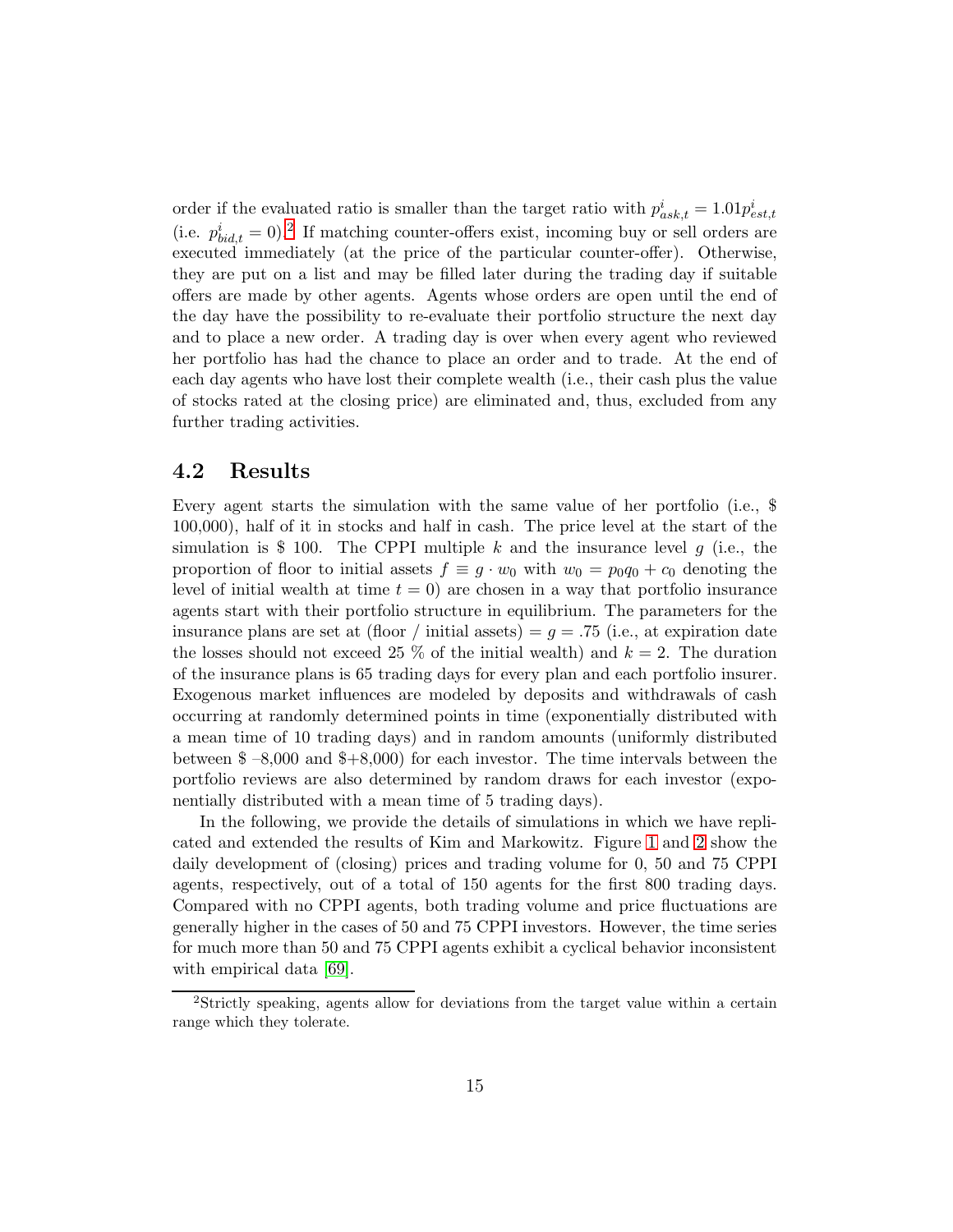order if the evaluated ratio is smaller than the target ratio with $p^i_{ask,t} = 1.01 p^i_{est,t}$ (i.e. $p^i_{bid,t} = 0$).[2] If matching counter-offers exist, incoming buy or sell orders are executed immediately (at the price of the particular counter-offer). Otherwise, they are put on a list and may be filled later during the trading day if suitable offers are made by other agents. Agents whose orders are open until the end of the day have the possibility to re-evaluate their portfolio structure the next day and to place a new order. A trading day is over when every agent who reviewed her portfolio has had the chance to place an order and to trade. At the end of each day agents who have lost their complete wealth (i.e., their cash plus the value of stocks rated at the closing price) are eliminated and, thus, excluded from any further trading activities.

## 4.2 Results

Every agent starts the simulation with the same value of her portfolio (i.e., $ 100,000), half of it in stocks and half in cash. The price level at the start of the simulation is $ 100. The CPPI multiple $k$ and the insurance level $g$ (i.e., the proportion of floor to initial assets $f \equiv g \cdot w_0$ with $w_0 = p_0 q_0 + c_0$ denoting the level of initial wealth at time $t = 0$) are chosen in a way that portfolio insurance agents start with their portfolio structure in equilibrium. The parameters for the insurance plans are set at (floor / initial assets) $= g = .75$ (i.e., at expiration date the losses should not exceed 25 % of the initial wealth) and $k = 2$. The duration of the insurance plans is 65 trading days for every plan and each portfolio insurer. Exogenous market influences are modeled by deposits and withdrawals of cash occurring at randomly determined points in time (exponentially distributed with a mean time of 10 trading days) and in random amounts (uniformly distributed between $ –8,000 and $+8,000) for each investor. The time intervals between the portfolio reviews are also determined by random draws for each investor (exponentially distributed with a mean time of 5 trading days).

In the following, we provide the details of simulations in which we have replicated and extended the results of Kim and Markowitz. Figure 1 and 2 show the daily development of (closing) prices and trading volume for 0, 50 and 75 CPPI agents, respectively, out of a total of 150 agents for the first 800 trading days. Compared with no CPPI agents, both trading volume and price fluctuations are generally higher in the cases of 50 and 75 CPPI investors. However, the time series for much more than 50 and 75 CPPI agents exhibit a cyclical behavior inconsistent with empirical data [69].

[2] Strictly speaking, agents allow for deviations from the target value within a certain range which they tolerate.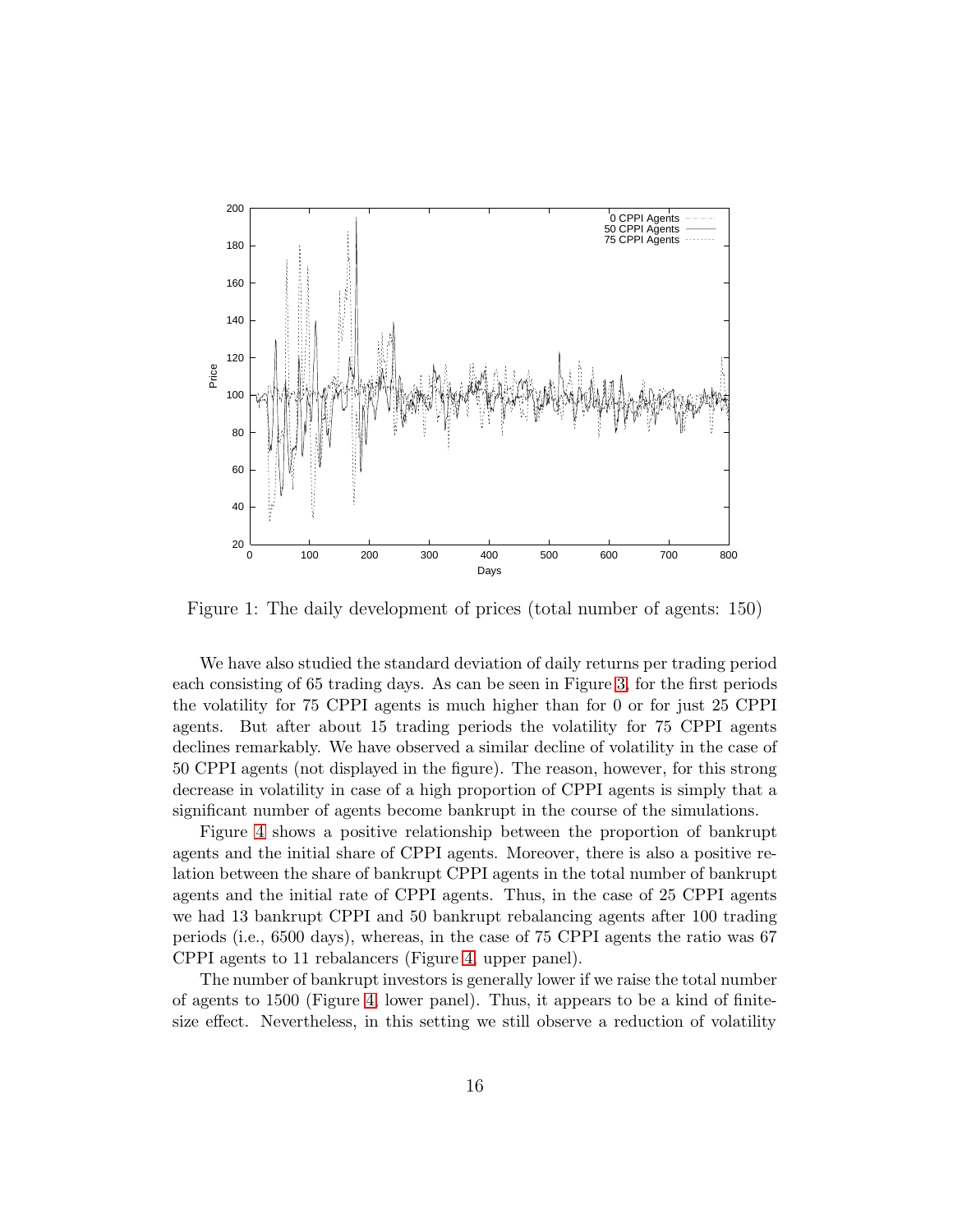Figure 1: The daily development of prices (total number of agents: 150)

We have also studied the standard deviation of daily returns per trading period each consisting of 65 trading days. As can be seen in Figure 3, for the first periods the volatility for 75 CPPI agents is much higher than for 0 or for just 25 CPPI agents. But after about 15 trading periods the volatility for 75 CPPI agents declines remarkably. We have observed a similar decline of volatility in the case of 50 CPPI agents (not displayed in the figure). The reason, however, for this strong decrease in volatility in case of a high proportion of CPPI agents is simply that a significant number of agents become bankrupt in the course of the simulations.

Figure 4 shows a positive relationship between the proportion of bankrupt agents and the initial share of CPPI agents. Moreover, there is also a positive relation between the share of bankrupt CPPI agents in the total number of bankrupt agents and the initial rate of CPPI agents. Thus, in the case of 25 CPPI agents we had 13 bankrupt CPPI and 50 bankrupt rebalancing agents after 100 trading periods (i.e., 6500 days), whereas, in the case of 75 CPPI agents the ratio was 67 CPPI agents to 11 rebalancers (Figure 4, upper panel).

The number of bankrupt investors is generally lower if we raise the total number of agents to 1500 (Figure 4, lower panel). Thus, it appears to be a kind of finite-size effect. Nevertheless, in this setting we still observe a reduction of volatility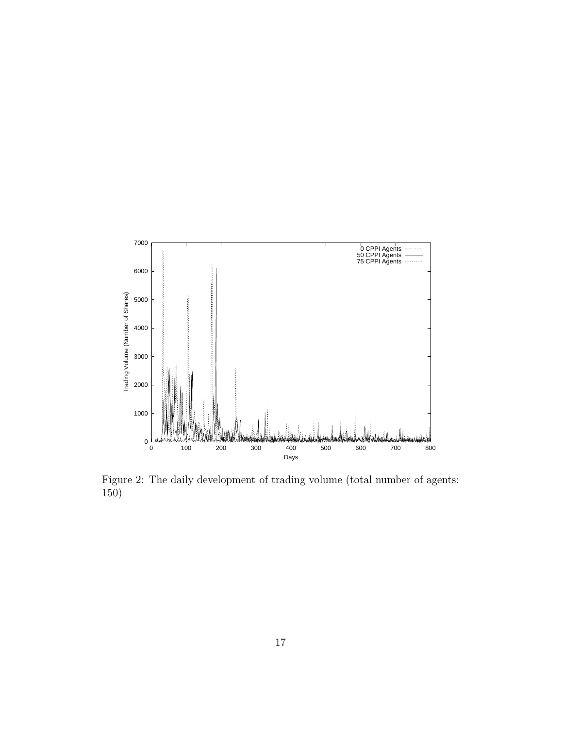Figure 2: The daily development of trading volume (total number of agents: 150)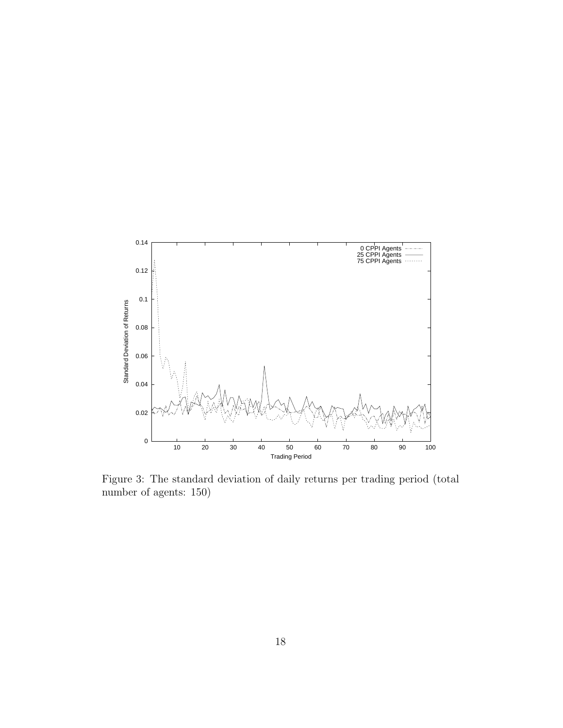Figure 3: The standard deviation of daily returns per trading period (total number of agents: 150)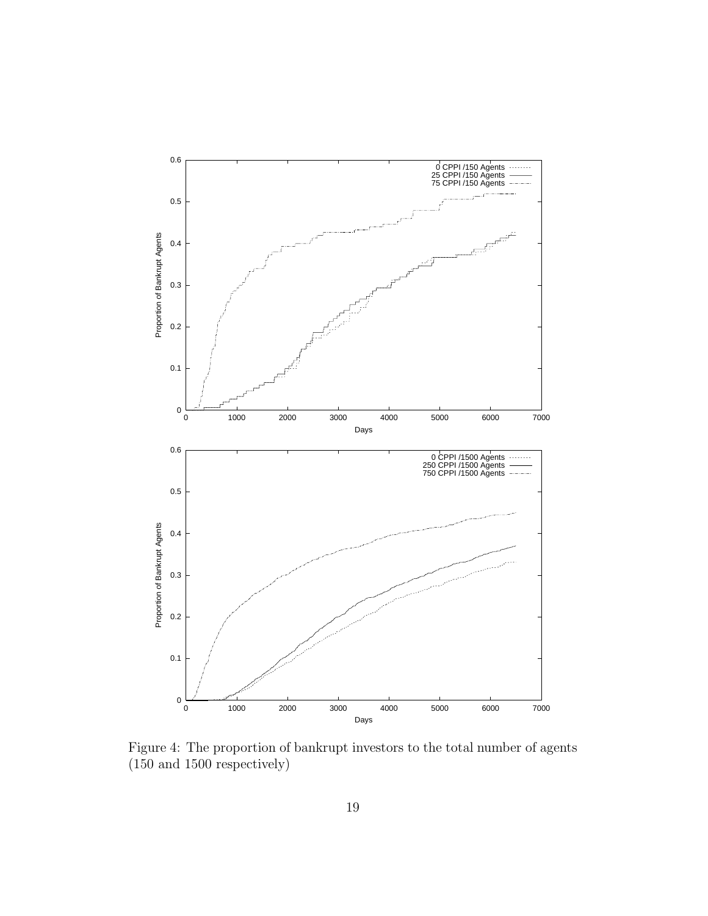Figure 4: The proportion of bankrupt investors to the total number of agents (150 and 1500 respectively)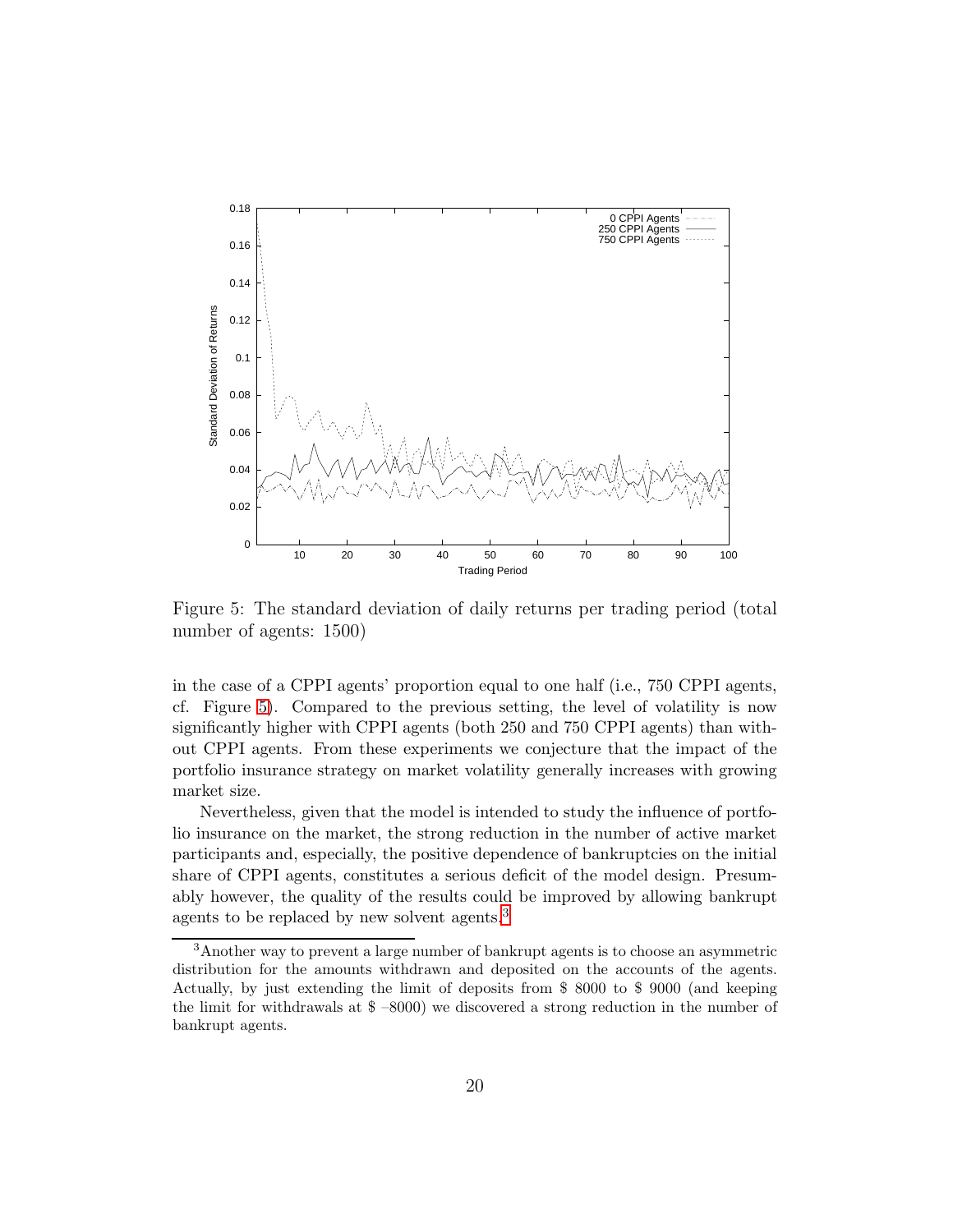Figure 5: The standard deviation of daily returns per trading period (total number of agents: 1500)

in the case of a CPPI agents' proportion equal to one half (i.e., 750 CPPI agents, cf. Figure 5). Compared to the previous setting, the level of volatility is now significantly higher with CPPI agents (both 250 and 750 CPPI agents) than without CPPI agents. From these experiments we conjecture that the impact of the portfolio insurance strategy on market volatility generally increases with growing market size.

Nevertheless, given that the model is intended to study the influence of portfolio insurance on the market, the strong reduction in the number of active market participants and, especially, the positive dependence of bankruptcies on the initial share of CPPI agents, constitutes a serious deficit of the model design. Presumably however, the quality of the results could be improved by allowing bankrupt agents to be replaced by new solvent agents.[3]

[3] Another way to prevent a large number of bankrupt agents is to choose an asymmetric distribution for the amounts withdrawn and deposited on the accounts of the agents. Actually, by just extending the limit of deposits from \$ 8000 to \$ 9000 (and keeping the limit for withdrawals at \$ –8000) we discovered a strong reduction in the number of bankrupt agents.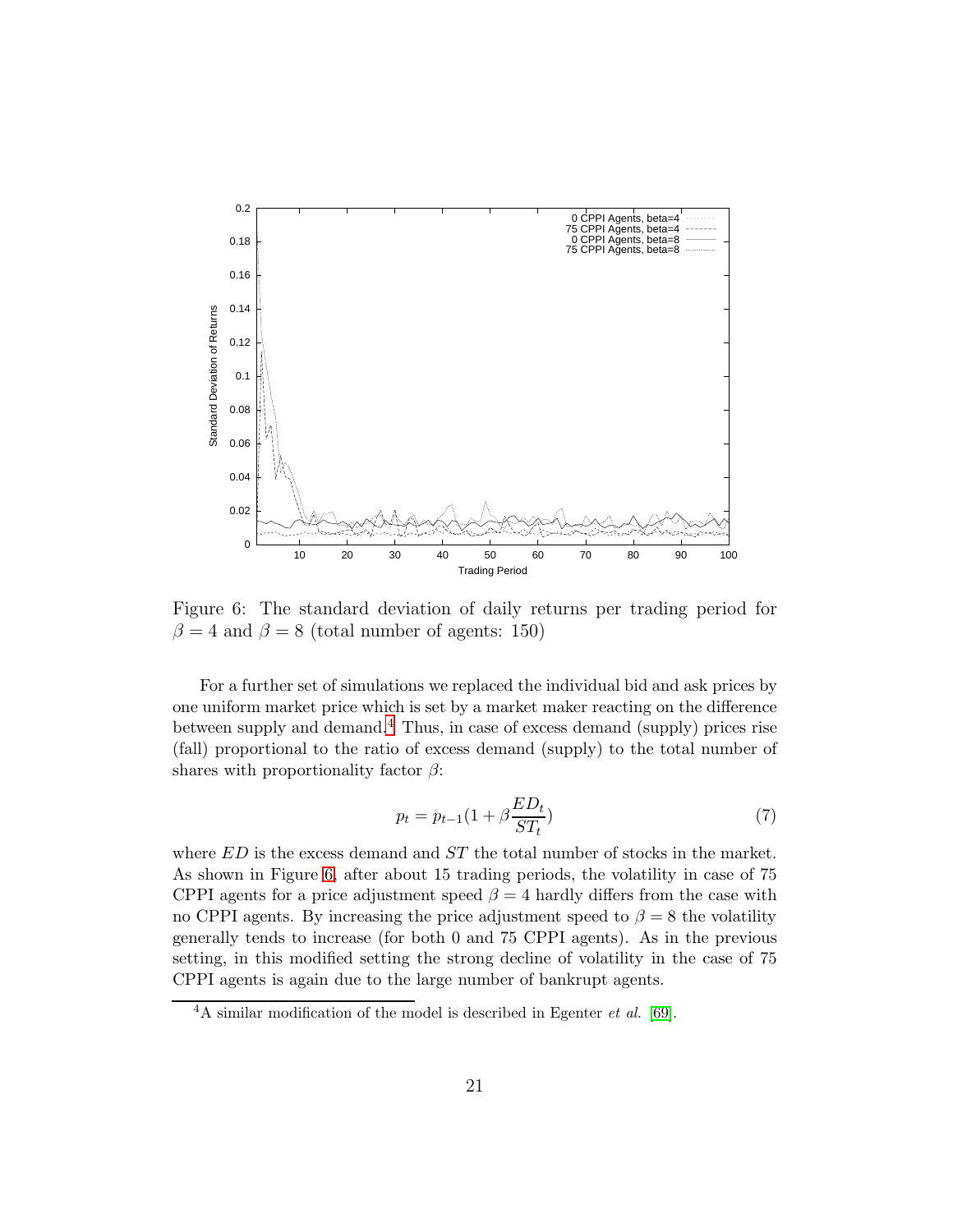Figure 6: The standard deviation of daily returns per trading period for $\beta = 4$ and $\beta = 8$ (total number of agents: 150)

For a further set of simulations we replaced the individual bid and ask prices by one uniform market price which is set by a market maker reacting on the difference between supply and demand.[4] Thus, in case of excess demand (supply) prices rise (fall) proportional to the ratio of excess demand (supply) to the total number of shares with proportionality factor $\beta$:

$$p_t = p_{t-1}(1 + \beta \frac{ED_t}{ST_t}) \tag{7}$$

where $ED$ is the excess demand and $ST$ the total number of stocks in the market. As shown in Figure 6, after about 15 trading periods, the volatility in case of 75 CPPI agents for a price adjustment speed $\beta = 4$ hardly differs from the case with no CPPI agents. By increasing the price adjustment speed to $\beta = 8$ the volatility generally tends to increase (for both 0 and 75 CPPI agents). As in the previous setting, in this modified setting the strong decline of volatility in the case of 75 CPPI agents is again due to the large number of bankrupt agents.

[4] A similar modification of the model is described in Egenter *et al.* [69].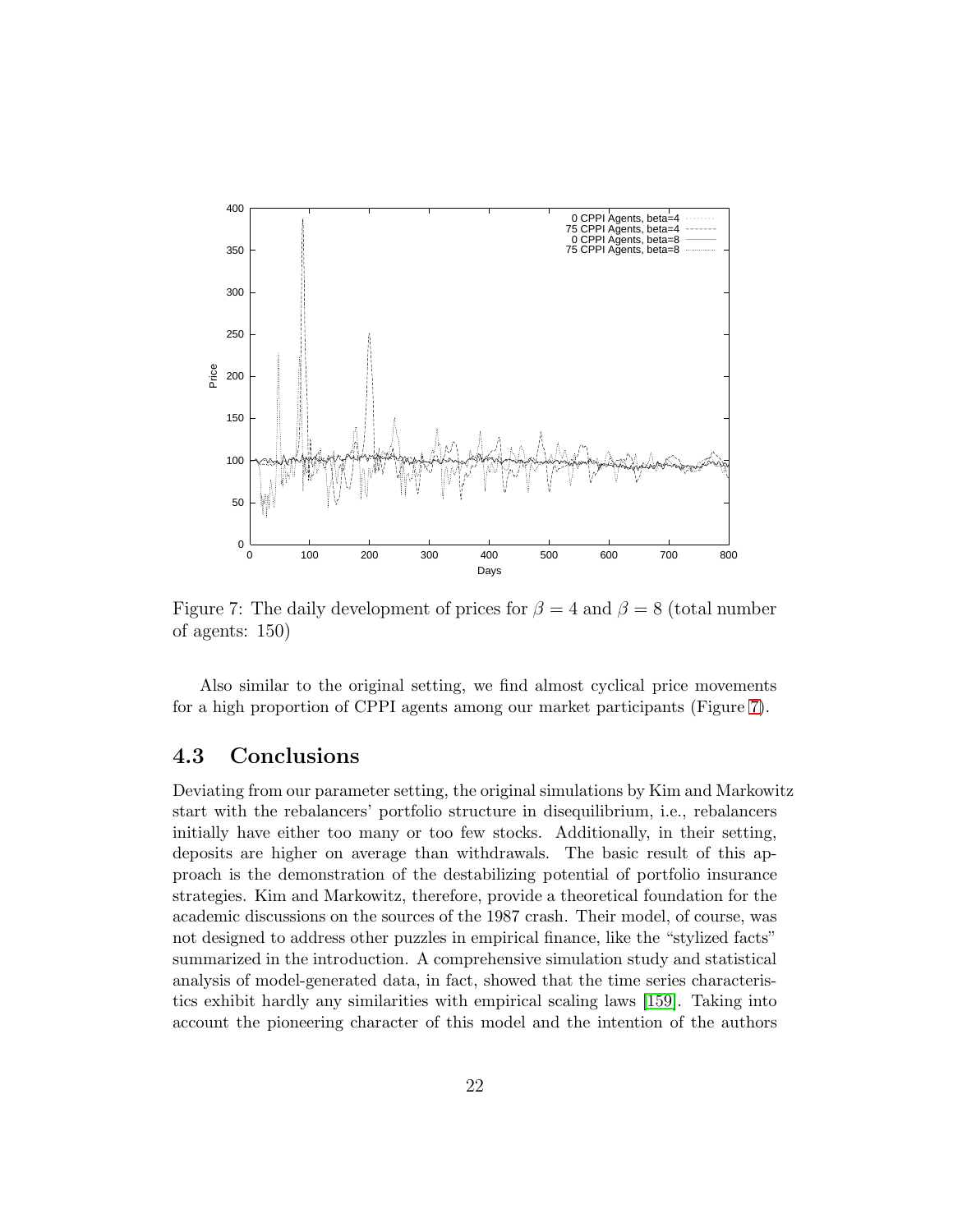Figure 7: The daily development of prices for $\beta = 4$ and $\beta = 8$ (total number of agents: 150)

Also similar to the original setting, we find almost cyclical price movements for a high proportion of CPPI agents among our market participants (Figure 7).

### 4.3 Conclusions

Deviating from our parameter setting, the original simulations by Kim and Markowitz start with the rebalancers' portfolio structure in disequilibrium, i.e., rebalancers initially have either too many or too few stocks. Additionally, in their setting, deposits are higher on average than withdrawals. The basic result of this approach is the demonstration of the destabilizing potential of portfolio insurance strategies. Kim and Markowitz, therefore, provide a theoretical foundation for the academic discussions on the sources of the 1987 crash. Their model, of course, was not designed to address other puzzles in empirical finance, like the "stylized facts" summarized in the introduction. A comprehensive simulation study and statistical analysis of model-generated data, in fact, showed that the time series characteristics exhibit hardly any similarities with empirical scaling laws [159]. Taking into account the pioneering character of this model and the intention of the authors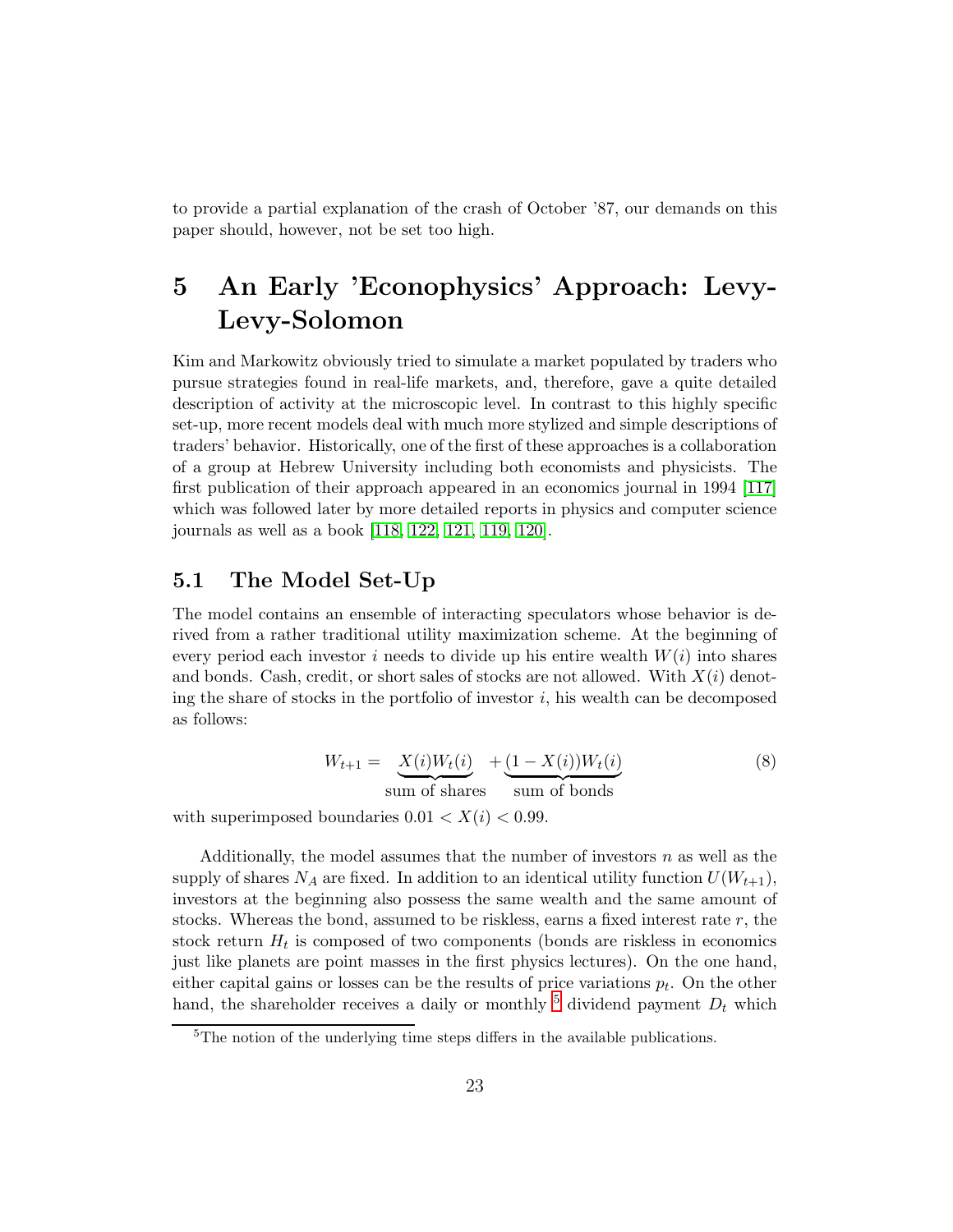to provide a partial explanation of the crash of October '87, our demands on this paper should, however, not be set too high.

# 5 An Early 'Econophysics' Approach: Levy-Levy-Solomon

Kim and Markowitz obviously tried to simulate a market populated by traders who pursue strategies found in real-life markets, and, therefore, gave a quite detailed description of activity at the microscopic level. In contrast to this highly specific set-up, more recent models deal with much more stylized and simple descriptions of traders' behavior. Historically, one of the first of these approaches is a collaboration of a group at Hebrew University including both economists and physicists. The first publication of their approach appeared in an economics journal in 1994 [117] which was followed later by more detailed reports in physics and computer science journals as well as a book [118, 122, 121, 119, 120].

## 5.1 The Model Set-Up

The model contains an ensemble of interacting speculators whose behavior is derived from a rather traditional utility maximization scheme. At the beginning of every period each investor $i$ needs to divide up his entire wealth $W(i)$ into shares and bonds. Cash, credit, or short sales of stocks are not allowed. With $X(i)$ denoting the share of stocks in the portfolio of investor $i$, his wealth can be decomposed as follows:

$$W_{t+1} = \underbrace{X(i)W_t(i)}_{\text{sum of shares}} + \underbrace{(1 - X(i))W_t(i)}_{\text{sum of bonds}} \tag{8}$$

with superimposed boundaries $0.01 < X(i) < 0.99$.

Additionally, the model assumes that the number of investors $n$ as well as the supply of shares $N_A$ are fixed. In addition to an identical utility function $U(W_{t+1})$, investors at the beginning also possess the same wealth and the same amount of stocks. Whereas the bond, assumed to be riskless, earns a fixed interest rate $r$, the stock return $H_t$ is composed of two components (bonds are riskless in economics just like planets are point masses in the first physics lectures). On the one hand, either capital gains or losses can be the results of price variations $p_t$. On the other hand, the shareholder receives a daily or monthly [5] dividend payment $D_t$ which

[5] The notion of the underlying time steps differs in the available publications.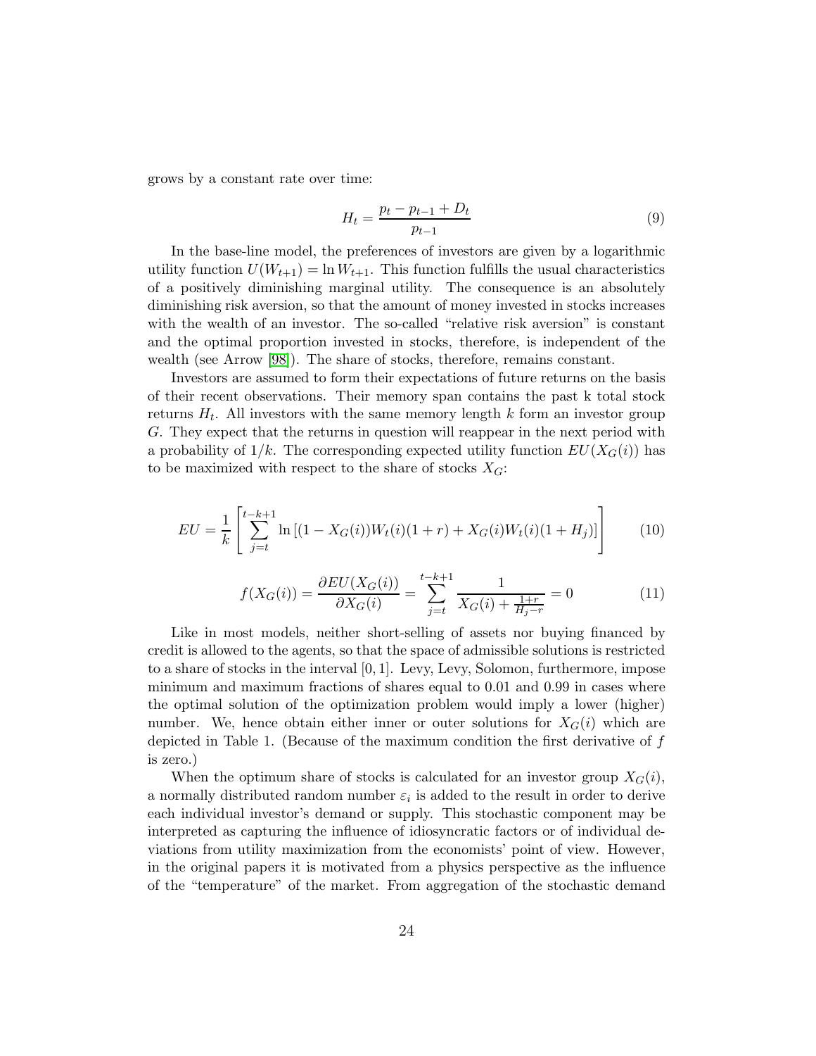grows by a constant rate over time:

$$H_t = \frac{p_t - p_{t-1} + D_t}{p_{t-1}} \tag{9}$$

In the base-line model, the preferences of investors are given by a logarithmic utility function $U(W_{t+1}) = \ln W_{t+1}$. This function fulfills the usual characteristics of a positively diminishing marginal utility. The consequence is an absolutely diminishing risk aversion, so that the amount of money invested in stocks increases with the wealth of an investor. The so-called "relative risk aversion" is constant and the optimal proportion invested in stocks, therefore, is independent of the wealth (see Arrow [98]). The share of stocks, therefore, remains constant.

Investors are assumed to form their expectations of future returns on the basis of their recent observations. Their memory span contains the past k total stock returns $H_t$. All investors with the same memory length $k$ form an investor group $G$. They expect that the returns in question will reappear in the next period with a probability of $1/k$. The corresponding expected utility function $EU(X_G(i))$ has to be maximized with respect to the share of stocks $X_G$:

$$EU = \frac{1}{k}\left[\sum_{j=t}^{t-k+1} \ln\left[(1 - X_G(i))W_t(i)(1+r) + X_G(i)W_t(i)(1+H_j)\right]\right] \tag{10}$$

$$f(X_G(i)) = \frac{\partial EU(X_G(i))}{\partial X_G(i)} = \sum_{j=t}^{t-k+1} \frac{1}{X_G(i) + \frac{1+r}{H_j - r}} = 0 \tag{11}$$

Like in most models, neither short-selling of assets nor buying financed by credit is allowed to the agents, so that the space of admissible solutions is restricted to a share of stocks in the interval $[0, 1]$. Levy, Levy, Solomon, furthermore, impose minimum and maximum fractions of shares equal to 0.01 and 0.99 in cases where the optimal solution of the optimization problem would imply a lower (higher) number. We, hence obtain either inner or outer solutions for $X_G(i)$ which are depicted in Table 1. (Because of the maximum condition the first derivative of $f$ is zero.)

When the optimum share of stocks is calculated for an investor group $X_G(i)$, a normally distributed random number $\varepsilon_i$ is added to the result in order to derive each individual investor's demand or supply. This stochastic component may be interpreted as capturing the influence of idiosyncratic factors or of individual deviations from utility maximization from the economists' point of view. However, in the original papers it is motivated from a physics perspective as the influence of the "temperature" of the market. From aggregation of the stochastic demand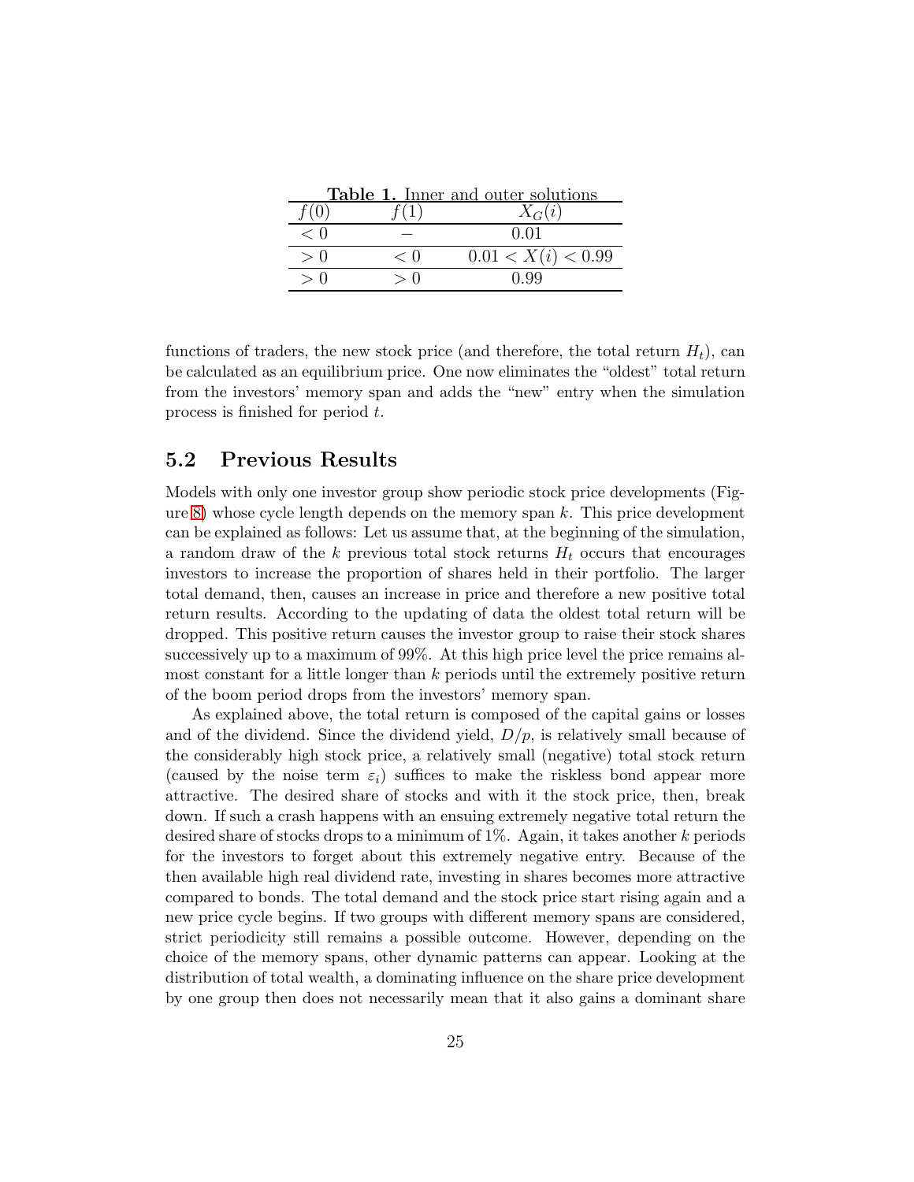**Table 1.** Inner and outer solutions

| $f(0)$ | $f(1)$ | $X_G(i)$ |
|---|---|---|
| $< 0$ | $-$ | 0.01 |
| $> 0$ | $< 0$ | $0.01 < X(i) < 0.99$ |
| $> 0$ | $> 0$ | 0.99 |

functions of traders, the new stock price (and therefore, the total return $H_t$), can be calculated as an equilibrium price. One now eliminates the "oldest" total return from the investors' memory span and adds the "new" entry when the simulation process is finished for period $t$.

## 5.2 Previous Results

Models with only one investor group show periodic stock price developments (Figure 8) whose cycle length depends on the memory span $k$. This price development can be explained as follows: Let us assume that, at the beginning of the simulation, a random draw of the $k$ previous total stock returns $H_t$ occurs that encourages investors to increase the proportion of shares held in their portfolio. The larger total demand, then, causes an increase in price and therefore a new positive total return results. According to the updating of data the oldest total return will be dropped. This positive return causes the investor group to raise their stock shares successively up to a maximum of 99%. At this high price level the price remains almost constant for a little longer than $k$ periods until the extremely positive return of the boom period drops from the investors' memory span.

As explained above, the total return is composed of the capital gains or losses and of the dividend. Since the dividend yield, $D/p$, is relatively small because of the considerably high stock price, a relatively small (negative) total stock return (caused by the noise term $\varepsilon_i$) suffices to make the riskless bond appear more attractive. The desired share of stocks and with it the stock price, then, break down. If such a crash happens with an ensuing extremely negative total return the desired share of stocks drops to a minimum of 1%. Again, it takes another $k$ periods for the investors to forget about this extremely negative entry. Because of the then available high real dividend rate, investing in shares becomes more attractive compared to bonds. The total demand and the stock price start rising again and a new price cycle begins. If two groups with different memory spans are considered, strict periodicity still remains a possible outcome. However, depending on the choice of the memory spans, other dynamic patterns can appear. Looking at the distribution of total wealth, a dominating influence on the share price development by one group then does not necessarily mean that it also gains a dominant share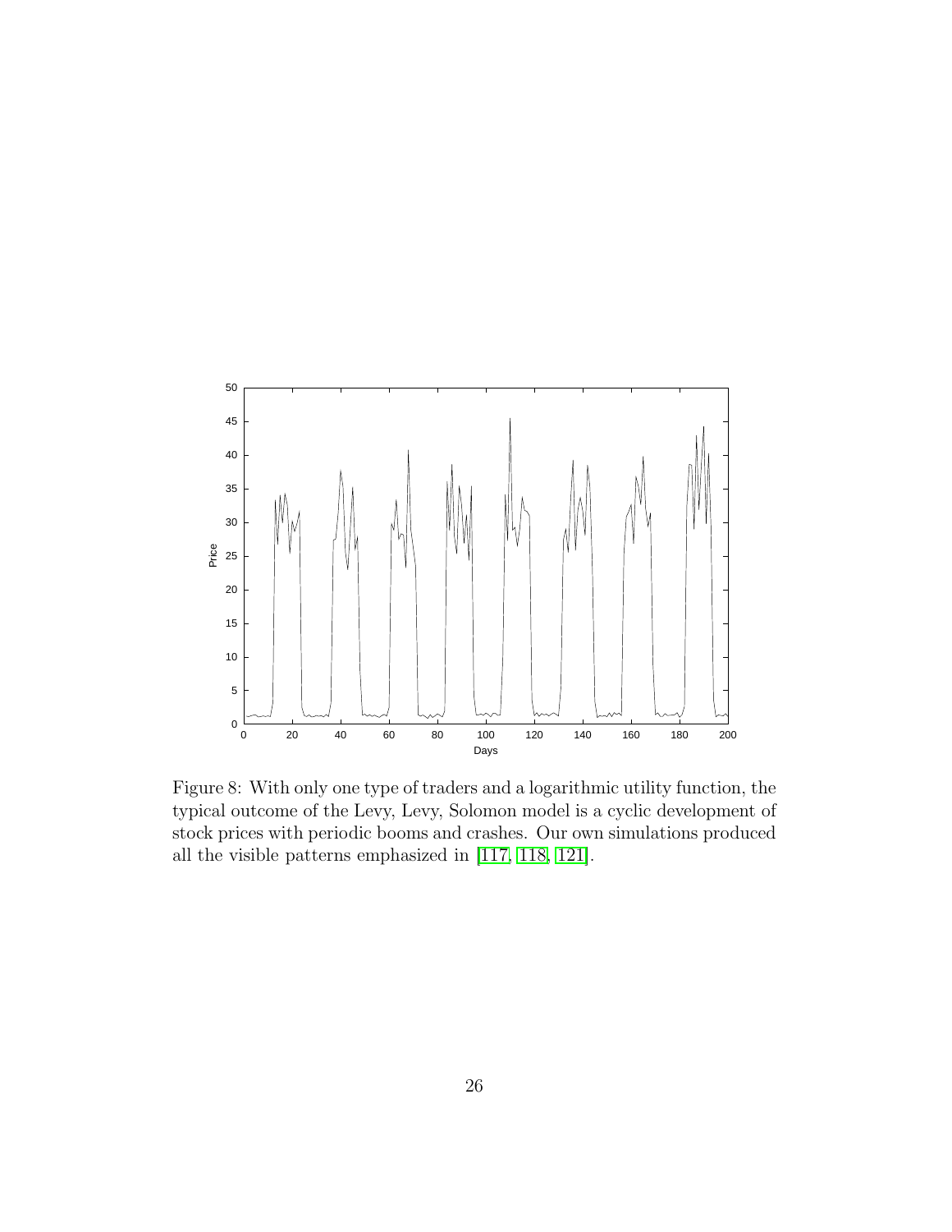Figure 8: With only one type of traders and a logarithmic utility function, the typical outcome of the Levy, Levy, Solomon model is a cyclic development of stock prices with periodic booms and crashes. Our own simulations produced all the visible patterns emphasized in [117, 118, 121].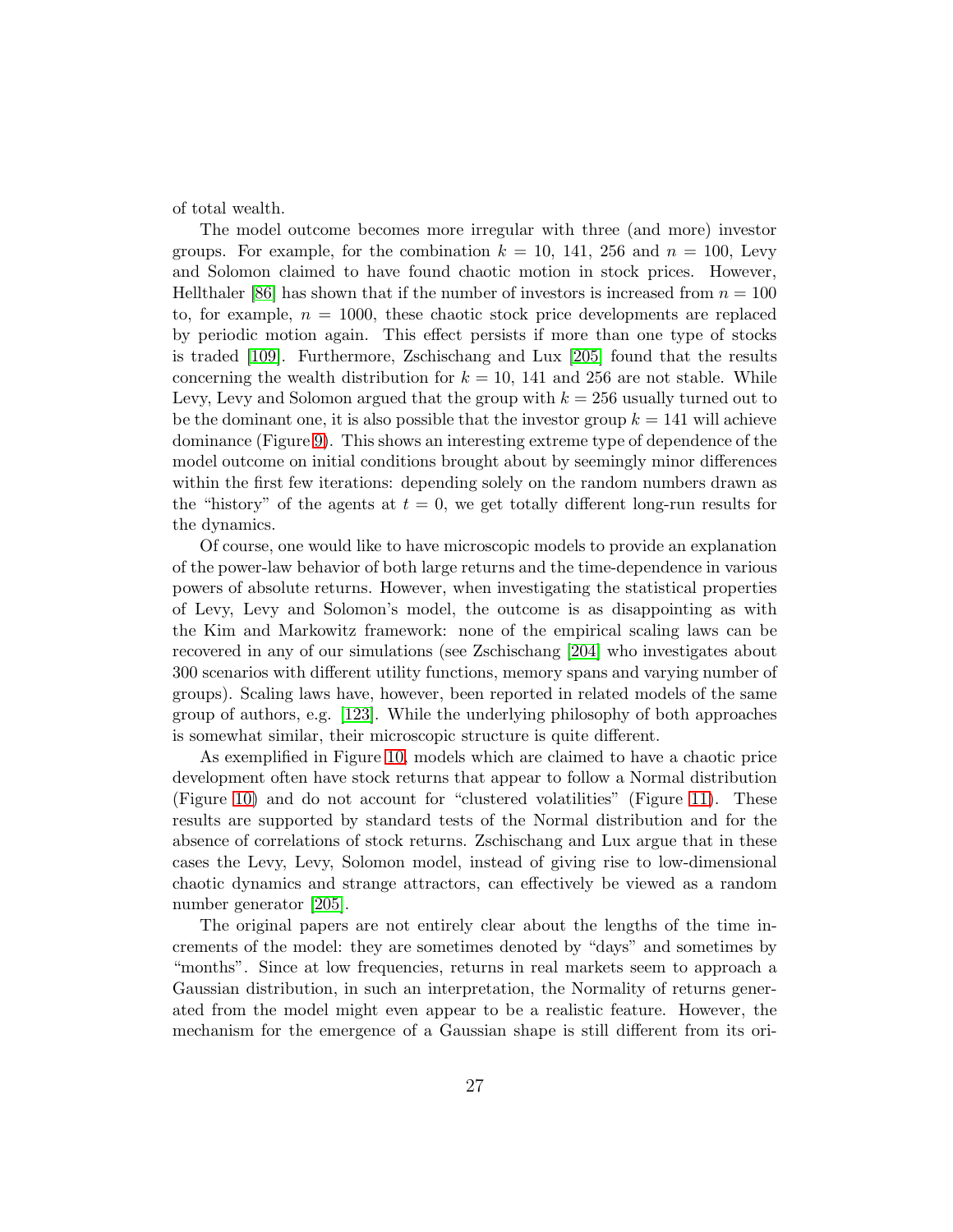of total wealth.

The model outcome becomes more irregular with three (and more) investor groups. For example, for the combination $k = 10$, 141, 256 and $n = 100$, Levy and Solomon claimed to have found chaotic motion in stock prices. However, Hellthaler [86] has shown that if the number of investors is increased from $n = 100$ to, for example, $n = 1000$, these chaotic stock price developments are replaced by periodic motion again. This effect persists if more than one type of stocks is traded [109]. Furthermore, Zschischang and Lux [205] found that the results concerning the wealth distribution for $k = 10$, 141 and 256 are not stable. While Levy, Levy and Solomon argued that the group with $k = 256$ usually turned out to be the dominant one, it is also possible that the investor group $k = 141$ will achieve dominance (Figure 9). This shows an interesting extreme type of dependence of the model outcome on initial conditions brought about by seemingly minor differences within the first few iterations: depending solely on the random numbers drawn as the "history" of the agents at $t = 0$, we get totally different long-run results for the dynamics.

Of course, one would like to have microscopic models to provide an explanation of the power-law behavior of both large returns and the time-dependence in various powers of absolute returns. However, when investigating the statistical properties of Levy, Levy and Solomon's model, the outcome is as disappointing as with the Kim and Markowitz framework: none of the empirical scaling laws can be recovered in any of our simulations (see Zschischang [204] who investigates about 300 scenarios with different utility functions, memory spans and varying number of groups). Scaling laws have, however, been reported in related models of the same group of authors, e.g. [123]. While the underlying philosophy of both approaches is somewhat similar, their microscopic structure is quite different.

As exemplified in Figure 10, models which are claimed to have a chaotic price development often have stock returns that appear to follow a Normal distribution (Figure 10) and do not account for "clustered volatilities" (Figure 11). These results are supported by standard tests of the Normal distribution and for the absence of correlations of stock returns. Zschischang and Lux argue that in these cases the Levy, Levy, Solomon model, instead of giving rise to low-dimensional chaotic dynamics and strange attractors, can effectively be viewed as a random number generator [205].

The original papers are not entirely clear about the lengths of the time increments of the model: they are sometimes denoted by "days" and sometimes by "months". Since at low frequencies, returns in real markets seem to approach a Gaussian distribution, in such an interpretation, the Normality of returns generated from the model might even appear to be a realistic feature. However, the mechanism for the emergence of a Gaussian shape is still different from its ori-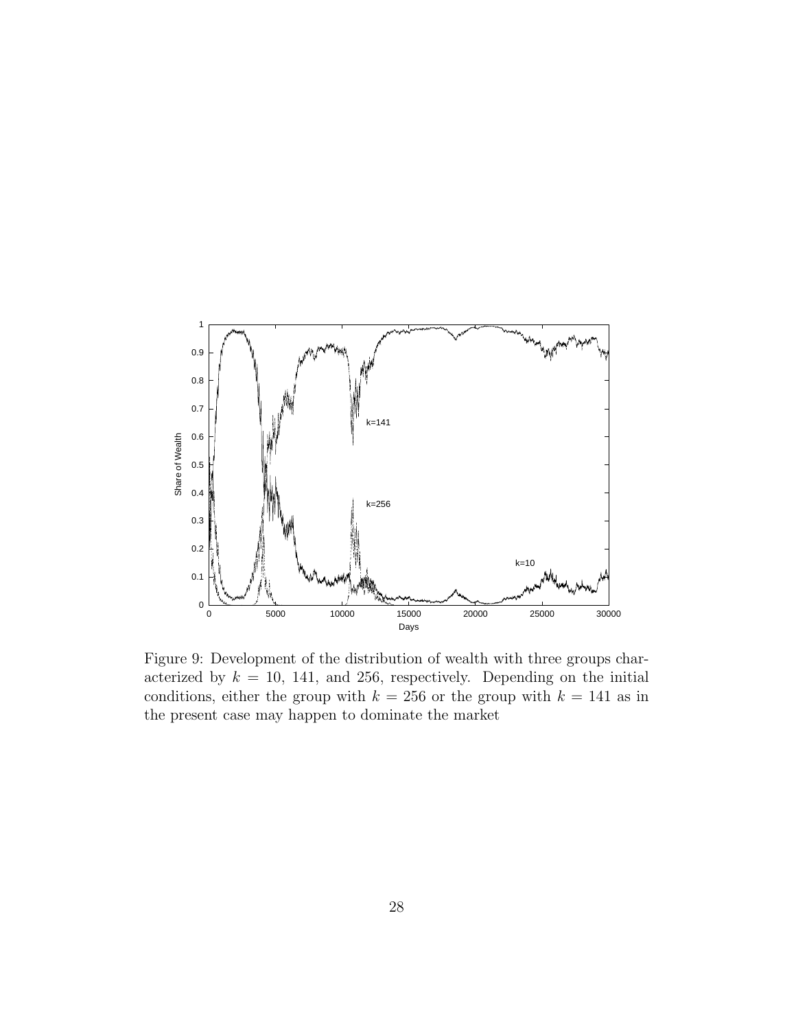Figure 9: Development of the distribution of wealth with three groups characterized by $k = 10$, 141, and 256, respectively. Depending on the initial conditions, either the group with $k = 256$ or the group with $k = 141$ as in the present case may happen to dominate the market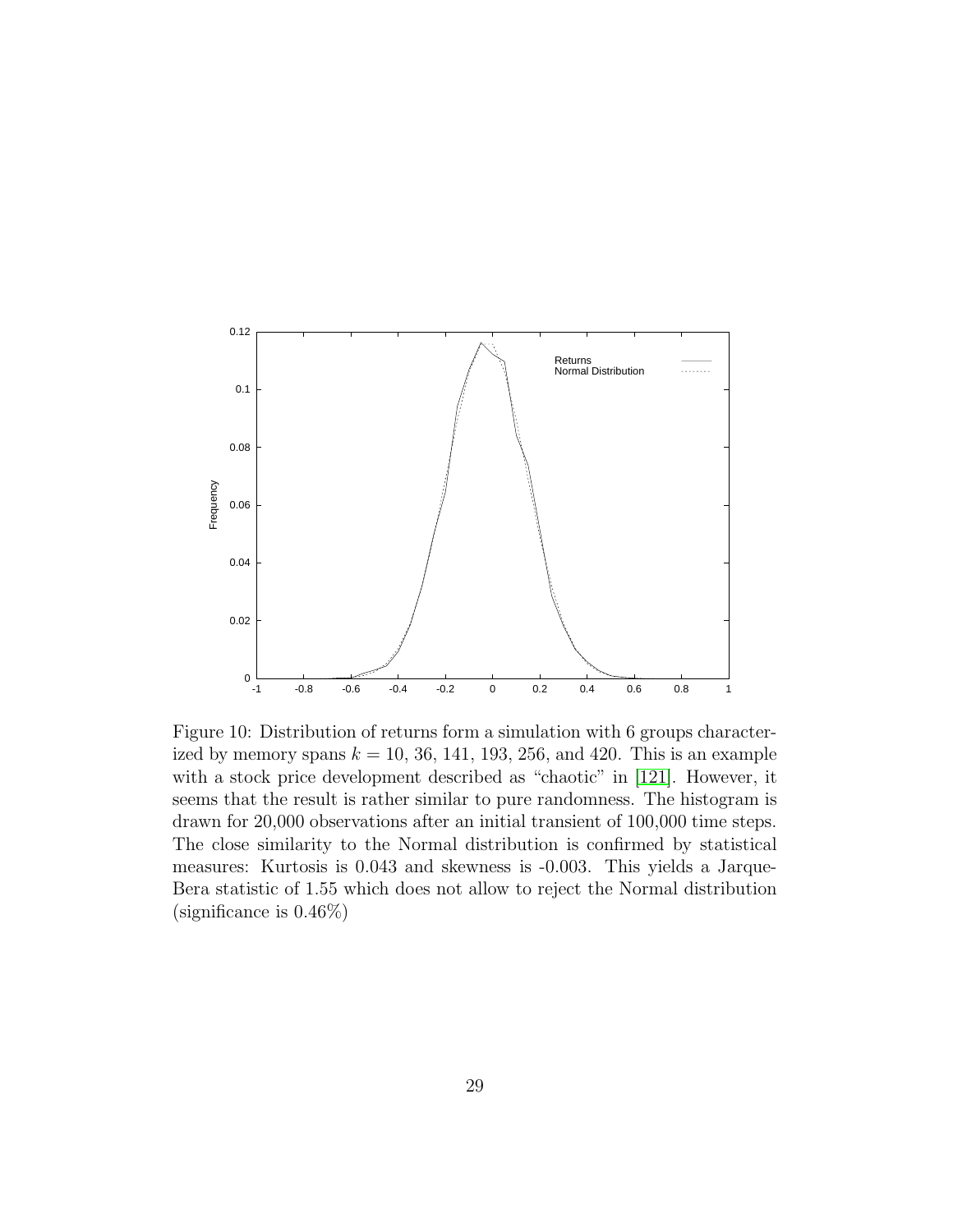Figure 10: Distribution of returns form a simulation with 6 groups characterized by memory spans $k = 10$, 36, 141, 193, 256, and 420. This is an example with a stock price development described as "chaotic" in [121]. However, it seems that the result is rather similar to pure randomness. The histogram is drawn for 20,000 observations after an initial transient of 100,000 time steps. The close similarity to the Normal distribution is confirmed by statistical measures: Kurtosis is 0.043 and skewness is -0.003. This yields a Jarque-Bera statistic of 1.55 which does not allow to reject the Normal distribution (significance is 0.46%)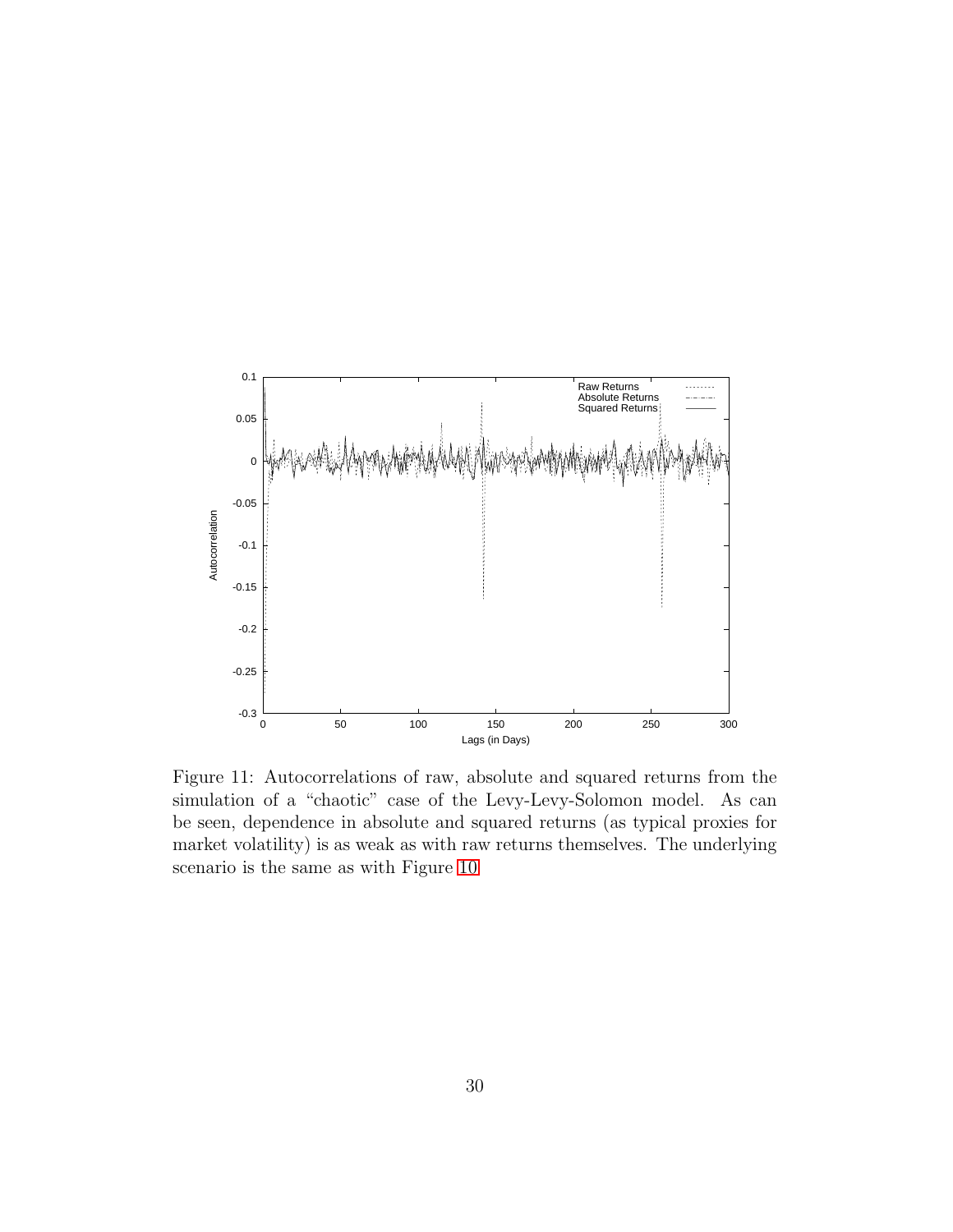Figure 11: Autocorrelations of raw, absolute and squared returns from the simulation of a “chaotic” case of the Levy-Levy-Solomon model. As can be seen, dependence in absolute and squared returns (as typical proxies for market volatility) is as weak as with raw returns themselves. The underlying scenario is the same as with Figure 10.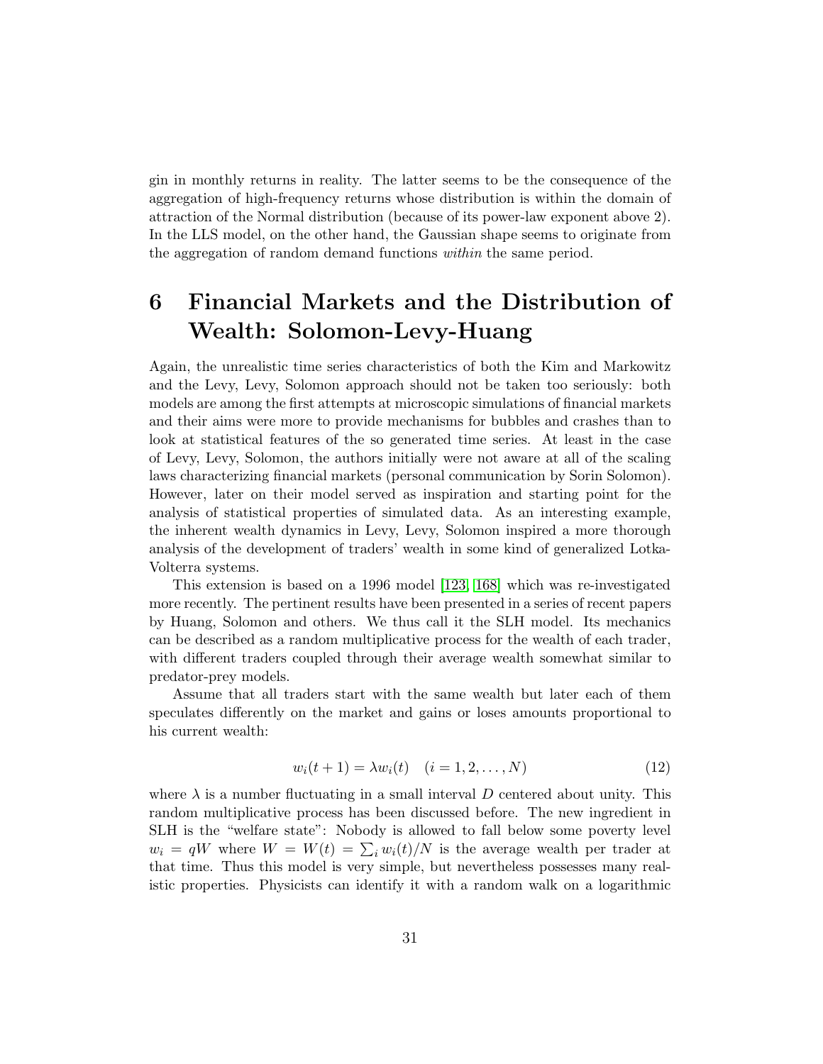gin in monthly returns in reality. The latter seems to be the consequence of the aggregation of high-frequency returns whose distribution is within the domain of attraction of the Normal distribution (because of its power-law exponent above 2). In the LLS model, on the other hand, the Gaussian shape seems to originate from the aggregation of random demand functions *within* the same period.

# 6 Financial Markets and the Distribution of Wealth: Solomon-Levy-Huang

Again, the unrealistic time series characteristics of both the Kim and Markowitz and the Levy, Levy, Solomon approach should not be taken too seriously: both models are among the first attempts at microscopic simulations of financial markets and their aims were more to provide mechanisms for bubbles and crashes than to look at statistical features of the so generated time series. At least in the case of Levy, Levy, Solomon, the authors initially were not aware at all of the scaling laws characterizing financial markets (personal communication by Sorin Solomon). However, later on their model served as inspiration and starting point for the analysis of statistical properties of simulated data. As an interesting example, the inherent wealth dynamics in Levy, Levy, Solomon inspired a more thorough analysis of the development of traders' wealth in some kind of generalized Lotka-Volterra systems.

This extension is based on a 1996 model [123, 168] which was re-investigated more recently. The pertinent results have been presented in a series of recent papers by Huang, Solomon and others. We thus call it the SLH model. Its mechanics can be described as a random multiplicative process for the wealth of each trader, with different traders coupled through their average wealth somewhat similar to predator-prey models.

Assume that all traders start with the same wealth but later each of them speculates differently on the market and gains or loses amounts proportional to his current wealth:

$$w_i(t+1) = \lambda w_i(t) \quad (i = 1, 2, \ldots, N) \tag{12}$$

where $\lambda$ is a number fluctuating in a small interval $D$ centered about unity. This random multiplicative process has been discussed before. The new ingredient in SLH is the "welfare state": Nobody is allowed to fall below some poverty level $w_i = qW$ where $W = W(t) = \sum_i w_i(t)/N$ is the average wealth per trader at that time. Thus this model is very simple, but nevertheless possesses many realistic properties. Physicists can identify it with a random walk on a logarithmic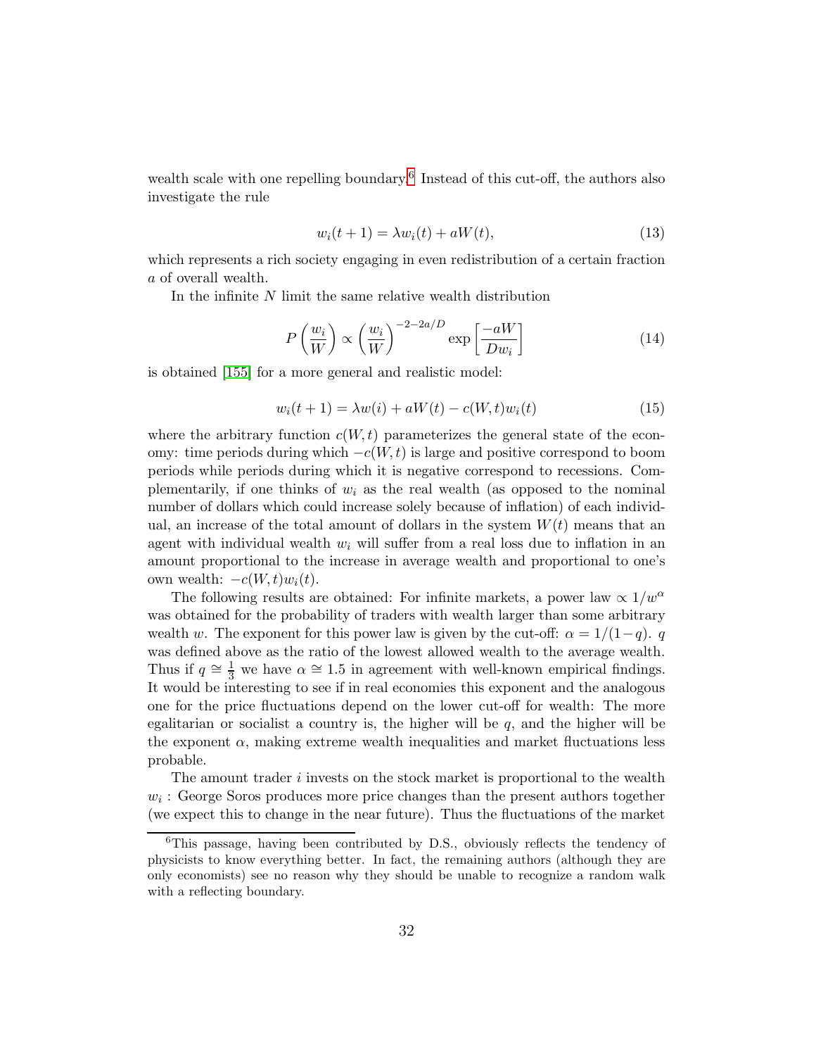wealth scale with one repelling boundary.[6] Instead of this cut-off, the authors also investigate the rule

$$w_i(t+1) = \lambda w_i(t) + aW(t), \tag{13}$$

which represents a rich society engaging in even redistribution of a certain fraction $a$ of overall wealth.

In the infinite $N$ limit the same relative wealth distribution

$$P\left(\frac{w_i}{W}\right) \propto \left(\frac{w_i}{W}\right)^{-2-2a/D} \exp\left[\frac{-aW}{Dw_i}\right] \tag{14}$$

is obtained [155] for a more general and realistic model:

$$w_i(t+1) = \lambda w(i) + aW(t) - c(W,t)w_i(t) \tag{15}$$

where the arbitrary function $c(W,t)$ parameterizes the general state of the economy: time periods during which $-c(W,t)$ is large and positive correspond to boom periods while periods during which it is negative correspond to recessions. Complementarily, if one thinks of $w_i$ as the real wealth (as opposed to the nominal number of dollars which could increase solely because of inflation) of each individual, an increase of the total amount of dollars in the system $W(t)$ means that an agent with individual wealth $w_i$ will suffer from a real loss due to inflation in an amount proportional to the increase in average wealth and proportional to one's own wealth: $-c(W,t)w_i(t)$.

The following results are obtained: For infinite markets, a power law $\propto 1/w^\alpha$ was obtained for the probability of traders with wealth larger than some arbitrary wealth $w$. The exponent for this power law is given by the cut-off: $\alpha = 1/(1-q)$. $q$ was defined above as the ratio of the lowest allowed wealth to the average wealth. Thus if $q \cong \frac{1}{3}$ we have $\alpha \cong 1.5$ in agreement with well-known empirical findings. It would be interesting to see if in real economies this exponent and the analogous one for the price fluctuations depend on the lower cut-off for wealth: The more egalitarian or socialist a country is, the higher will be $q$, and the higher will be the exponent $\alpha$, making extreme wealth inequalities and market fluctuations less probable.

The amount trader $i$ invests on the stock market is proportional to the wealth $w_i$ : George Soros produces more price changes than the present authors together (we expect this to change in the near future). Thus the fluctuations of the market

[6] This passage, having been contributed by D.S., obviously reflects the tendency of physicists to know everything better. In fact, the remaining authors (although they are only economists) see no reason why they should be unable to recognize a random walk with a reflecting boundary.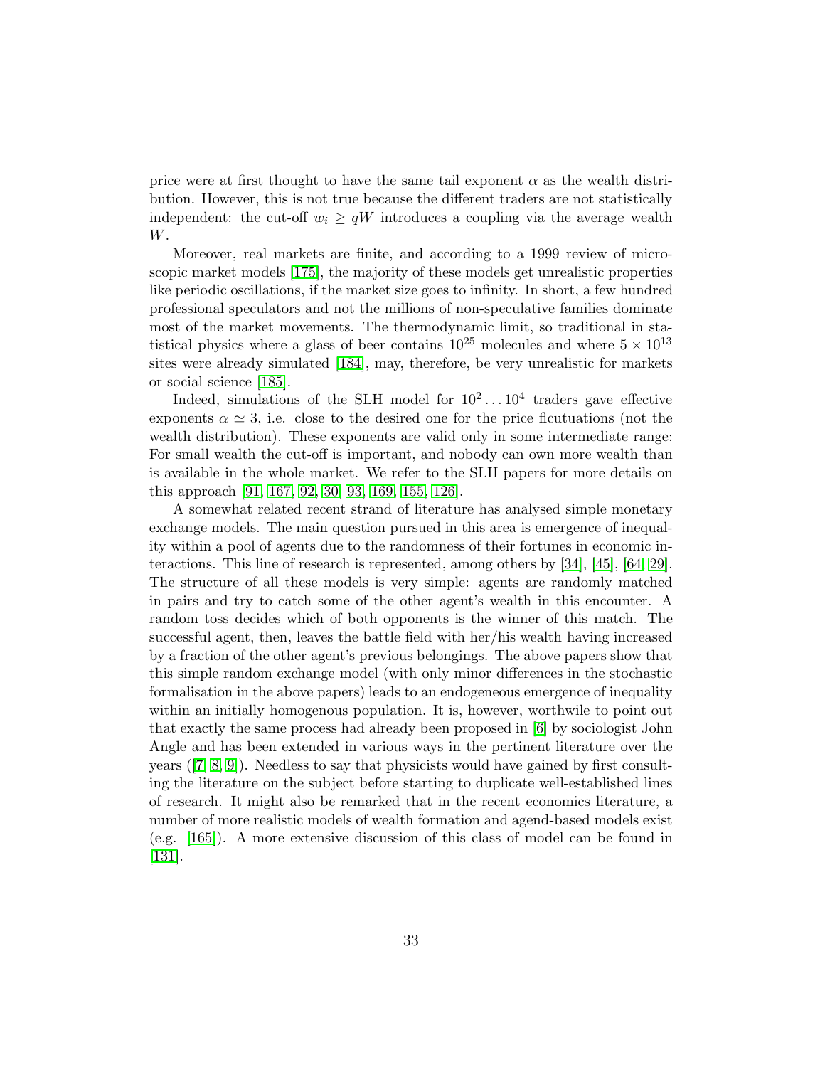price were at first thought to have the same tail exponent $\alpha$ as the wealth distribution. However, this is not true because the different traders are not statistically independent: the cut-off $w_i \geq qW$ introduces a coupling via the average wealth $W$.

Moreover, real markets are finite, and according to a 1999 review of microscopic market models [175], the majority of these models get unrealistic properties like periodic oscillations, if the market size goes to infinity. In short, a few hundred professional speculators and not the millions of non-speculative families dominate most of the market movements. The thermodynamic limit, so traditional in statistical physics where a glass of beer contains $10^{25}$ molecules and where $5 \times 10^{13}$ sites were already simulated [184], may, therefore, be very unrealistic for markets or social science [185].

Indeed, simulations of the SLH model for $10^2 \dots 10^4$ traders gave effective exponents $\alpha \simeq 3$, i.e. close to the desired one for the price flcutuations (not the wealth distribution). These exponents are valid only in some intermediate range: For small wealth the cut-off is important, and nobody can own more wealth than is available in the whole market. We refer to the SLH papers for more details on this approach [91, 167, 92, 30, 93, 169, 155, 126].

A somewhat related recent strand of literature has analysed simple monetary exchange models. The main question pursued in this area is emergence of inequality within a pool of agents due to the randomness of their fortunes in economic interactions. This line of research is represented, among others by [34], [45], [64, 29]. The structure of all these models is very simple: agents are randomly matched in pairs and try to catch some of the other agent's wealth in this encounter. A random toss decides which of both opponents is the winner of this match. The successful agent, then, leaves the battle field with her/his wealth having increased by a fraction of the other agent's previous belongings. The above papers show that this simple random exchange model (with only minor differences in the stochastic formalisation in the above papers) leads to an endogeneous emergence of inequality within an initially homogenous population. It is, however, worthwile to point out that exactly the same process had already been proposed in [6] by sociologist John Angle and has been extended in various ways in the pertinent literature over the years ([7, 8, 9]). Needless to say that physicists would have gained by first consulting the literature on the subject before starting to duplicate well-established lines of research. It might also be remarked that in the recent economics literature, a number of more realistic models of wealth formation and agend-based models exist (e.g. [165]). A more extensive discussion of this class of model can be found in [131].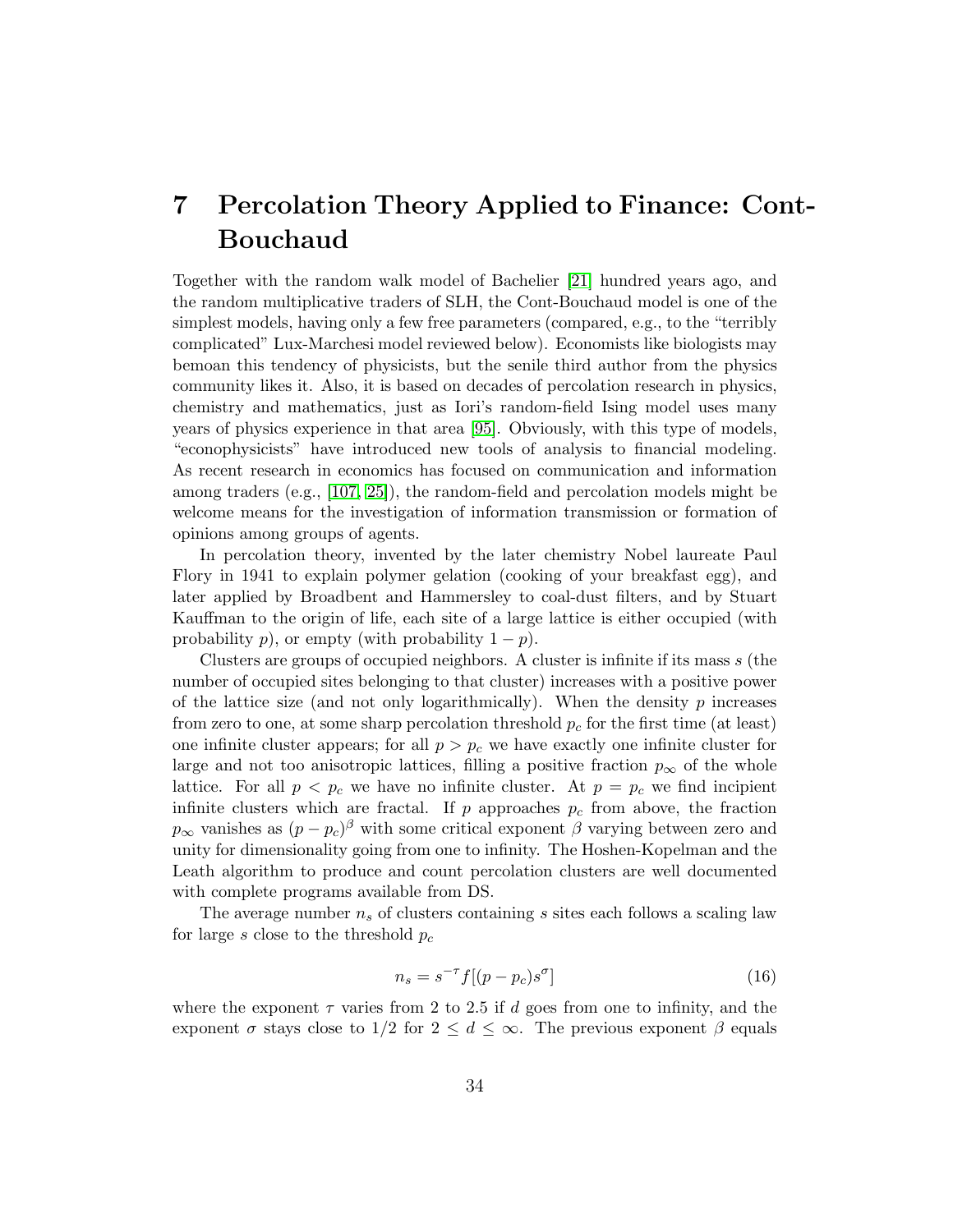# 7 Percolation Theory Applied to Finance: Cont-Bouchaud

Together with the random walk model of Bachelier [21] hundred years ago, and the random multiplicative traders of SLH, the Cont-Bouchaud model is one of the simplest models, having only a few free parameters (compared, e.g., to the "terribly complicated" Lux-Marchesi model reviewed below). Economists like biologists may bemoan this tendency of physicists, but the senile third author from the physics community likes it. Also, it is based on decades of percolation research in physics, chemistry and mathematics, just as Iori's random-field Ising model uses many years of physics experience in that area [95]. Obviously, with this type of models, "econophysicists" have introduced new tools of analysis to financial modeling. As recent research in economics has focused on communication and information among traders (e.g., [107, 25]), the random-field and percolation models might be welcome means for the investigation of information transmission or formation of opinions among groups of agents.

In percolation theory, invented by the later chemistry Nobel laureate Paul Flory in 1941 to explain polymer gelation (cooking of your breakfast egg), and later applied by Broadbent and Hammersley to coal-dust filters, and by Stuart Kauffman to the origin of life, each site of a large lattice is either occupied (with probability $p$), or empty (with probability $1 - p$).

Clusters are groups of occupied neighbors. A cluster is infinite if its mass $s$ (the number of occupied sites belonging to that cluster) increases with a positive power of the lattice size (and not only logarithmically). When the density $p$ increases from zero to one, at some sharp percolation threshold $p_c$ for the first time (at least) one infinite cluster appears; for all $p > p_c$ we have exactly one infinite cluster for large and not too anisotropic lattices, filling a positive fraction $p_\infty$ of the whole lattice. For all $p < p_c$ we have no infinite cluster. At $p = p_c$ we find incipient infinite clusters which are fractal. If $p$ approaches $p_c$ from above, the fraction $p_\infty$ vanishes as $(p - p_c)^\beta$ with some critical exponent $\beta$ varying between zero and unity for dimensionality going from one to infinity. The Hoshen-Kopelman and the Leath algorithm to produce and count percolation clusters are well documented with complete programs available from DS.

The average number $n_s$ of clusters containing $s$ sites each follows a scaling law for large $s$ close to the threshold $p_c$

$$n_s = s^{-\tau} f[(p - p_c)s^\sigma] \tag{16}$$

where the exponent $\tau$ varies from 2 to 2.5 if $d$ goes from one to infinity, and the exponent $\sigma$ stays close to 1/2 for $2 \leq d \leq \infty$. The previous exponent $\beta$ equals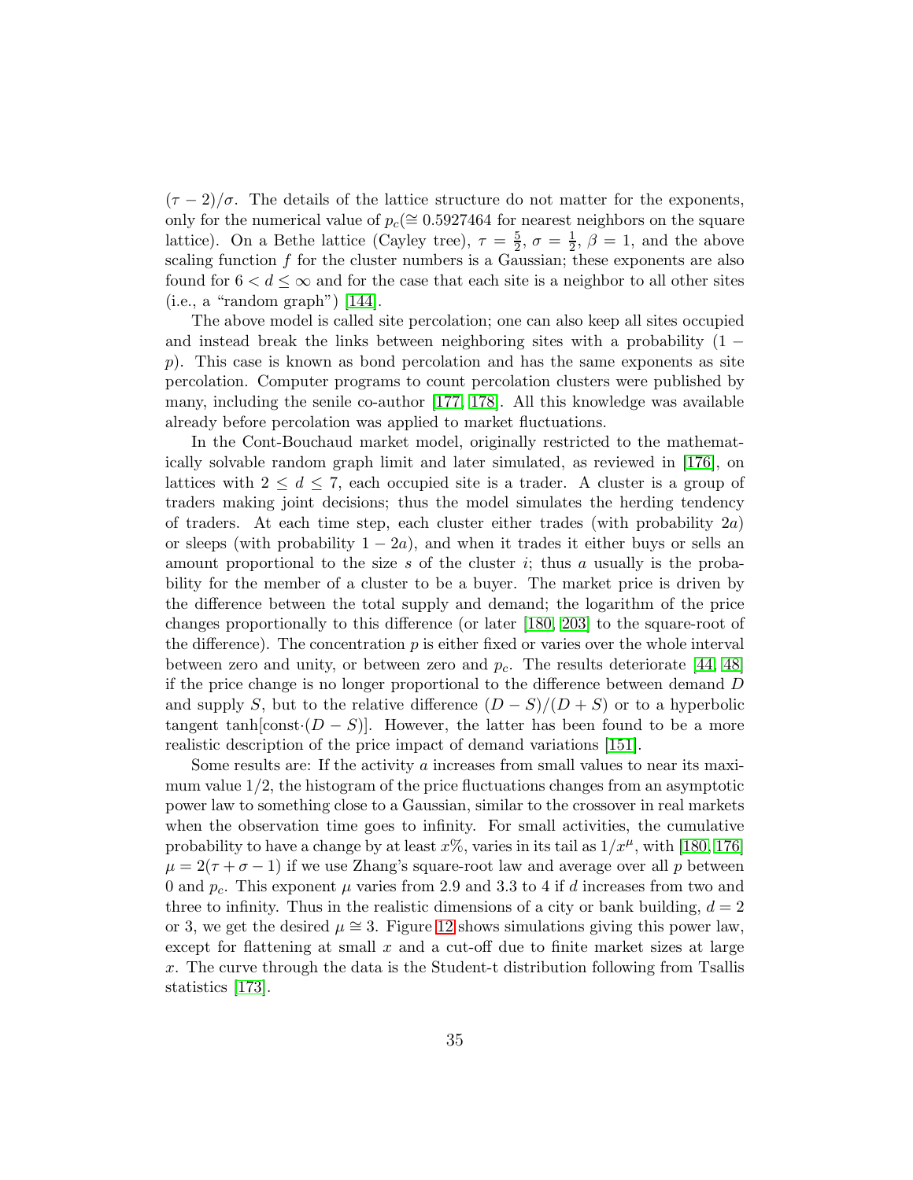$(\tau - 2)/\sigma$. The details of the lattice structure do not matter for the exponents, only for the numerical value of $p_c (\cong 0.5927464$ for nearest neighbors on the square lattice). On a Bethe lattice (Cayley tree), $\tau = \frac{5}{2}$, $\sigma = \frac{1}{2}$, $\beta = 1$, and the above scaling function $f$ for the cluster numbers is a Gaussian; these exponents are also found for $6 < d \leq \infty$ and for the case that each site is a neighbor to all other sites (i.e., a "random graph") [144].

The above model is called site percolation; one can also keep all sites occupied and instead break the links between neighboring sites with a probability $(1 - p)$. This case is known as bond percolation and has the same exponents as site percolation. Computer programs to count percolation clusters were published by many, including the senile co-author [177, 178]. All this knowledge was available already before percolation was applied to market fluctuations.

In the Cont-Bouchaud market model, originally restricted to the mathematically solvable random graph limit and later simulated, as reviewed in [176], on lattices with $2 \leq d \leq 7$, each occupied site is a trader. A cluster is a group of traders making joint decisions; thus the model simulates the herding tendency of traders. At each time step, each cluster either trades (with probability $2a$) or sleeps (with probability $1 - 2a$), and when it trades it either buys or sells an amount proportional to the size $s$ of the cluster $i$; thus $a$ usually is the probability for the member of a cluster to be a buyer. The market price is driven by the difference between the total supply and demand; the logarithm of the price changes proportionally to this difference (or later [180, 203] to the square-root of the difference). The concentration $p$ is either fixed or varies over the whole interval between zero and unity, or between zero and $p_c$. The results deteriorate [44, 48] if the price change is no longer proportional to the difference between demand $D$ and supply $S$, but to the relative difference $(D - S)/(D + S)$ or to a hyperbolic tangent $\tanh[\text{const}\cdot(D - S)]$. However, the latter has been found to be a more realistic description of the price impact of demand variations [151].

Some results are: If the activity $a$ increases from small values to near its maximum value $1/2$, the histogram of the price fluctuations changes from an asymptotic power law to something close to a Gaussian, similar to the crossover in real markets when the observation time goes to infinity. For small activities, the cumulative probability to have a change by at least $x\%$, varies in its tail as $1/x^\mu$, with [180, 176] $\mu = 2(\tau + \sigma - 1)$ if we use Zhang's square-root law and average over all $p$ between 0 and $p_c$. This exponent $\mu$ varies from 2.9 and 3.3 to 4 if $d$ increases from two and three to infinity. Thus in the realistic dimensions of a city or bank building, $d = 2$ or 3, we get the desired $\mu \cong 3$. Figure 12 shows simulations giving this power law, except for flattening at small $x$ and a cut-off due to finite market sizes at large $x$. The curve through the data is the Student-t distribution following from Tsallis statistics [173].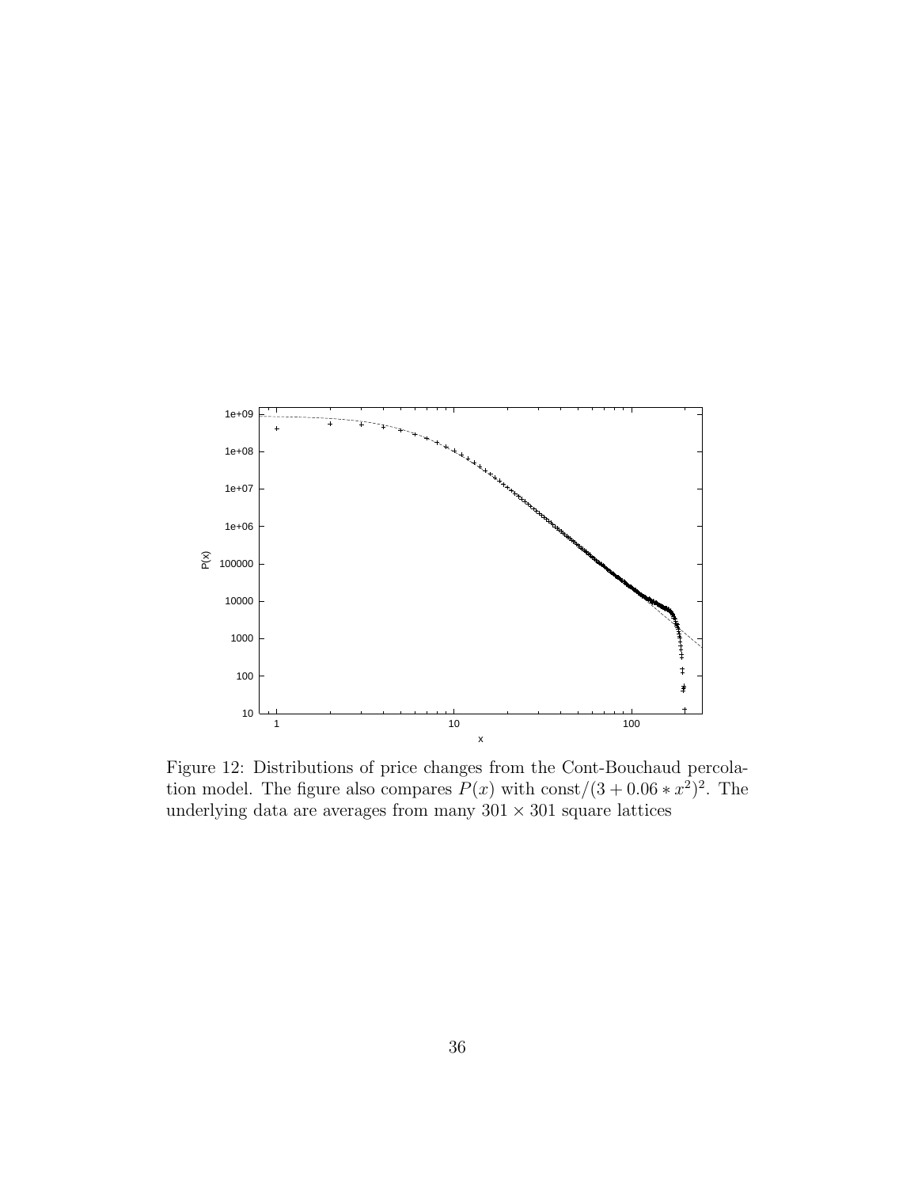Figure 12: Distributions of price changes from the Cont-Bouchaud percolation model. The figure also compares $P(x)$ with $\text{const}/(3 + 0.06 * x^2)^2$. The underlying data are averages from many $301 \times 301$ square lattices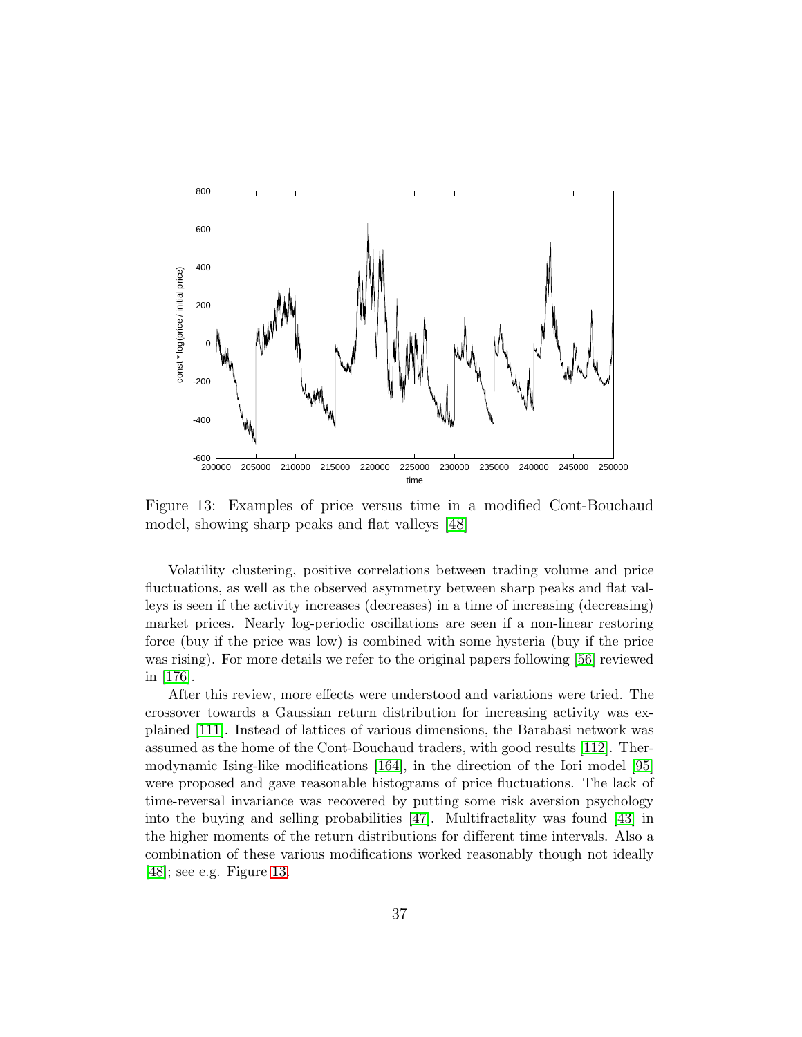Figure 13: Examples of price versus time in a modified Cont-Bouchaud model, showing sharp peaks and flat valleys [48]

Volatility clustering, positive correlations between trading volume and price fluctuations, as well as the observed asymmetry between sharp peaks and flat valleys is seen if the activity increases (decreases) in a time of increasing (decreasing) market prices. Nearly log-periodic oscillations are seen if a non-linear restoring force (buy if the price was low) is combined with some hysteria (buy if the price was rising). For more details we refer to the original papers following [56] reviewed in [176].

After this review, more effects were understood and variations were tried. The crossover towards a Gaussian return distribution for increasing activity was explained [111]. Instead of lattices of various dimensions, the Barabasi network was assumed as the home of the Cont-Bouchaud traders, with good results [112]. Thermodynamic Ising-like modifications [164], in the direction of the Iori model [95] were proposed and gave reasonable histograms of price fluctuations. The lack of time-reversal invariance was recovered by putting some risk aversion psychology into the buying and selling probabilities [47]. Multifractality was found [43] in the higher moments of the return distributions for different time intervals. Also a combination of these various modifications worked reasonably though not ideally [48]; see e.g. Figure 13.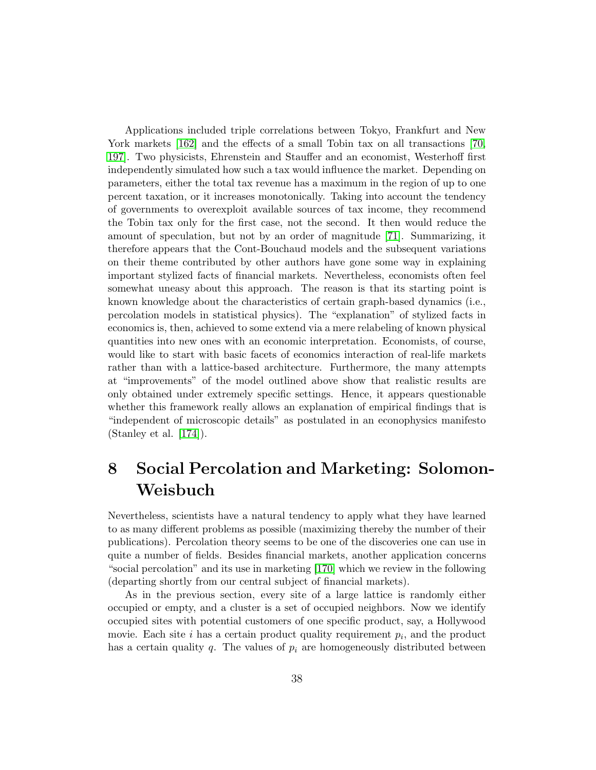Applications included triple correlations between Tokyo, Frankfurt and New York markets [162] and the effects of a small Tobin tax on all transactions [70, 197]. Two physicists, Ehrenstein and Stauffer and an economist, Westerhoff first independently simulated how such a tax would influence the market. Depending on parameters, either the total tax revenue has a maximum in the region of up to one percent taxation, or it increases monotonically. Taking into account the tendency of governments to overexploit available sources of tax income, they recommend the Tobin tax only for the first case, not the second. It then would reduce the amount of speculation, but not by an order of magnitude [71]. Summarizing, it therefore appears that the Cont-Bouchaud models and the subsequent variations on their theme contributed by other authors have gone some way in explaining important stylized facts of financial markets. Nevertheless, economists often feel somewhat uneasy about this approach. The reason is that its starting point is known knowledge about the characteristics of certain graph-based dynamics (i.e., percolation models in statistical physics). The "explanation" of stylized facts in economics is, then, achieved to some extend via a mere relabeling of known physical quantities into new ones with an economic interpretation. Economists, of course, would like to start with basic facets of economics interaction of real-life markets rather than with a lattice-based architecture. Furthermore, the many attempts at "improvements" of the model outlined above show that realistic results are only obtained under extremely specific settings. Hence, it appears questionable whether this framework really allows an explanation of empirical findings that is "independent of microscopic details" as postulated in an econophysics manifesto (Stanley et al. [174]).

# 8 Social Percolation and Marketing: Solomon-Weisbuch

Nevertheless, scientists have a natural tendency to apply what they have learned to as many different problems as possible (maximizing thereby the number of their publications). Percolation theory seems to be one of the discoveries one can use in quite a number of fields. Besides financial markets, another application concerns "social percolation" and its use in marketing [170] which we review in the following (departing shortly from our central subject of financial markets).

As in the previous section, every site of a large lattice is randomly either occupied or empty, and a cluster is a set of occupied neighbors. Now we identify occupied sites with potential customers of one specific product, say, a Hollywood movie. Each site $i$ has a certain product quality requirement $p_i$, and the product has a certain quality $q$. The values of $p_i$ are homogeneously distributed between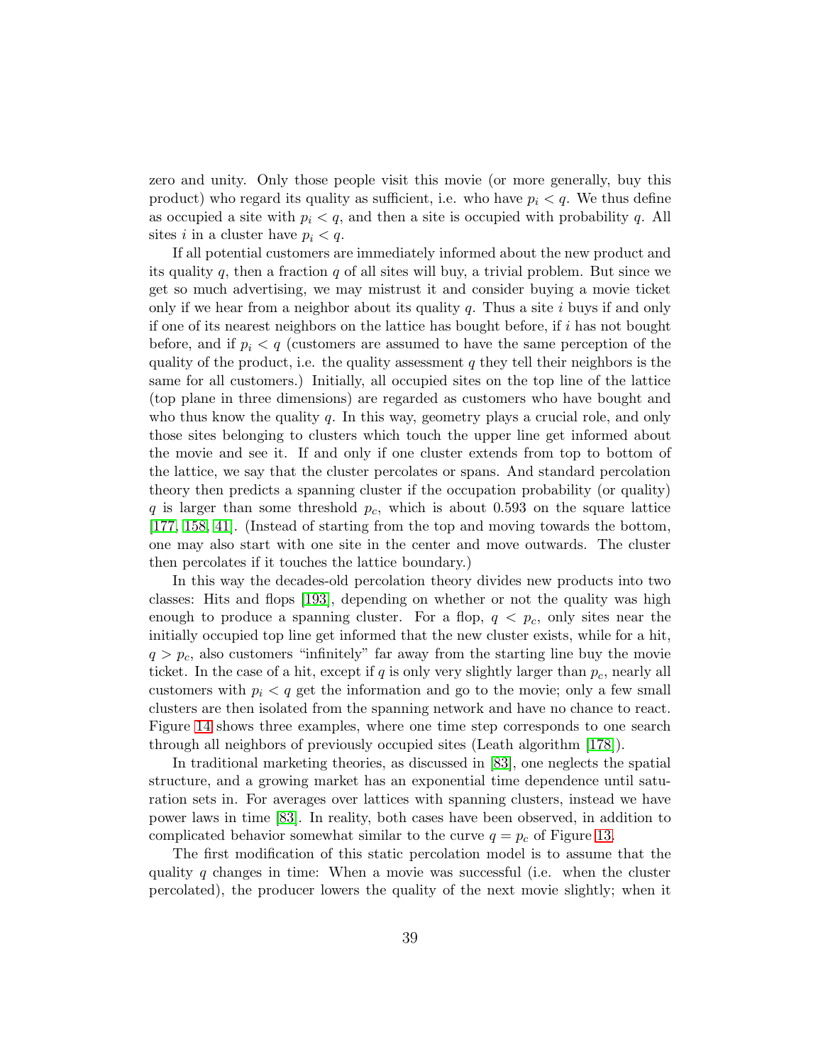zero and unity. Only those people visit this movie (or more generally, buy this product) who regard its quality as sufficient, i.e. who have $p_i < q$. We thus define as occupied a site with $p_i < q$, and then a site is occupied with probability $q$. All sites $i$ in a cluster have $p_i < q$.

If all potential customers are immediately informed about the new product and its quality $q$, then a fraction $q$ of all sites will buy, a trivial problem. But since we get so much advertising, we may mistrust it and consider buying a movie ticket only if we hear from a neighbor about its quality $q$. Thus a site $i$ buys if and only if one of its nearest neighbors on the lattice has bought before, if $i$ has not bought before, and if $p_i < q$ (customers are assumed to have the same perception of the quality of the product, i.e. the quality assessment $q$ they tell their neighbors is the same for all customers.) Initially, all occupied sites on the top line of the lattice (top plane in three dimensions) are regarded as customers who have bought and who thus know the quality $q$. In this way, geometry plays a crucial role, and only those sites belonging to clusters which touch the upper line get informed about the movie and see it. If and only if one cluster extends from top to bottom of the lattice, we say that the cluster percolates or spans. And standard percolation theory then predicts a spanning cluster if the occupation probability (or quality) $q$ is larger than some threshold $p_c$, which is about 0.593 on the square lattice [177, 158, 41]. (Instead of starting from the top and moving towards the bottom, one may also start with one site in the center and move outwards. The cluster then percolates if it touches the lattice boundary.)

In this way the decades-old percolation theory divides new products into two classes: Hits and flops [193], depending on whether or not the quality was high enough to produce a spanning cluster. For a flop, $q < p_c$, only sites near the initially occupied top line get informed that the new cluster exists, while for a hit, $q > p_c$, also customers "infinitely" far away from the starting line buy the movie ticket. In the case of a hit, except if $q$ is only very slightly larger than $p_c$, nearly all customers with $p_i < q$ get the information and go to the movie; only a few small clusters are then isolated from the spanning network and have no chance to react. Figure 14 shows three examples, where one time step corresponds to one search through all neighbors of previously occupied sites (Leath algorithm [178]).

In traditional marketing theories, as discussed in [83], one neglects the spatial structure, and a growing market has an exponential time dependence until saturation sets in. For averages over lattices with spanning clusters, instead we have power laws in time [83]. In reality, both cases have been observed, in addition to complicated behavior somewhat similar to the curve $q = p_c$ of Figure 13.

The first modification of this static percolation model is to assume that the quality $q$ changes in time: When a movie was successful (i.e. when the cluster percolated), the producer lowers the quality of the next movie slightly; when it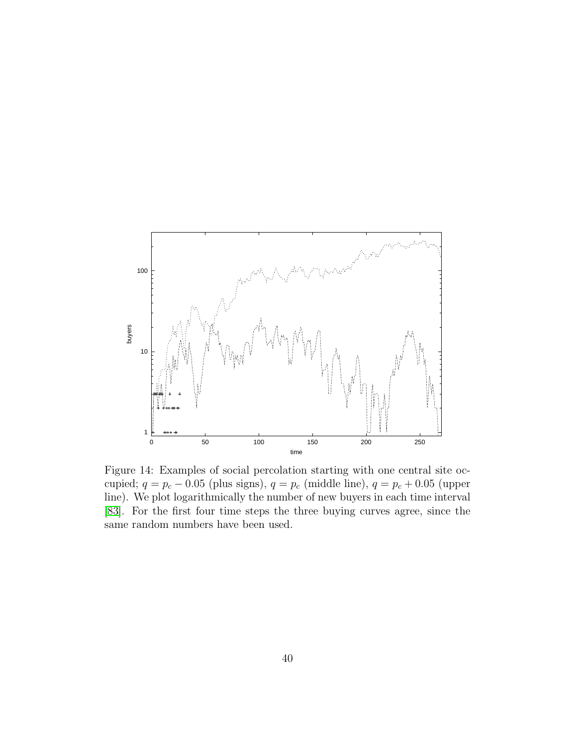Figure 14: Examples of social percolation starting with one central site occupied; $q = p_c - 0.05$ (plus signs), $q = p_c$ (middle line), $q = p_c + 0.05$ (upper line). We plot logarithmically the number of new buyers in each time interval [83]. For the first four time steps the three buying curves agree, since the same random numbers have been used.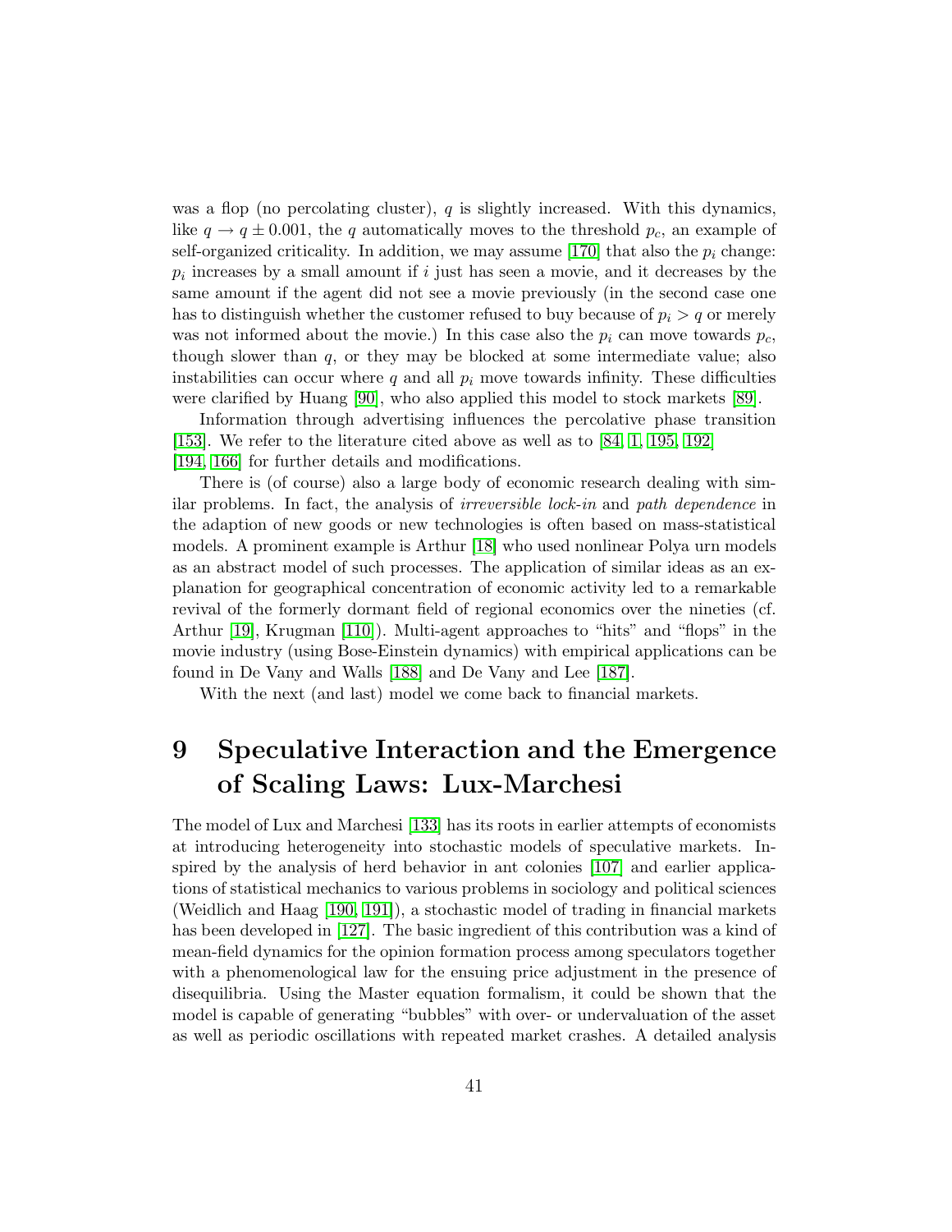was a flop (no percolating cluster), $q$ is slightly increased. With this dynamics, like $q \to q \pm 0.001$, the $q$ automatically moves to the threshold $p_c$, an example of self-organized criticality. In addition, we may assume [170] that also the $p_i$ change: $p_i$ increases by a small amount if $i$ just has seen a movie, and it decreases by the same amount if the agent did not see a movie previously (in the second case one has to distinguish whether the customer refused to buy because of $p_i > q$ or merely was not informed about the movie.) In this case also the $p_i$ can move towards $p_c$, though slower than $q$, or they may be blocked at some intermediate value; also instabilities can occur where $q$ and all $p_i$ move towards infinity. These difficulties were clarified by Huang [90], who also applied this model to stock markets [89].

Information through advertising influences the percolative phase transition [153]. We refer to the literature cited above as well as to [84, 1, 195, 192] [194, 166] for further details and modifications.

There is (of course) also a large body of economic research dealing with similar problems. In fact, the analysis of *irreversible lock-in* and *path dependence* in the adaption of new goods or new technologies is often based on mass-statistical models. A prominent example is Arthur [18] who used nonlinear Polya urn models as an abstract model of such processes. The application of similar ideas as an explanation for geographical concentration of economic activity led to a remarkable revival of the formerly dormant field of regional economics over the nineties (cf. Arthur [19], Krugman [110]). Multi-agent approaches to "hits" and "flops" in the movie industry (using Bose-Einstein dynamics) with empirical applications can be found in De Vany and Walls [188] and De Vany and Lee [187].

With the next (and last) model we come back to financial markets.

# 9 Speculative Interaction and the Emergence of Scaling Laws: Lux-Marchesi

The model of Lux and Marchesi [133] has its roots in earlier attempts of economists at introducing heterogeneity into stochastic models of speculative markets. Inspired by the analysis of herd behavior in ant colonies [107] and earlier applications of statistical mechanics to various problems in sociology and political sciences (Weidlich and Haag [190, 191]), a stochastic model of trading in financial markets has been developed in [127]. The basic ingredient of this contribution was a kind of mean-field dynamics for the opinion formation process among speculators together with a phenomenological law for the ensuing price adjustment in the presence of disequilibria. Using the Master equation formalism, it could be shown that the model is capable of generating "bubbles" with over- or undervaluation of the asset as well as periodic oscillations with repeated market crashes. A detailed analysis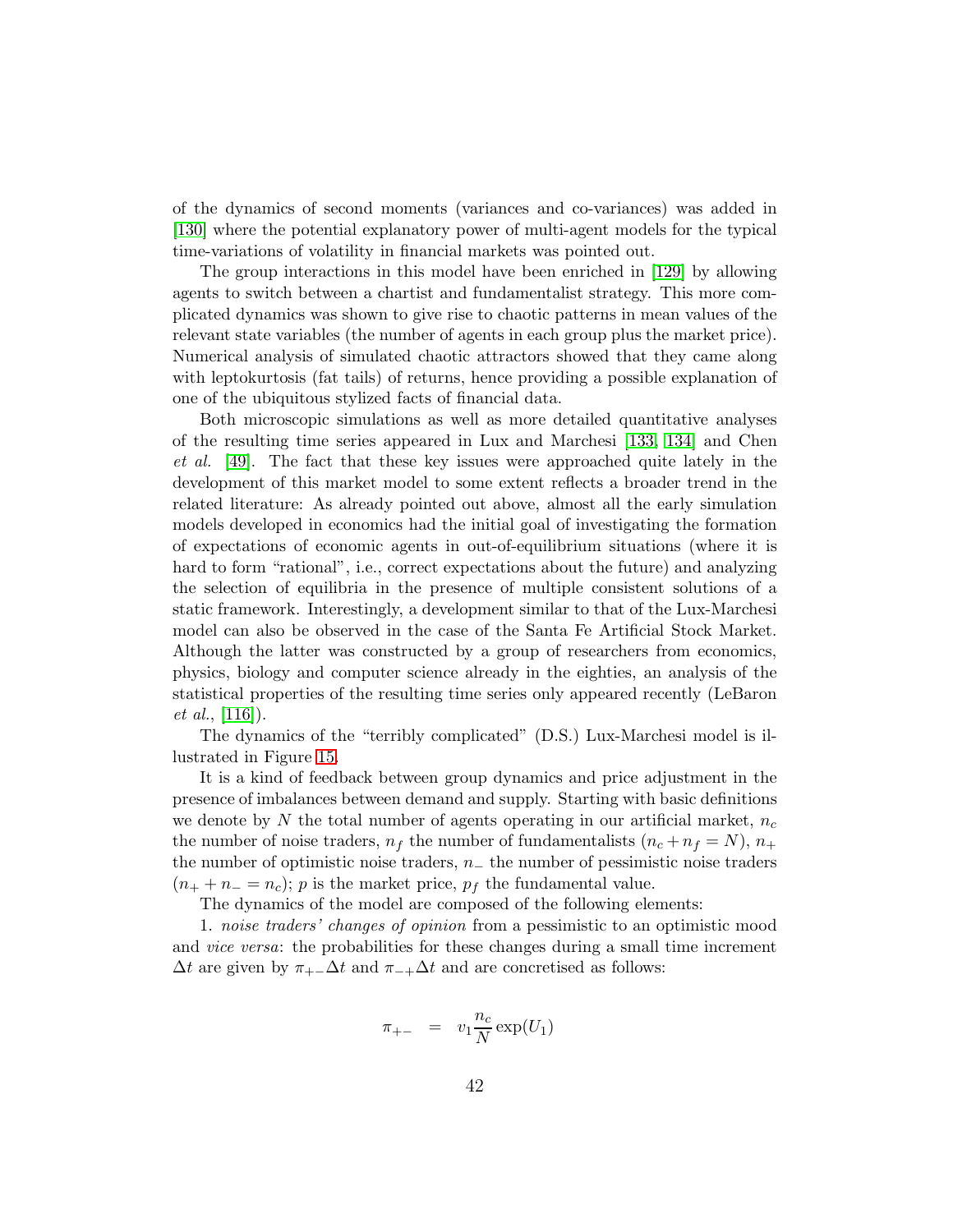of the dynamics of second moments (variances and co-variances) was added in [130] where the potential explanatory power of multi-agent models for the typical time-variations of volatility in financial markets was pointed out.

The group interactions in this model have been enriched in [129] by allowing agents to switch between a chartist and fundamentalist strategy. This more complicated dynamics was shown to give rise to chaotic patterns in mean values of the relevant state variables (the number of agents in each group plus the market price). Numerical analysis of simulated chaotic attractors showed that they came along with leptokurtosis (fat tails) of returns, hence providing a possible explanation of one of the ubiquitous stylized facts of financial data.

Both microscopic simulations as well as more detailed quantitative analyses of the resulting time series appeared in Lux and Marchesi [133, 134] and Chen *et al.* [49]. The fact that these key issues were approached quite lately in the development of this market model to some extent reflects a broader trend in the related literature: As already pointed out above, almost all the early simulation models developed in economics had the initial goal of investigating the formation of expectations of economic agents in out-of-equilibrium situations (where it is hard to form "rational", i.e., correct expectations about the future) and analyzing the selection of equilibria in the presence of multiple consistent solutions of a static framework. Interestingly, a development similar to that of the Lux-Marchesi model can also be observed in the case of the Santa Fe Artificial Stock Market. Although the latter was constructed by a group of researchers from economics, physics, biology and computer science already in the eighties, an analysis of the statistical properties of the resulting time series only appeared recently (LeBaron *et al.*, [116]).

The dynamics of the "terribly complicated" (D.S.) Lux-Marchesi model is illustrated in Figure 15.

It is a kind of feedback between group dynamics and price adjustment in the presence of imbalances between demand and supply. Starting with basic definitions we denote by $N$ the total number of agents operating in our artificial market, $n_c$ the number of noise traders, $n_f$ the number of fundamentalists ($n_c + n_f = N$), $n_+$ the number of optimistic noise traders, $n_-$ the number of pessimistic noise traders ($n_+ + n_- = n_c$); $p$ is the market price, $p_f$ the fundamental value.

The dynamics of the model are composed of the following elements:

1. *noise traders' changes of opinion* from a pessimistic to an optimistic mood and *vice versa*: the probabilities for these changes during a small time increment $\Delta t$ are given by $\pi_{+-}\Delta t$ and $\pi_{-+}\Delta t$ and are concretised as follows:

$$\pi_{+-} = v_1 \frac{n_c}{N} \exp(U_1)$$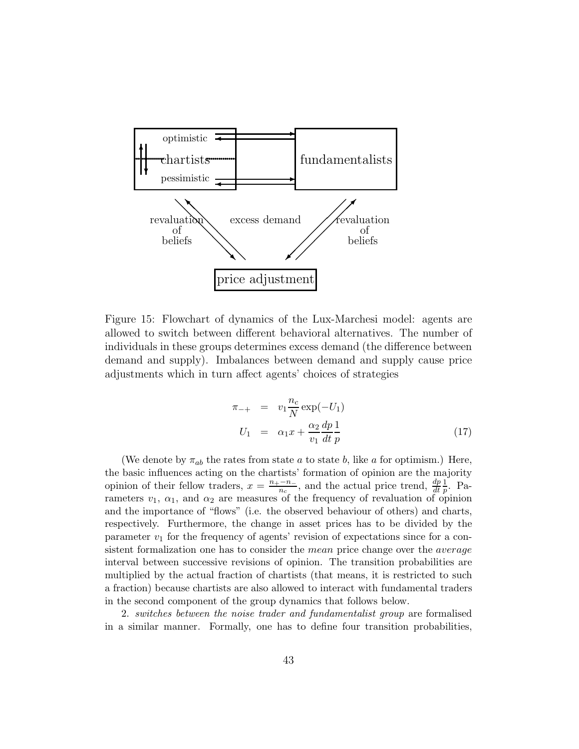Figure 15: Flowchart of dynamics of the Lux-Marchesi model: agents are allowed to switch between different behavioral alternatives. The number of individuals in these groups determines excess demand (the difference between demand and supply). Imbalances between demand and supply cause price adjustments which in turn affect agents' choices of strategies

$$
\begin{aligned}
\pi_{-+} &= v_1 \frac{n_c}{N} \exp(-U_1) \\
U_1 &= \alpha_1 x + \frac{\alpha_2}{v_1} \frac{dp}{dt} \frac{1}{p}
\end{aligned}
\tag{17}
$$

(We denote by $\pi_{ab}$ the rates from state $a$ to state $b$, like $a$ for optimism.) Here, the basic influences acting on the chartists' formation of opinion are the majority opinion of their fellow traders, $x = \frac{n_+ - n_-}{n_c}$, and the actual price trend, $\frac{dp}{dt}\frac{1}{p}$. Parameters $v_1$, $\alpha_1$, and $\alpha_2$ are measures of the frequency of revaluation of opinion and the importance of "flows" (i.e. the observed behaviour of others) and charts, respectively. Furthermore, the change in asset prices has to be divided by the parameter $v_1$ for the frequency of agents' revision of expectations since for a consistent formalization one has to consider the *mean* price change over the *average* interval between successive revisions of opinion. The transition probabilities are multiplied by the actual fraction of chartists (that means, it is restricted to such a fraction) because chartists are also allowed to interact with fundamental traders in the second component of the group dynamics that follows below.

2. *switches between the noise trader and fundamentalist group* are formalised in a similar manner. Formally, one has to define four transition probabilities,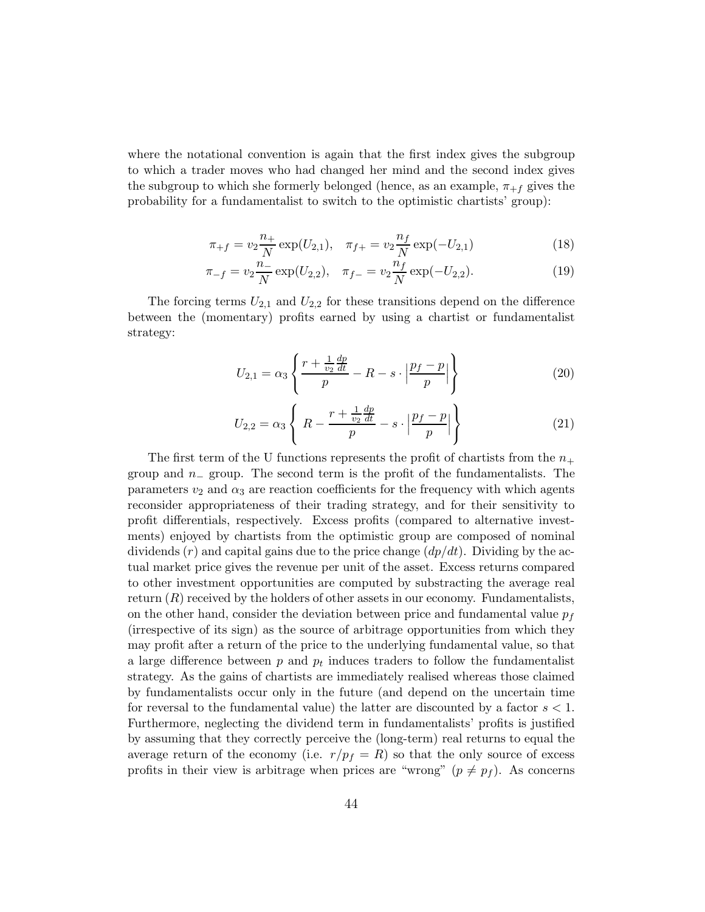where the notational convention is again that the first index gives the subgroup to which a trader moves who had changed her mind and the second index gives the subgroup to which she formerly belonged (hence, as an example, $\pi_{+f}$ gives the probability for a fundamentalist to switch to the optimistic chartists' group):

$$\pi_{+f} = v_2 \frac{n_+}{N} \exp(U_{2,1}), \quad \pi_{f+} = v_2 \frac{n_f}{N} \exp(-U_{2,1}) \tag{18}$$

$$\pi_{-f} = v_2 \frac{n_-}{N} \exp(U_{2,2}), \quad \pi_{f-} = v_2 \frac{n_f}{N} \exp(-U_{2,2}). \tag{19}$$

The forcing terms $U_{2,1}$ and $U_{2,2}$ for these transitions depend on the difference between the (momentary) profits earned by using a chartist or fundamentalist strategy:

$$U_{2,1} = \alpha_3 \left\{ \frac{r + \frac{1}{v_2}\frac{dp}{dt}}{p} - R - s \cdot \left| \frac{p_f - p}{p} \right| \right\} \tag{20}$$

$$U_{2,2} = \alpha_3 \left\{ R - \frac{r + \frac{1}{v_2}\frac{dp}{dt}}{p} - s \cdot \left| \frac{p_f - p}{p} \right| \right\} \tag{21}$$

The first term of the U functions represents the profit of chartists from the $n_+$ group and $n_-$ group. The second term is the profit of the fundamentalists. The parameters $v_2$ and $\alpha_3$ are reaction coefficients for the frequency with which agents reconsider appropriateness of their trading strategy, and for their sensitivity to profit differentials, respectively. Excess profits (compared to alternative investments) enjoyed by chartists from the optimistic group are composed of nominal dividends ($r$) and capital gains due to the price change ($dp/dt$). Dividing by the actual market price gives the revenue per unit of the asset. Excess returns compared to other investment opportunities are computed by substracting the average real return ($R$) received by the holders of other assets in our economy. Fundamentalists, on the other hand, consider the deviation between price and fundamental value $p_f$ (irrespective of its sign) as the source of arbitrage opportunities from which they may profit after a return of the price to the underlying fundamental value, so that a large difference between $p$ and $p_t$ induces traders to follow the fundamentalist strategy. As the gains of chartists are immediately realised whereas those claimed by fundamentalists occur only in the future (and depend on the uncertain time for reversal to the fundamental value) the latter are discounted by a factor $s < 1$. Furthermore, neglecting the dividend term in fundamentalists' profits is justified by assuming that they correctly perceive the (long-term) real returns to equal the average return of the economy (i.e. $r/p_f = R$) so that the only source of excess profits in their view is arbitrage when prices are "wrong" ($p \neq p_f$). As concerns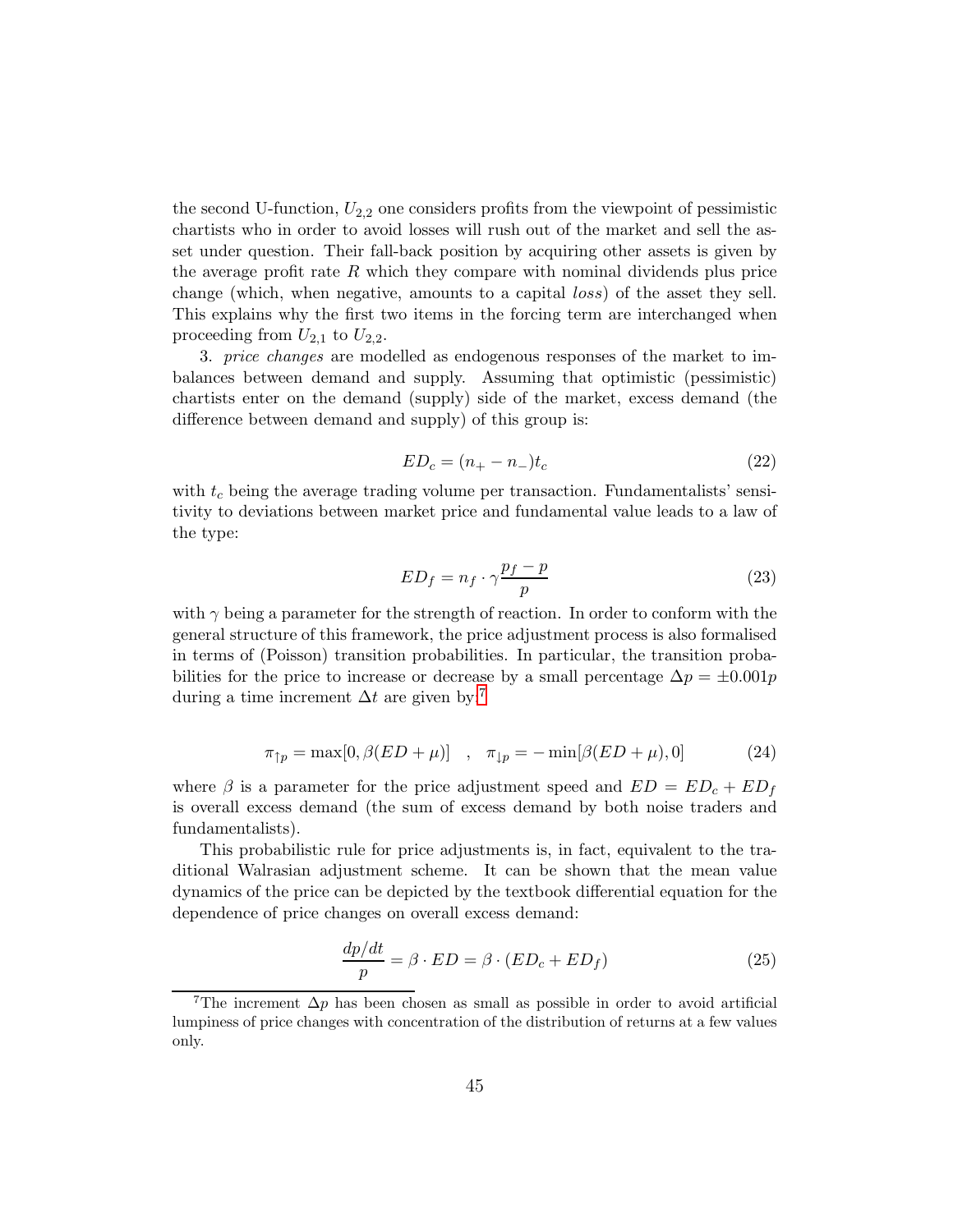the second U-function, $U_{2,2}$ one considers profits from the viewpoint of pessimistic chartists who in order to avoid losses will rush out of the market and sell the asset under question. Their fall-back position by acquiring other assets is given by the average profit rate $R$ which they compare with nominal dividends plus price change (which, when negative, amounts to a capital *loss*) of the asset they sell. This explains why the first two items in the forcing term are interchanged when proceeding from $U_{2,1}$ to $U_{2,2}$.

3. *price changes* are modelled as endogenous responses of the market to imbalances between demand and supply. Assuming that optimistic (pessimistic) chartists enter on the demand (supply) side of the market, excess demand (the difference between demand and supply) of this group is:

$$ED_c = (n_+ - n_-)t_c \tag{22}$$

with $t_c$ being the average trading volume per transaction. Fundamentalists' sensitivity to deviations between market price and fundamental value leads to a law of the type:

$$ED_f = n_f \cdot \gamma \frac{p_f - p}{p} \tag{23}$$

with $\gamma$ being a parameter for the strength of reaction. In order to conform with the general structure of this framework, the price adjustment process is also formalised in terms of (Poisson) transition probabilities. In particular, the transition probabilities for the price to increase or decrease by a small percentage $\Delta p = \pm 0.001p$ during a time increment $\Delta t$ are given by:[7]

$$\pi_{\uparrow p} = \max[0, \beta(ED + \mu)] \quad , \quad \pi_{\downarrow p} = -\min[\beta(ED + \mu), 0] \tag{24}$$

where $\beta$ is a parameter for the price adjustment speed and $ED = ED_c + ED_f$ is overall excess demand (the sum of excess demand by both noise traders and fundamentalists).

This probabilistic rule for price adjustments is, in fact, equivalent to the traditional Walrasian adjustment scheme. It can be shown that the mean value dynamics of the price can be depicted by the textbook differential equation for the dependence of price changes on overall excess demand:

$$\frac{dp/dt}{p} = \beta \cdot ED = \beta \cdot (ED_c + ED_f) \tag{25}$$

[7] The increment $\Delta p$ has been chosen as small as possible in order to avoid artificial lumpiness of price changes with concentration of the distribution of returns at a few values only.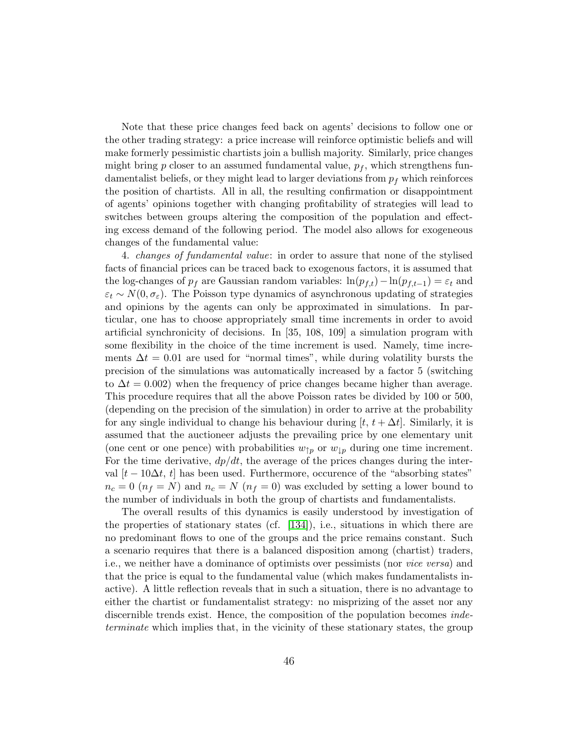Note that these price changes feed back on agents' decisions to follow one or the other trading strategy: a price increase will reinforce optimistic beliefs and will make formerly pessimistic chartists join a bullish majority. Similarly, price changes might bring $p$ closer to an assumed fundamental value, $p_f$, which strengthens fundamentalist beliefs, or they might lead to larger deviations from $p_f$ which reinforces the position of chartists. All in all, the resulting confirmation or disappointment of agents' opinions together with changing profitability of strategies will lead to switches between groups altering the composition of the population and effecting excess demand of the following period. The model also allows for exogeneous changes of the fundamental value:

4. *changes of fundamental value*: in order to assure that none of the stylised facts of financial prices can be traced back to exogenous factors, it is assumed that the log-changes of $p_f$ are Gaussian random variables: $\ln(p_{f,t}) - \ln(p_{f,t-1}) = \varepsilon_t$ and $\varepsilon_t \sim N(0, \sigma_\varepsilon)$. The Poisson type dynamics of asynchronous updating of strategies and opinions by the agents can only be approximated in simulations. In particular, one has to choose appropriately small time increments in order to avoid artificial synchronicity of decisions. In [35, 108, 109] a simulation program with some flexibility in the choice of the time increment is used. Namely, time increments $\Delta t = 0.01$ are used for "normal times", while during volatility bursts the precision of the simulations was automatically increased by a factor 5 (switching to $\Delta t = 0.002$) when the frequency of price changes became higher than average. This procedure requires that all the above Poisson rates be divided by 100 or 500, (depending on the precision of the simulation) in order to arrive at the probability for any single individual to change his behaviour during $[t, t + \Delta t]$. Similarly, it is assumed that the auctioneer adjusts the prevailing price by one elementary unit (one cent or one pence) with probabilities $w_{\uparrow p}$ or $w_{\downarrow p}$ during one time increment. For the time derivative, $dp/dt$, the average of the prices changes during the interval $[t - 10\Delta t, t]$ has been used. Furthermore, occurence of the "absorbing states" $n_c = 0$ ($n_f = N$) and $n_c = N$ ($n_f = 0$) was excluded by setting a lower bound to the number of individuals in both the group of chartists and fundamentalists.

The overall results of this dynamics is easily understood by investigation of the properties of stationary states (cf. [134]), i.e., situations in which there are no predominant flows to one of the groups and the price remains constant. Such a scenario requires that there is a balanced disposition among (chartist) traders, i.e., we neither have a dominance of optimists over pessimists (nor *vice versa*) and that the price is equal to the fundamental value (which makes fundamentalists inactive). A little reflection reveals that in such a situation, there is no advantage to either the chartist or fundamentalist strategy: no misprizing of the asset nor any discernible trends exist. Hence, the composition of the population becomes *indeterminate* which implies that, in the vicinity of these stationary states, the group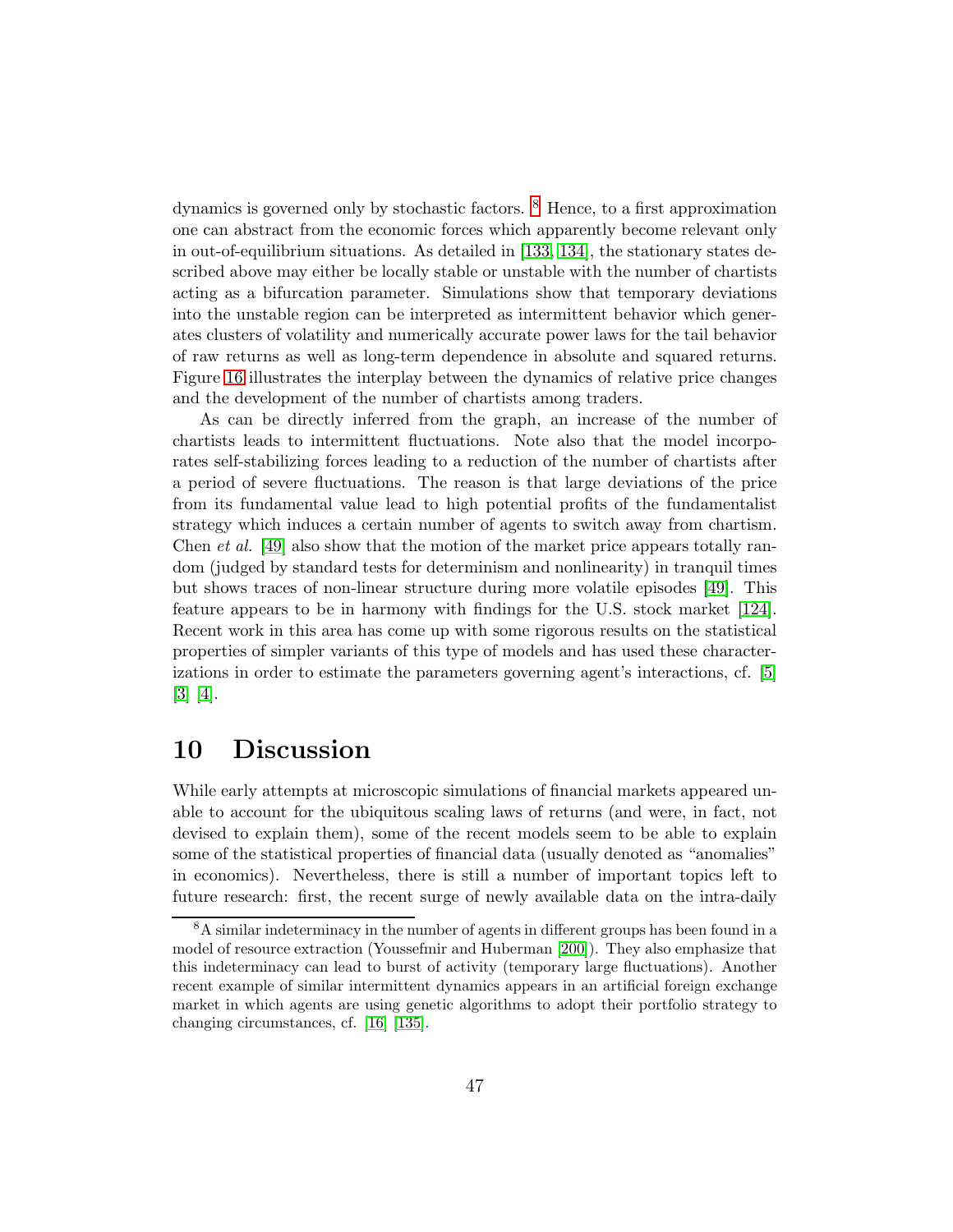dynamics is governed only by stochastic factors. [8] Hence, to a first approximation one can abstract from the economic forces which apparently become relevant only in out-of-equilibrium situations. As detailed in [133, 134], the stationary states described above may either be locally stable or unstable with the number of chartists acting as a bifurcation parameter. Simulations show that temporary deviations into the unstable region can be interpreted as intermittent behavior which generates clusters of volatility and numerically accurate power laws for the tail behavior of raw returns as well as long-term dependence in absolute and squared returns. Figure 16 illustrates the interplay between the dynamics of relative price changes and the development of the number of chartists among traders.

As can be directly inferred from the graph, an increase of the number of chartists leads to intermittent fluctuations. Note also that the model incorporates self-stabilizing forces leading to a reduction of the number of chartists after a period of severe fluctuations. The reason is that large deviations of the price from its fundamental value lead to high potential profits of the fundamentalist strategy which induces a certain number of agents to switch away from chartism. Chen *et al.* [49] also show that the motion of the market price appears totally random (judged by standard tests for determinism and nonlinearity) in tranquil times but shows traces of non-linear structure during more volatile episodes [49]. This feature appears to be in harmony with findings for the U.S. stock market [124]. Recent work in this area has come up with some rigorous results on the statistical properties of simpler variants of this type of models and has used these characterizations in order to estimate the parameters governing agent's interactions, cf. [5] [3] [4].

# 10 Discussion

While early attempts at microscopic simulations of financial markets appeared unable to account for the ubiquitous scaling laws of returns (and were, in fact, not devised to explain them), some of the recent models seem to be able to explain some of the statistical properties of financial data (usually denoted as "anomalies" in economics). Nevertheless, there is still a number of important topics left to future research: first, the recent surge of newly available data on the intra-daily

[8] A similar indeterminacy in the number of agents in different groups has been found in a model of resource extraction (Youssefmir and Huberman [200]). They also emphasize that this indeterminacy can lead to burst of activity (temporary large fluctuations). Another recent example of similar intermittent dynamics appears in an artificial foreign exchange market in which agents are using genetic algorithms to adopt their portfolio strategy to changing circumstances, cf. [16] [135].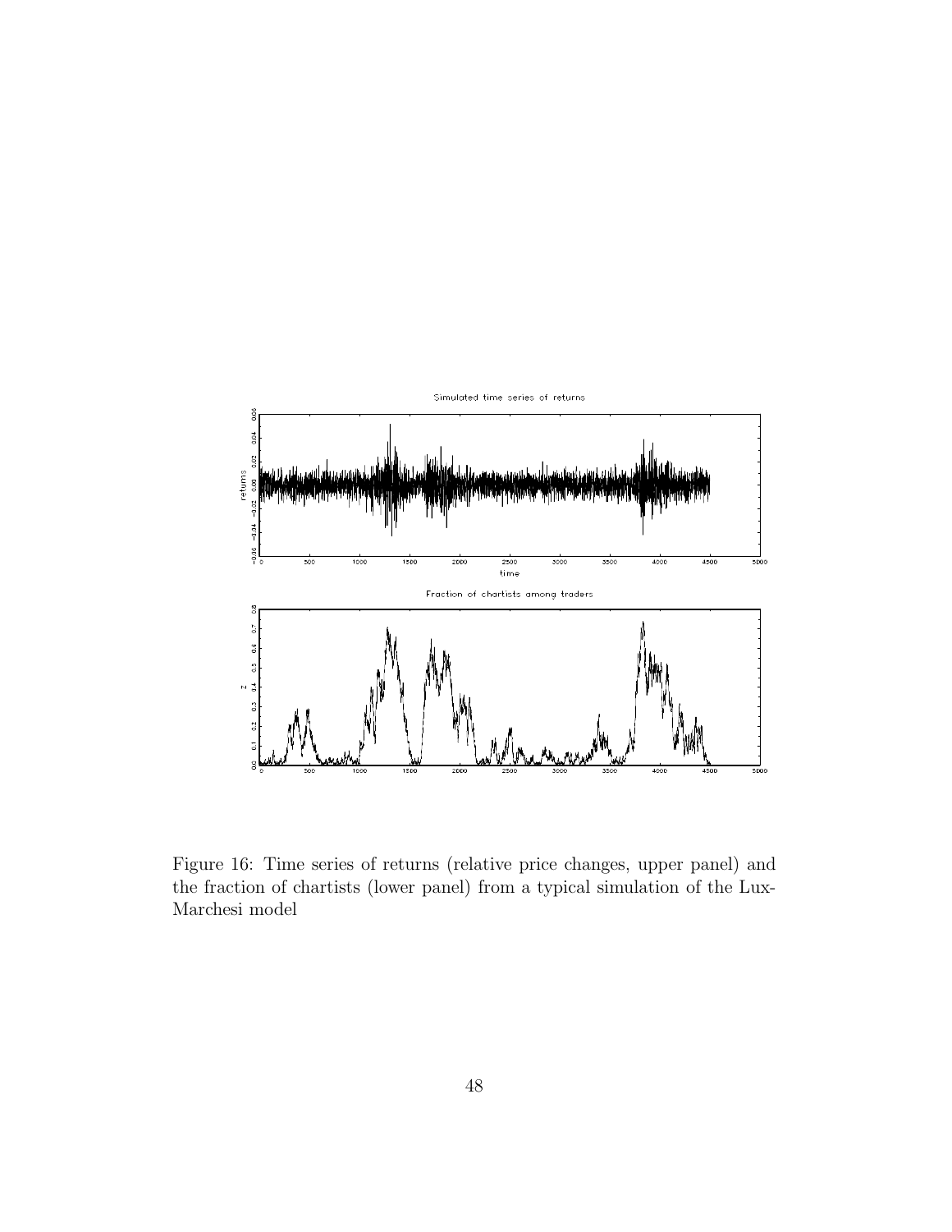Figure 16: Time series of returns (relative price changes, upper panel) and the fraction of chartists (lower panel) from a typical simulation of the Lux-Marchesi model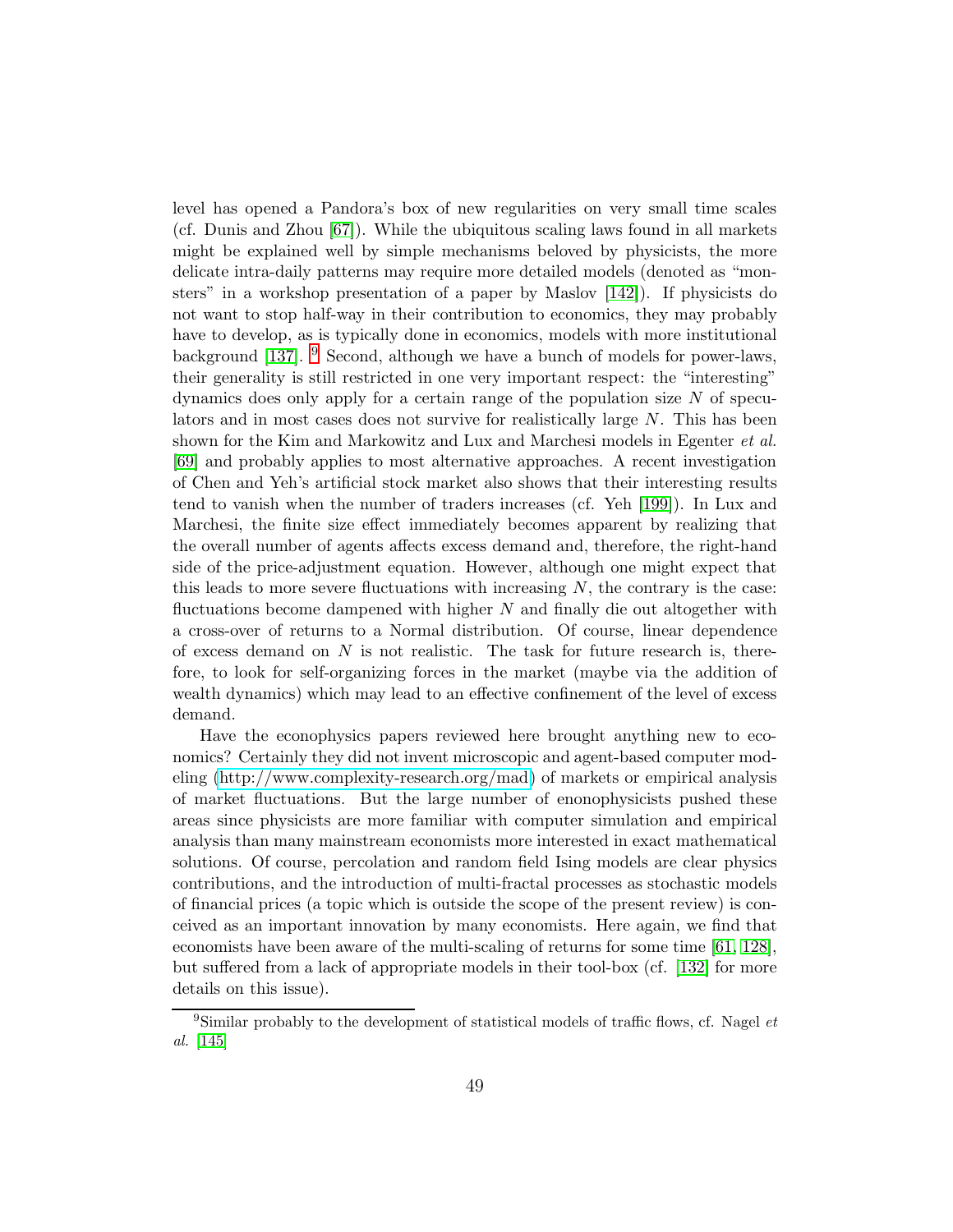level has opened a Pandora's box of new regularities on very small time scales (cf. Dunis and Zhou [67]). While the ubiquitous scaling laws found in all markets might be explained well by simple mechanisms beloved by physicists, the more delicate intra-daily patterns may require more detailed models (denoted as "monsters" in a workshop presentation of a paper by Maslov [142]). If physicists do not want to stop half-way in their contribution to economics, they may probably have to develop, as is typically done in economics, models with more institutional background [137]. [9] Second, although we have a bunch of models for power-laws, their generality is still restricted in one very important respect: the "interesting" dynamics does only apply for a certain range of the population size $N$ of speculators and in most cases does not survive for realistically large $N$. This has been shown for the Kim and Markowitz and Lux and Marchesi models in Egenter *et al.* [69] and probably applies to most alternative approaches. A recent investigation of Chen and Yeh's artificial stock market also shows that their interesting results tend to vanish when the number of traders increases (cf. Yeh [199]). In Lux and Marchesi, the finite size effect immediately becomes apparent by realizing that the overall number of agents affects excess demand and, therefore, the right-hand side of the price-adjustment equation. However, although one might expect that this leads to more severe fluctuations with increasing $N$, the contrary is the case: fluctuations become dampened with higher $N$ and finally die out altogether with a cross-over of returns to a Normal distribution. Of course, linear dependence of excess demand on $N$ is not realistic. The task for future research is, therefore, to look for self-organizing forces in the market (maybe via the addition of wealth dynamics) which may lead to an effective confinement of the level of excess demand.

Have the econophysics papers reviewed here brought anything new to economics? Certainly they did not invent microscopic and agent-based computer modeling (http://www.complexity-research.org/mad) of markets or empirical analysis of market fluctuations. But the large number of enonophysicists pushed these areas since physicists are more familiar with computer simulation and empirical analysis than many mainstream economists more interested in exact mathematical solutions. Of course, percolation and random field Ising models are clear physics contributions, and the introduction of multi-fractal processes as stochastic models of financial prices (a topic which is outside the scope of the present review) is conceived as an important innovation by many economists. Here again, we find that economists have been aware of the multi-scaling of returns for some time [61, 128], but suffered from a lack of appropriate models in their tool-box (cf. [132] for more details on this issue).

---

[9] Similar probably to the development of statistical models of traffic flows, cf. Nagel *et al.* [145]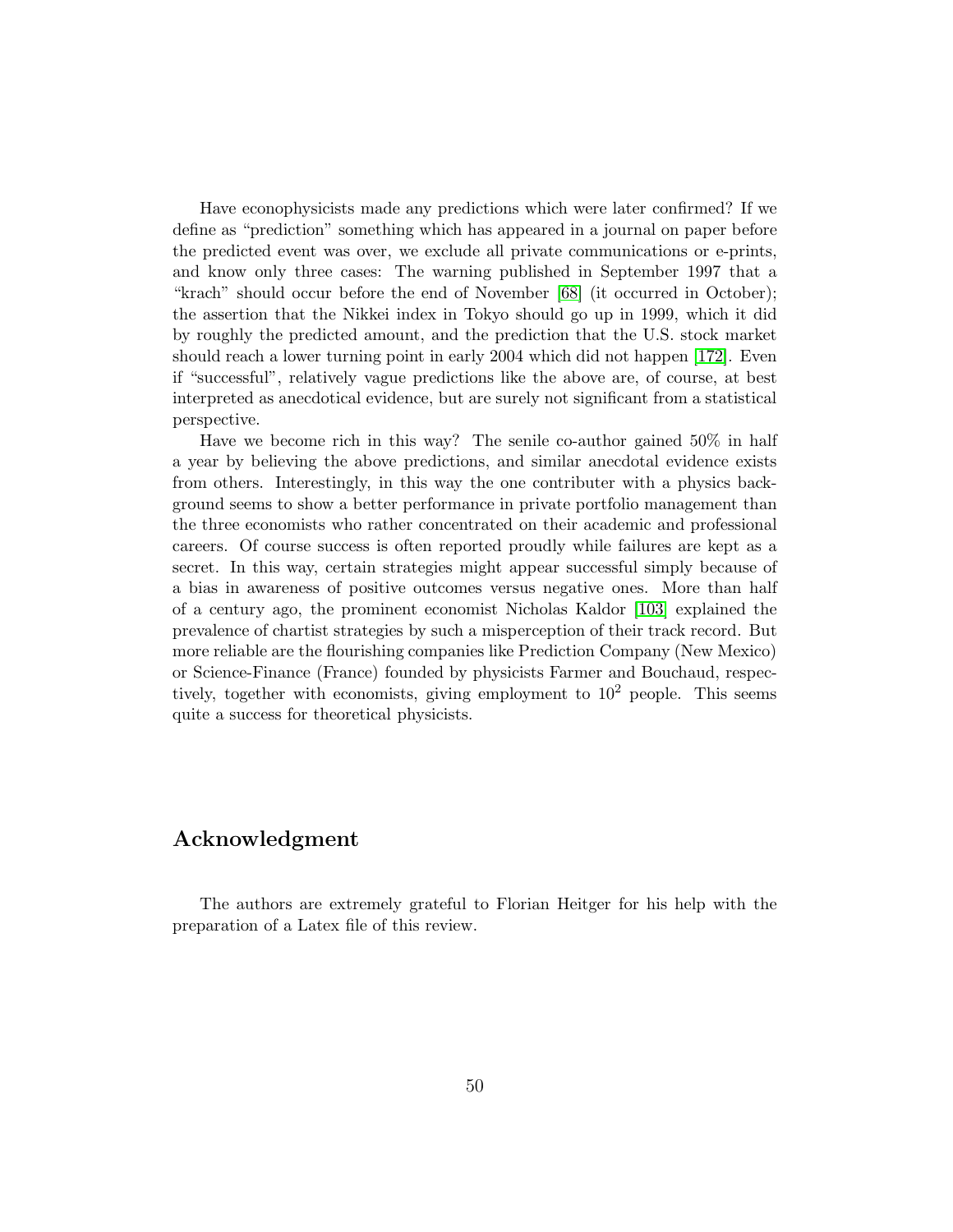Have econophysicists made any predictions which were later confirmed? If we define as "prediction" something which has appeared in a journal on paper before the predicted event was over, we exclude all private communications or e-prints, and know only three cases: The warning published in September 1997 that a "krach" should occur before the end of November [68] (it occurred in October); the assertion that the Nikkei index in Tokyo should go up in 1999, which it did by roughly the predicted amount, and the prediction that the U.S. stock market should reach a lower turning point in early 2004 which did not happen [172]. Even if "successful", relatively vague predictions like the above are, of course, at best interpreted as anecdotical evidence, but are surely not significant from a statistical perspective.

Have we become rich in this way? The senile co-author gained 50% in half a year by believing the above predictions, and similar anecdotal evidence exists from others. Interestingly, in this way the one contributer with a physics background seems to show a better performance in private portfolio management than the three economists who rather concentrated on their academic and professional careers. Of course success is often reported proudly while failures are kept as a secret. In this way, certain strategies might appear successful simply because of a bias in awareness of positive outcomes versus negative ones. More than half of a century ago, the prominent economist Nicholas Kaldor [103] explained the prevalence of chartist strategies by such a misperception of their track record. But more reliable are the flourishing companies like Prediction Company (New Mexico) or Science-Finance (France) founded by physicists Farmer and Bouchaud, respectively, together with economists, giving employment to $10^2$ people. This seems quite a success for theoretical physicists.

## Acknowledgment

The authors are extremely grateful to Florian Heitger for his help with the preparation of a Latex file of this review.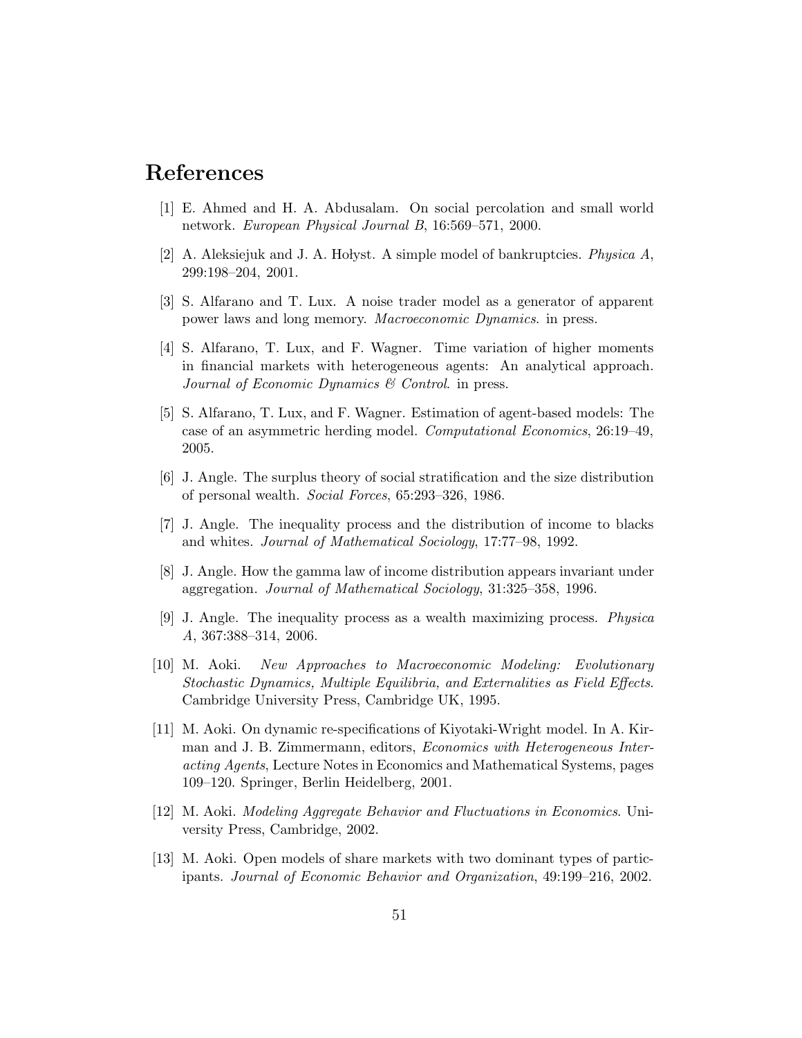# References

[1] E. Ahmed and H. A. Abdusalam. On social percolation and small world network. *European Physical Journal B*, 16:569–571, 2000.

[2] A. Aleksiejuk and J. A. Hołyst. A simple model of bankruptcies. *Physica A*, 299:198–204, 2001.

[3] S. Alfarano and T. Lux. A noise trader model as a generator of apparent power laws and long memory. *Macroeconomic Dynamics*. in press.

[4] S. Alfarano, T. Lux, and F. Wagner. Time variation of higher moments in financial markets with heterogeneous agents: An analytical approach. *Journal of Economic Dynamics & Control*. in press.

[5] S. Alfarano, T. Lux, and F. Wagner. Estimation of agent-based models: The case of an asymmetric herding model. *Computational Economics*, 26:19–49, 2005.

[6] J. Angle. The surplus theory of social stratification and the size distribution of personal wealth. *Social Forces*, 65:293–326, 1986.

[7] J. Angle. The inequality process and the distribution of income to blacks and whites. *Journal of Mathematical Sociology*, 17:77–98, 1992.

[8] J. Angle. How the gamma law of income distribution appears invariant under aggregation. *Journal of Mathematical Sociology*, 31:325–358, 1996.

[9] J. Angle. The inequality process as a wealth maximizing process. *Physica A*, 367:388–314, 2006.

[10] M. Aoki. *New Approaches to Macroeconomic Modeling: Evolutionary Stochastic Dynamics, Multiple Equilibria, and Externalities as Field Effects*. Cambridge University Press, Cambridge UK, 1995.

[11] M. Aoki. On dynamic re-specifications of Kiyotaki-Wright model. In A. Kirman and J. B. Zimmermann, editors, *Economics with Heterogeneous Interacting Agents*, Lecture Notes in Economics and Mathematical Systems, pages 109–120. Springer, Berlin Heidelberg, 2001.

[12] M. Aoki. *Modeling Aggregate Behavior and Fluctuations in Economics*. University Press, Cambridge, 2002.

[13] M. Aoki. Open models of share markets with two dominant types of participants. *Journal of Economic Behavior and Organization*, 49:199–216, 2002.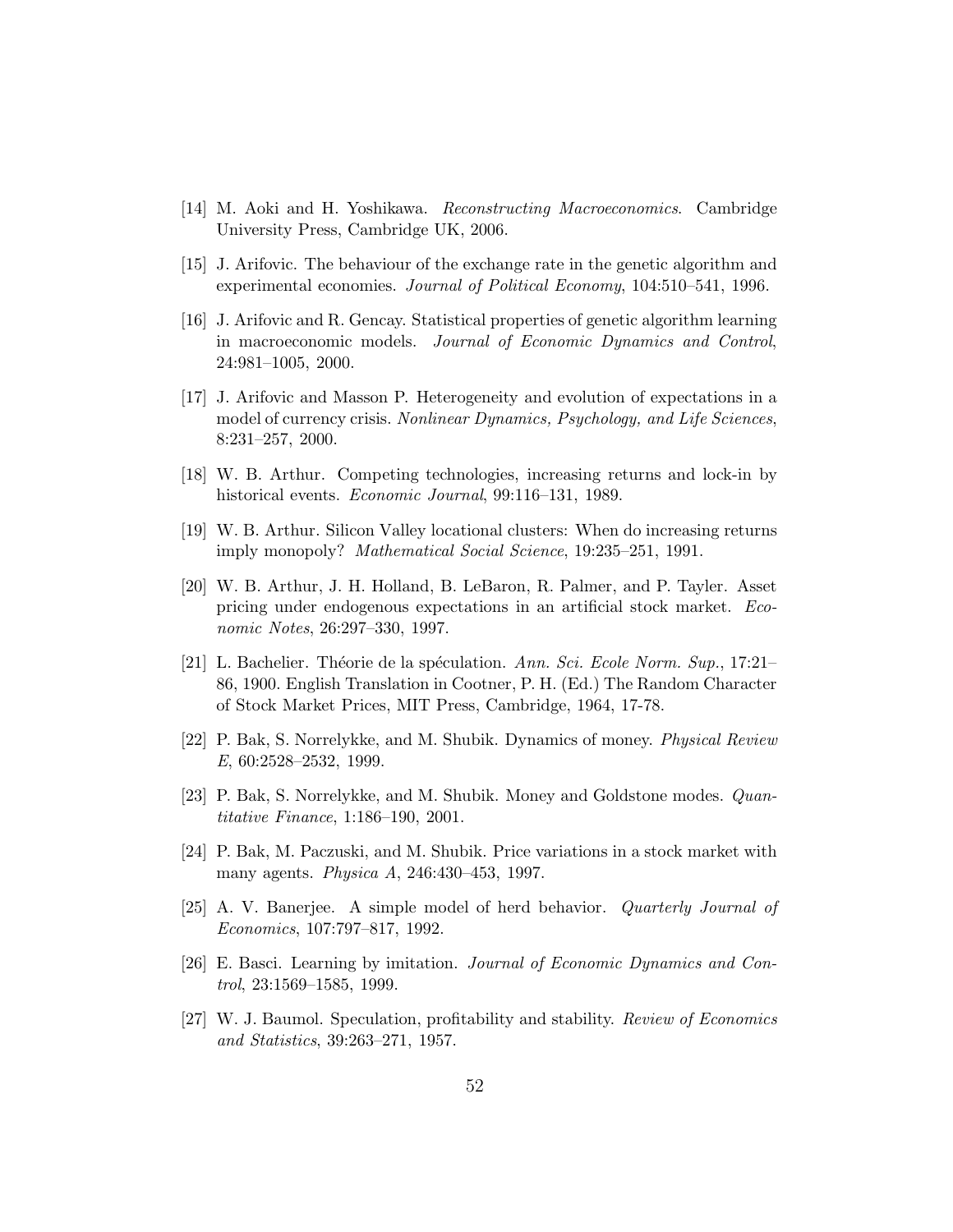[14] M. Aoki and H. Yoshikawa. *Reconstructing Macroeconomics*. Cambridge University Press, Cambridge UK, 2006.

[15] J. Arifovic. The behaviour of the exchange rate in the genetic algorithm and experimental economies. *Journal of Political Economy*, 104:510–541, 1996.

[16] J. Arifovic and R. Gencay. Statistical properties of genetic algorithm learning in macroeconomic models. *Journal of Economic Dynamics and Control*, 24:981–1005, 2000.

[17] J. Arifovic and Masson P. Heterogeneity and evolution of expectations in a model of currency crisis. *Nonlinear Dynamics, Psychology, and Life Sciences*, 8:231–257, 2000.

[18] W. B. Arthur. Competing technologies, increasing returns and lock-in by historical events. *Economic Journal*, 99:116–131, 1989.

[19] W. B. Arthur. Silicon Valley locational clusters: When do increasing returns imply monopoly? *Mathematical Social Science*, 19:235–251, 1991.

[20] W. B. Arthur, J. H. Holland, B. LeBaron, R. Palmer, and P. Tayler. Asset pricing under endogenous expectations in an artificial stock market. *Economic Notes*, 26:297–330, 1997.

[21] L. Bachelier. Théorie de la spéculation. *Ann. Sci. Ecole Norm. Sup.*, 17:21–86, 1900. English Translation in Cootner, P. H. (Ed.) The Random Character of Stock Market Prices, MIT Press, Cambridge, 1964, 17-78.

[22] P. Bak, S. Norrelykke, and M. Shubik. Dynamics of money. *Physical Review E*, 60:2528–2532, 1999.

[23] P. Bak, S. Norrelykke, and M. Shubik. Money and Goldstone modes. *Quantitative Finance*, 1:186–190, 2001.

[24] P. Bak, M. Paczuski, and M. Shubik. Price variations in a stock market with many agents. *Physica A*, 246:430–453, 1997.

[25] A. V. Banerjee. A simple model of herd behavior. *Quarterly Journal of Economics*, 107:797–817, 1992.

[26] E. Basci. Learning by imitation. *Journal of Economic Dynamics and Control*, 23:1569–1585, 1999.

[27] W. J. Baumol. Speculation, profitability and stability. *Review of Economics and Statistics*, 39:263–271, 1957.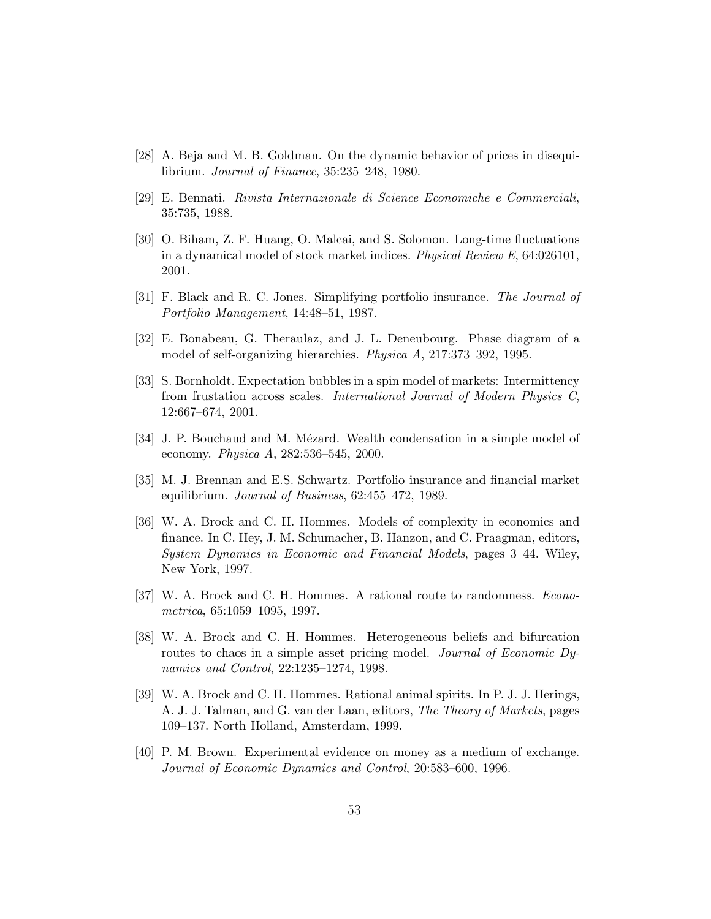[28] A. Beja and M. B. Goldman. On the dynamic behavior of prices in disequilibrium. *Journal of Finance*, 35:235–248, 1980.

[29] E. Bennati. *Rivista Internazionale di Science Economiche e Commerciali*, 35:735, 1988.

[30] O. Biham, Z. F. Huang, O. Malcai, and S. Solomon. Long-time fluctuations in a dynamical model of stock market indices. *Physical Review E*, 64:026101, 2001.

[31] F. Black and R. C. Jones. Simplifying portfolio insurance. *The Journal of Portfolio Management*, 14:48–51, 1987.

[32] E. Bonabeau, G. Theraulaz, and J. L. Deneubourg. Phase diagram of a model of self-organizing hierarchies. *Physica A*, 217:373–392, 1995.

[33] S. Bornholdt. Expectation bubbles in a spin model of markets: Intermittency from frustation across scales. *International Journal of Modern Physics C*, 12:667–674, 2001.

[34] J. P. Bouchaud and M. Mézard. Wealth condensation in a simple model of economy. *Physica A*, 282:536–545, 2000.

[35] M. J. Brennan and E.S. Schwartz. Portfolio insurance and financial market equilibrium. *Journal of Business*, 62:455–472, 1989.

[36] W. A. Brock and C. H. Hommes. Models of complexity in economics and finance. In C. Hey, J. M. Schumacher, B. Hanzon, and C. Praagman, editors, *System Dynamics in Economic and Financial Models*, pages 3–44. Wiley, New York, 1997.

[37] W. A. Brock and C. H. Hommes. A rational route to randomness. *Econometrica*, 65:1059–1095, 1997.

[38] W. A. Brock and C. H. Hommes. Heterogeneous beliefs and bifurcation routes to chaos in a simple asset pricing model. *Journal of Economic Dynamics and Control*, 22:1235–1274, 1998.

[39] W. A. Brock and C. H. Hommes. Rational animal spirits. In P. J. J. Herings, A. J. J. Talman, and G. van der Laan, editors, *The Theory of Markets*, pages 109–137. North Holland, Amsterdam, 1999.

[40] P. M. Brown. Experimental evidence on money as a medium of exchange. *Journal of Economic Dynamics and Control*, 20:583–600, 1996.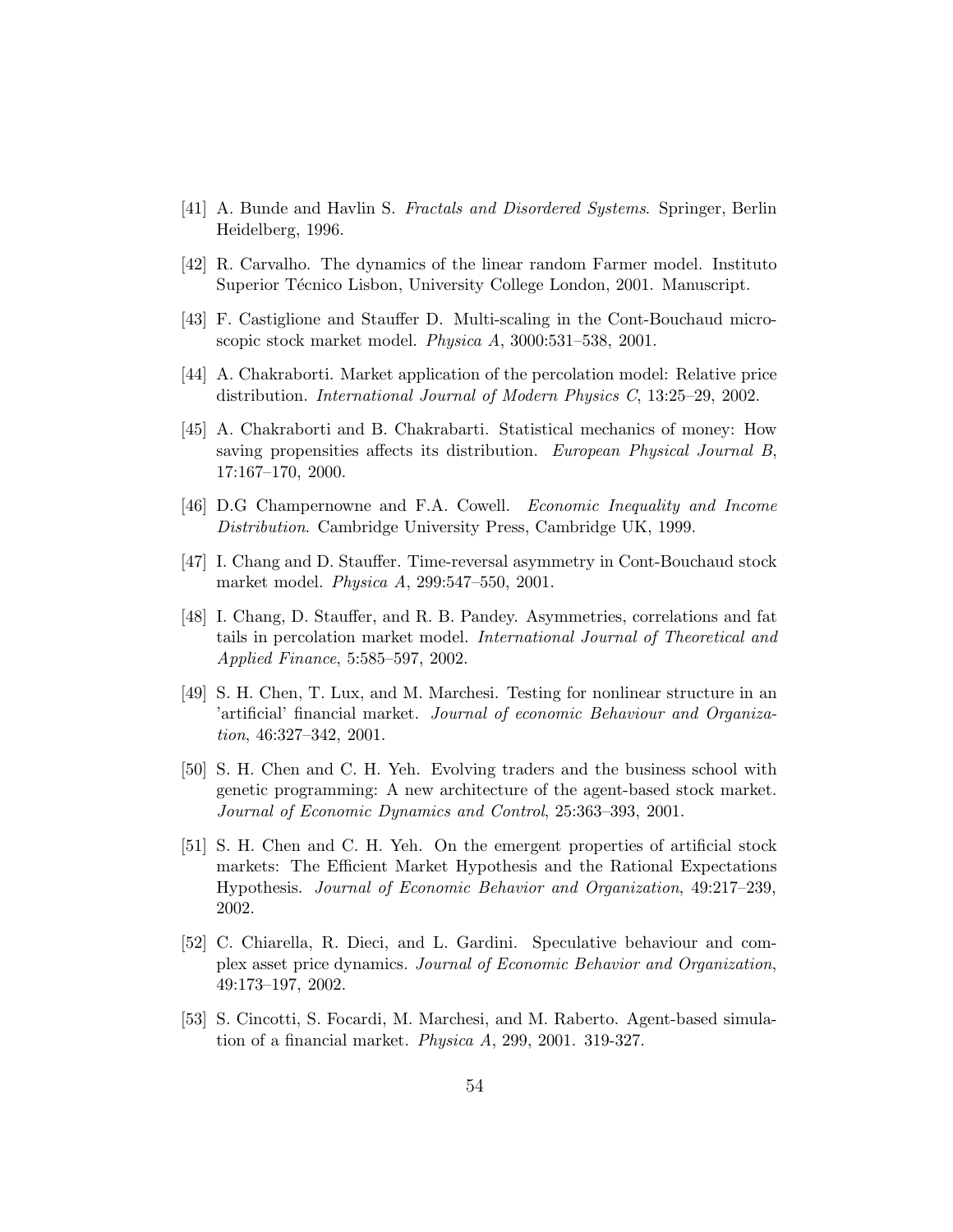[41] A. Bunde and Havlin S. *Fractals and Disordered Systems*. Springer, Berlin Heidelberg, 1996.

[42] R. Carvalho. The dynamics of the linear random Farmer model. Instituto Superior Técnico Lisbon, University College London, 2001. Manuscript.

[43] F. Castiglione and Stauffer D. Multi-scaling in the Cont-Bouchaud microscopic stock market model. *Physica A*, 3000:531–538, 2001.

[44] A. Chakraborti. Market application of the percolation model: Relative price distribution. *International Journal of Modern Physics C*, 13:25–29, 2002.

[45] A. Chakraborti and B. Chakrabarti. Statistical mechanics of money: How saving propensities affects its distribution. *European Physical Journal B*, 17:167–170, 2000.

[46] D.G Champernowne and F.A. Cowell. *Economic Inequality and Income Distribution*. Cambridge University Press, Cambridge UK, 1999.

[47] I. Chang and D. Stauffer. Time-reversal asymmetry in Cont-Bouchaud stock market model. *Physica A*, 299:547–550, 2001.

[48] I. Chang, D. Stauffer, and R. B. Pandey. Asymmetries, correlations and fat tails in percolation market model. *International Journal of Theoretical and Applied Finance*, 5:585–597, 2002.

[49] S. H. Chen, T. Lux, and M. Marchesi. Testing for nonlinear structure in an 'artificial' financial market. *Journal of economic Behaviour and Organization*, 46:327–342, 2001.

[50] S. H. Chen and C. H. Yeh. Evolving traders and the business school with genetic programming: A new architecture of the agent-based stock market. *Journal of Economic Dynamics and Control*, 25:363–393, 2001.

[51] S. H. Chen and C. H. Yeh. On the emergent properties of artificial stock markets: The Efficient Market Hypothesis and the Rational Expectations Hypothesis. *Journal of Economic Behavior and Organization*, 49:217–239, 2002.

[52] C. Chiarella, R. Dieci, and L. Gardini. Speculative behaviour and complex asset price dynamics. *Journal of Economic Behavior and Organization*, 49:173–197, 2002.

[53] S. Cincotti, S. Focardi, M. Marchesi, and M. Raberto. Agent-based simulation of a financial market. *Physica A*, 299, 2001. 319-327.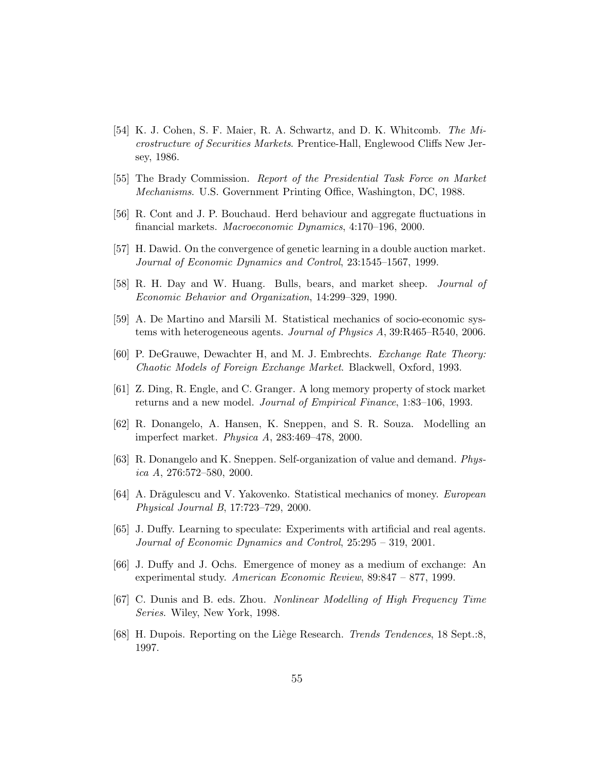[54] K. J. Cohen, S. F. Maier, R. A. Schwartz, and D. K. Whitcomb. *The Microstructure of Securities Markets*. Prentice-Hall, Englewood Cliffs New Jersey, 1986.

[55] The Brady Commission. *Report of the Presidential Task Force on Market Mechanisms*. U.S. Government Printing Office, Washington, DC, 1988.

[56] R. Cont and J. P. Bouchaud. Herd behaviour and aggregate fluctuations in financial markets. *Macroeconomic Dynamics*, 4:170–196, 2000.

[57] H. Dawid. On the convergence of genetic learning in a double auction market. *Journal of Economic Dynamics and Control*, 23:1545–1567, 1999.

[58] R. H. Day and W. Huang. Bulls, bears, and market sheep. *Journal of Economic Behavior and Organization*, 14:299–329, 1990.

[59] A. De Martino and Marsili M. Statistical mechanics of socio-economic systems with heterogeneous agents. *Journal of Physics A*, 39:R465–R540, 2006.

[60] P. DeGrauwe, Dewachter H, and M. J. Embrechts. *Exchange Rate Theory: Chaotic Models of Foreign Exchange Market*. Blackwell, Oxford, 1993.

[61] Z. Ding, R. Engle, and C. Granger. A long memory property of stock market returns and a new model. *Journal of Empirical Finance*, 1:83–106, 1993.

[62] R. Donangelo, A. Hansen, K. Sneppen, and S. R. Souza. Modelling an imperfect market. *Physica A*, 283:469–478, 2000.

[63] R. Donangelo and K. Sneppen. Self-organization of value and demand. *Physica A*, 276:572–580, 2000.

[64] A. Drăgulescu and V. Yakovenko. Statistical mechanics of money. *European Physical Journal B*, 17:723–729, 2000.

[65] J. Duffy. Learning to speculate: Experiments with artificial and real agents. *Journal of Economic Dynamics and Control*, 25:295 – 319, 2001.

[66] J. Duffy and J. Ochs. Emergence of money as a medium of exchange: An experimental study. *American Economic Review*, 89:847 – 877, 1999.

[67] C. Dunis and B. eds. Zhou. *Nonlinear Modelling of High Frequency Time Series*. Wiley, New York, 1998.

[68] H. Dupois. Reporting on the Liège Research. *Trends Tendences*, 18 Sept.:8, 1997.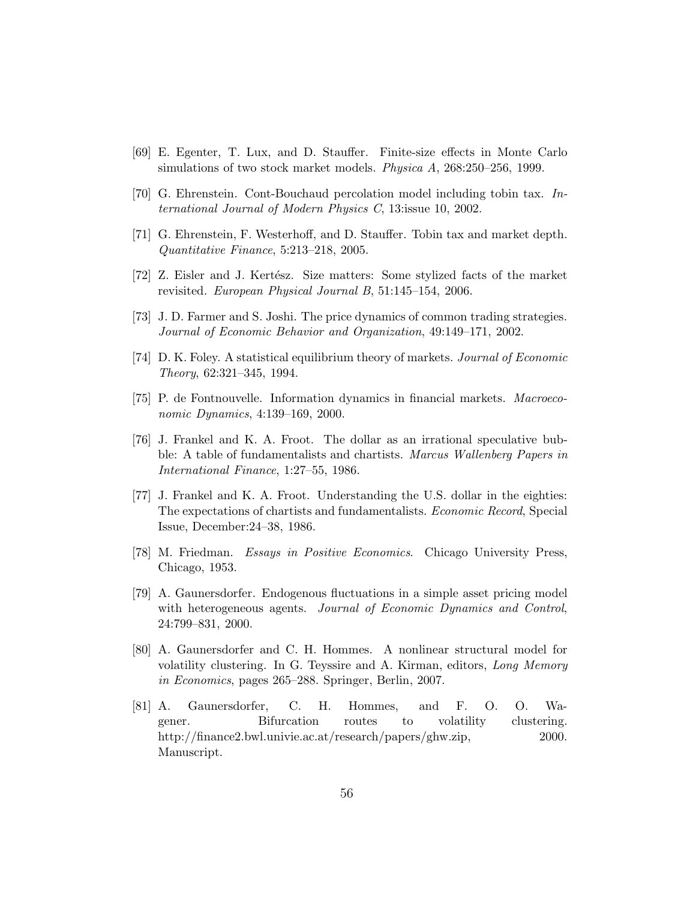[69] E. Egenter, T. Lux, and D. Stauffer. Finite-size effects in Monte Carlo simulations of two stock market models. *Physica A*, 268:250–256, 1999.

[70] G. Ehrenstein. Cont-Bouchaud percolation model including tobin tax. *International Journal of Modern Physics C*, 13:issue 10, 2002.

[71] G. Ehrenstein, F. Westerhoff, and D. Stauffer. Tobin tax and market depth. *Quantitative Finance*, 5:213–218, 2005.

[72] Z. Eisler and J. Kertész. Size matters: Some stylized facts of the market revisited. *European Physical Journal B*, 51:145–154, 2006.

[73] J. D. Farmer and S. Joshi. The price dynamics of common trading strategies. *Journal of Economic Behavior and Organization*, 49:149–171, 2002.

[74] D. K. Foley. A statistical equilibrium theory of markets. *Journal of Economic Theory*, 62:321–345, 1994.

[75] P. de Fontnouvelle. Information dynamics in financial markets. *Macroeconomic Dynamics*, 4:139–169, 2000.

[76] J. Frankel and K. A. Froot. The dollar as an irrational speculative bubble: A table of fundamentalists and chartists. *Marcus Wallenberg Papers in International Finance*, 1:27–55, 1986.

[77] J. Frankel and K. A. Froot. Understanding the U.S. dollar in the eighties: The expectations of chartists and fundamentalists. *Economic Record*, Special Issue, December:24–38, 1986.

[78] M. Friedman. *Essays in Positive Economics*. Chicago University Press, Chicago, 1953.

[79] A. Gaunersdorfer. Endogenous fluctuations in a simple asset pricing model with heterogeneous agents. *Journal of Economic Dynamics and Control*, 24:799–831, 2000.

[80] A. Gaunersdorfer and C. H. Hommes. A nonlinear structural model for volatility clustering. In G. Teyssire and A. Kirman, editors, *Long Memory in Economics*, pages 265–288. Springer, Berlin, 2007.

[81] A. Gaunersdorfer, C. H. Hommes, and F. O. O. Wagener. Bifurcation routes to volatility clustering. http://finance2.bwl.univie.ac.at/research/papers/ghw.zip, 2000. Manuscript.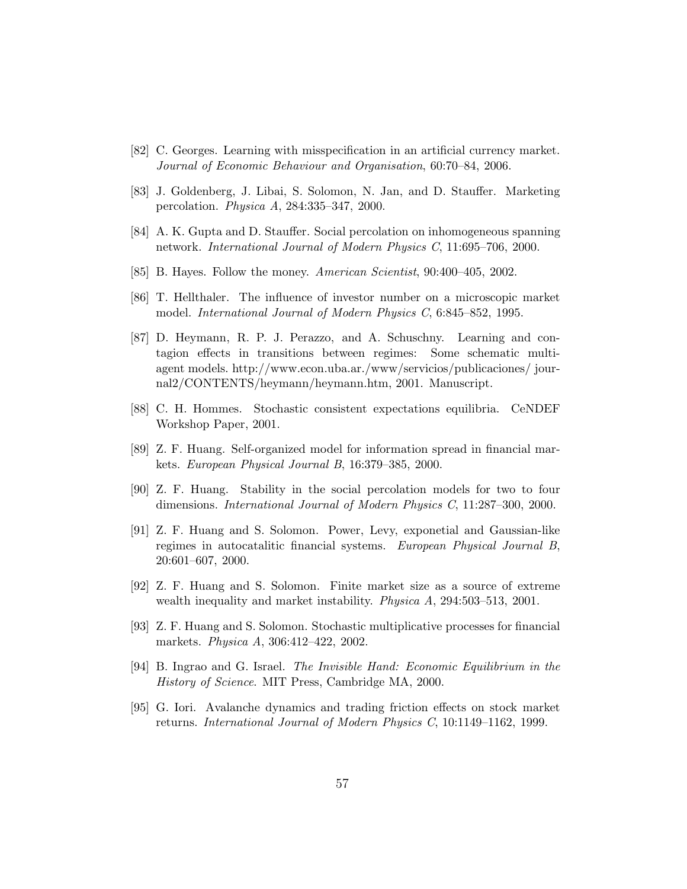[82] C. Georges. Learning with misspecification in an artificial currency market. *Journal of Economic Behaviour and Organisation*, 60:70–84, 2006.

[83] J. Goldenberg, J. Libai, S. Solomon, N. Jan, and D. Stauffer. Marketing percolation. *Physica A*, 284:335–347, 2000.

[84] A. K. Gupta and D. Stauffer. Social percolation on inhomogeneous spanning network. *International Journal of Modern Physics C*, 11:695–706, 2000.

[85] B. Hayes. Follow the money. *American Scientist*, 90:400–405, 2002.

[86] T. Hellthaler. The influence of investor number on a microscopic market model. *International Journal of Modern Physics C*, 6:845–852, 1995.

[87] D. Heymann, R. P. J. Perazzo, and A. Schuschny. Learning and contagion effects in transitions between regimes: Some schematic multi-agent models. http://www.econ.uba.ar./www/servicios/publicaciones/ journal2/CONTENTS/heymann/heymann.htm, 2001. Manuscript.

[88] C. H. Hommes. Stochastic consistent expectations equilibria. CeNDEF Workshop Paper, 2001.

[89] Z. F. Huang. Self-organized model for information spread in financial markets. *European Physical Journal B*, 16:379–385, 2000.

[90] Z. F. Huang. Stability in the social percolation models for two to four dimensions. *International Journal of Modern Physics C*, 11:287–300, 2000.

[91] Z. F. Huang and S. Solomon. Power, Levy, exponetial and Gaussian-like regimes in autocatalitic financial systems. *European Physical Journal B*, 20:601–607, 2000.

[92] Z. F. Huang and S. Solomon. Finite market size as a source of extreme wealth inequality and market instability. *Physica A*, 294:503–513, 2001.

[93] Z. F. Huang and S. Solomon. Stochastic multiplicative processes for financial markets. *Physica A*, 306:412–422, 2002.

[94] B. Ingrao and G. Israel. *The Invisible Hand: Economic Equilibrium in the History of Science*. MIT Press, Cambridge MA, 2000.

[95] G. Iori. Avalanche dynamics and trading friction effects on stock market returns. *International Journal of Modern Physics C*, 10:1149–1162, 1999.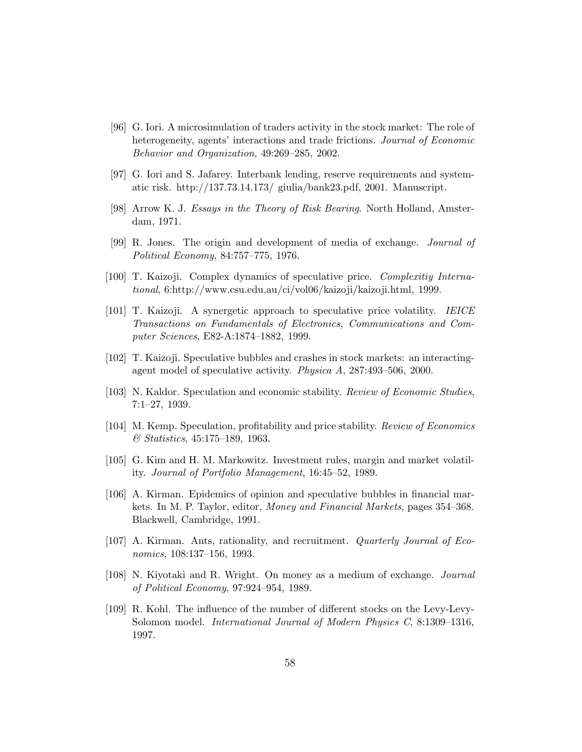[96] G. Iori. A microsimulation of traders activity in the stock market: The role of heterogeneity, agents' interactions and trade frictions. *Journal of Economic Behavior and Organization*, 49:269–285, 2002.

[97] G. Iori and S. Jafarey. Interbank lending, reserve requirements and systematic risk. http://137.73.14.173/ giulia/bank23.pdf, 2001. Manuscript.

[98] Arrow K. J. *Essays in the Theory of Risk Bearing*. North Holland, Amsterdam, 1971.

[99] R. Jones. The origin and development of media of exchange. *Journal of Political Economy*, 84:757–775, 1976.

[100] T. Kaizoji. Complex dynamics of speculative price. *Complexitiy International*, 6:http://www.csu.edu.au/ci/vol06/kaizoji/kaizoji.html, 1999.

[101] T. Kaizoji. A synergetic approach to speculative price volatility. *IEICE Transactions on Fundamentals of Electronics, Communications and Computer Sciences*, E82-A:1874–1882, 1999.

[102] T. Kaizoji. Speculative bubbles and crashes in stock markets: an interacting-agent model of speculative activity. *Physica A*, 287:493–506, 2000.

[103] N. Kaldor. Speculation and economic stability. *Review of Economic Studies*, 7:1–27, 1939.

[104] M. Kemp. Speculation, profitability and price stability. *Review of Economics & Statistics*, 45:175–189, 1963.

[105] G. Kim and H. M. Markowitz. Investment rules, margin and market volatility. *Journal of Portfolio Management*, 16:45–52, 1989.

[106] A. Kirman. Epidemics of opinion and speculative bubbles in financial markets. In M. P. Taylor, editor, *Money and Financial Markets*, pages 354–368. Blackwell, Cambridge, 1991.

[107] A. Kirman. Ants, rationality, and recruitment. *Quarterly Journal of Economics*, 108:137–156, 1993.

[108] N. Kiyotaki and R. Wright. On money as a medium of exchange. *Journal of Political Economy*, 97:924–954, 1989.

[109] R. Kohl. The influence of the number of different stocks on the Levy-Levy-Solomon model. *International Journal of Modern Physics C*, 8:1309–1316, 1997.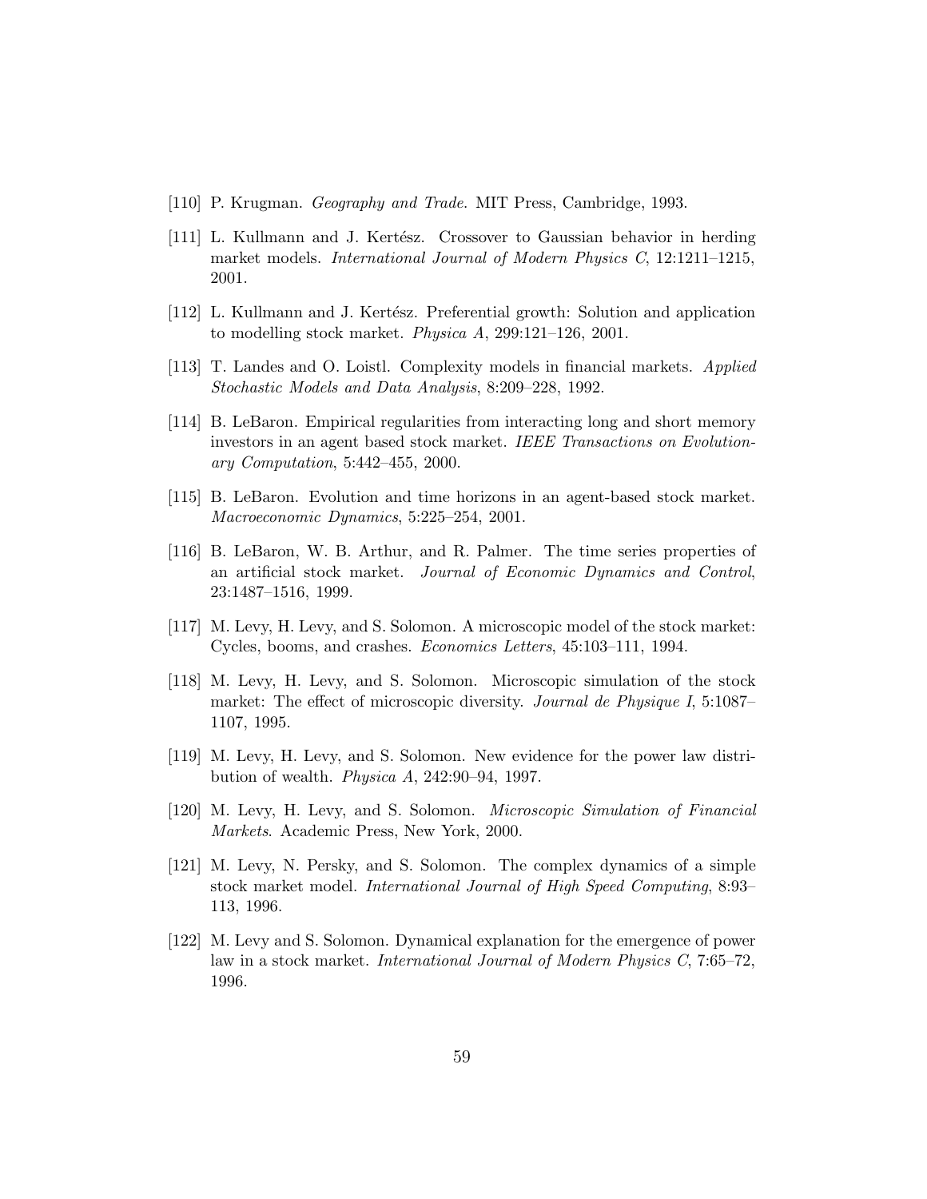[110] P. Krugman. *Geography and Trade*. MIT Press, Cambridge, 1993.

[111] L. Kullmann and J. Kertész. Crossover to Gaussian behavior in herding market models. *International Journal of Modern Physics C*, 12:1211–1215, 2001.

[112] L. Kullmann and J. Kertész. Preferential growth: Solution and application to modelling stock market. *Physica A*, 299:121–126, 2001.

[113] T. Landes and O. Loistl. Complexity models in financial markets. *Applied Stochastic Models and Data Analysis*, 8:209–228, 1992.

[114] B. LeBaron. Empirical regularities from interacting long and short memory investors in an agent based stock market. *IEEE Transactions on Evolutionary Computation*, 5:442–455, 2000.

[115] B. LeBaron. Evolution and time horizons in an agent-based stock market. *Macroeconomic Dynamics*, 5:225–254, 2001.

[116] B. LeBaron, W. B. Arthur, and R. Palmer. The time series properties of an artificial stock market. *Journal of Economic Dynamics and Control*, 23:1487–1516, 1999.

[117] M. Levy, H. Levy, and S. Solomon. A microscopic model of the stock market: Cycles, booms, and crashes. *Economics Letters*, 45:103–111, 1994.

[118] M. Levy, H. Levy, and S. Solomon. Microscopic simulation of the stock market: The effect of microscopic diversity. *Journal de Physique I*, 5:1087–1107, 1995.

[119] M. Levy, H. Levy, and S. Solomon. New evidence for the power law distribution of wealth. *Physica A*, 242:90–94, 1997.

[120] M. Levy, H. Levy, and S. Solomon. *Microscopic Simulation of Financial Markets*. Academic Press, New York, 2000.

[121] M. Levy, N. Persky, and S. Solomon. The complex dynamics of a simple stock market model. *International Journal of High Speed Computing*, 8:93–113, 1996.

[122] M. Levy and S. Solomon. Dynamical explanation for the emergence of power law in a stock market. *International Journal of Modern Physics C*, 7:65–72, 1996.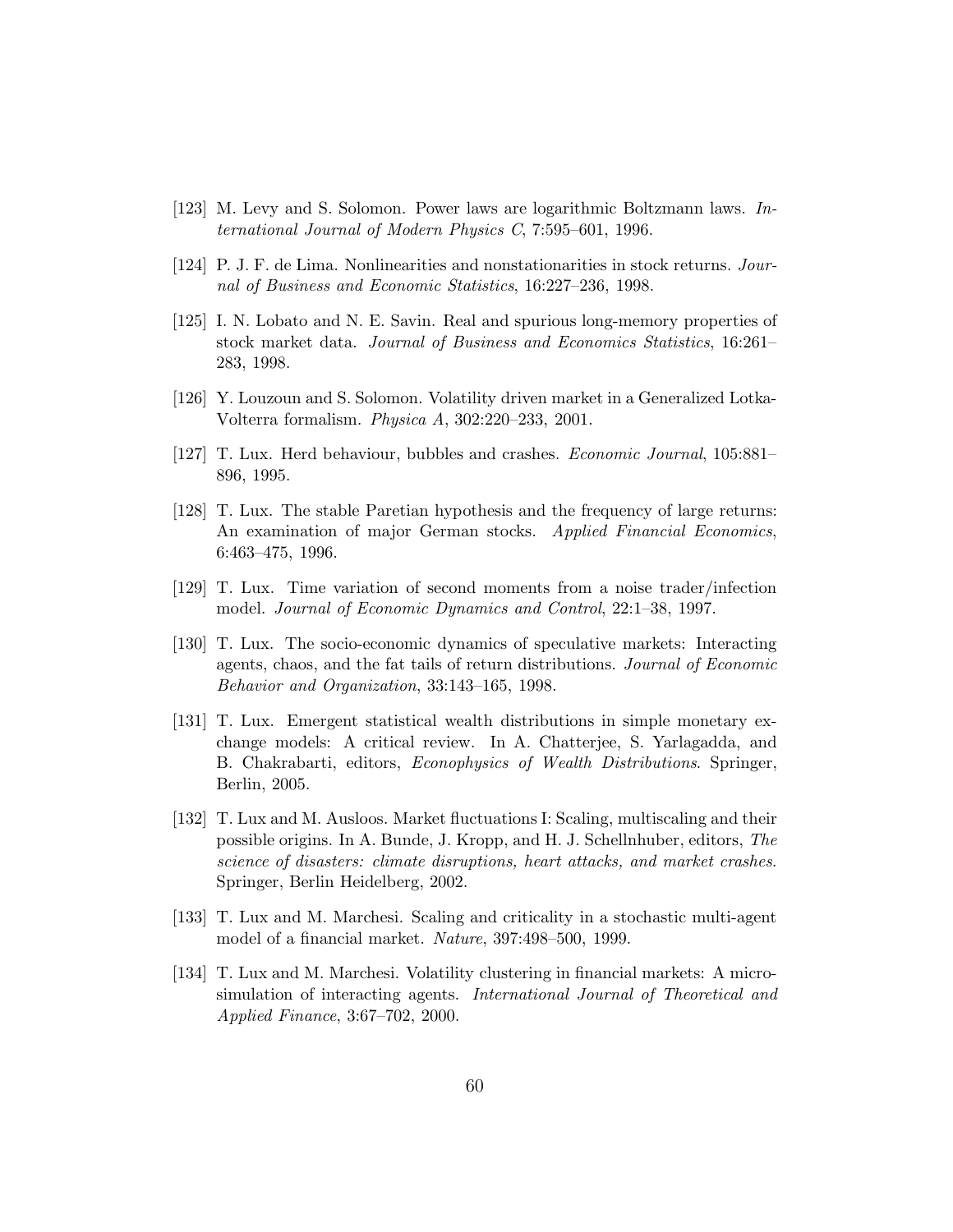[123] M. Levy and S. Solomon. Power laws are logarithmic Boltzmann laws. *International Journal of Modern Physics C*, 7:595–601, 1996.

[124] P. J. F. de Lima. Nonlinearities and nonstationarities in stock returns. *Journal of Business and Economic Statistics*, 16:227–236, 1998.

[125] I. N. Lobato and N. E. Savin. Real and spurious long-memory properties of stock market data. *Journal of Business and Economics Statistics*, 16:261–283, 1998.

[126] Y. Louzoun and S. Solomon. Volatility driven market in a Generalized Lotka-Volterra formalism. *Physica A*, 302:220–233, 2001.

[127] T. Lux. Herd behaviour, bubbles and crashes. *Economic Journal*, 105:881–896, 1995.

[128] T. Lux. The stable Paretian hypothesis and the frequency of large returns: An examination of major German stocks. *Applied Financial Economics*, 6:463–475, 1996.

[129] T. Lux. Time variation of second moments from a noise trader/infection model. *Journal of Economic Dynamics and Control*, 22:1–38, 1997.

[130] T. Lux. The socio-economic dynamics of speculative markets: Interacting agents, chaos, and the fat tails of return distributions. *Journal of Economic Behavior and Organization*, 33:143–165, 1998.

[131] T. Lux. Emergent statistical wealth distributions in simple monetary exchange models: A critical review. In A. Chatterjee, S. Yarlagadda, and B. Chakrabarti, editors, *Econophysics of Wealth Distributions*. Springer, Berlin, 2005.

[132] T. Lux and M. Ausloos. Market fluctuations I: Scaling, multiscaling and their possible origins. In A. Bunde, J. Kropp, and H. J. Schellnhuber, editors, *The science of disasters: climate disruptions, heart attacks, and market crashes*. Springer, Berlin Heidelberg, 2002.

[133] T. Lux and M. Marchesi. Scaling and criticality in a stochastic multi-agent model of a financial market. *Nature*, 397:498–500, 1999.

[134] T. Lux and M. Marchesi. Volatility clustering in financial markets: A microsimulation of interacting agents. *International Journal of Theoretical and Applied Finance*, 3:67–702, 2000.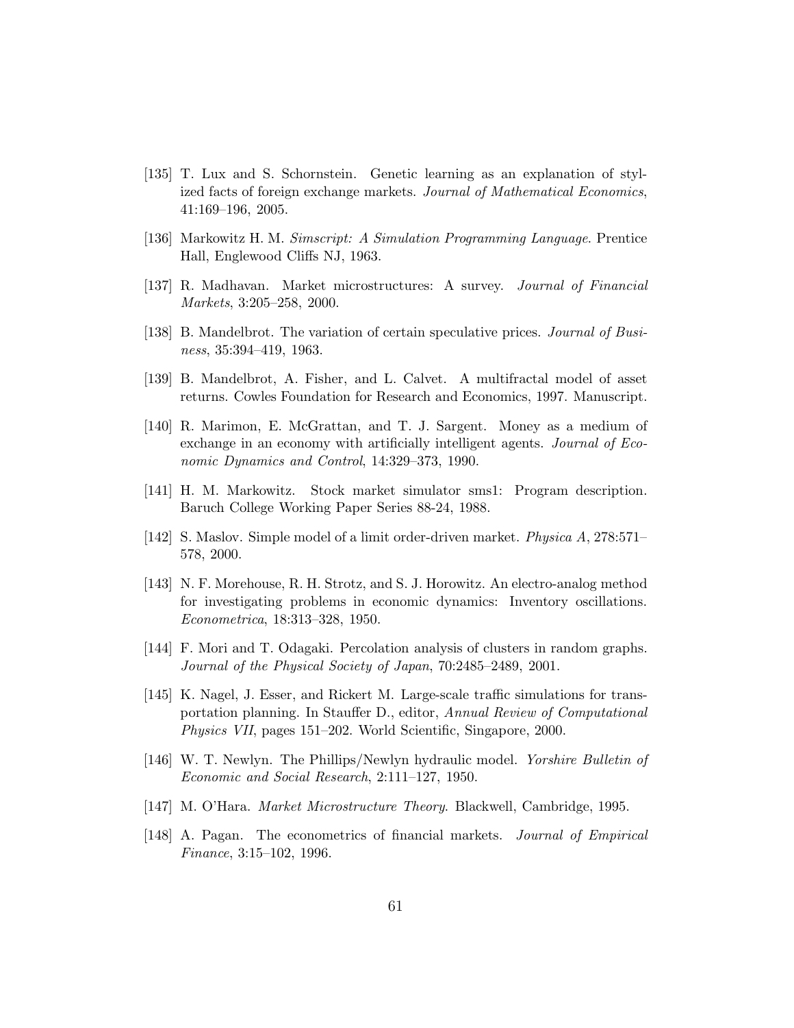[135] T. Lux and S. Schornstein. Genetic learning as an explanation of stylized facts of foreign exchange markets. *Journal of Mathematical Economics*, 41:169–196, 2005.

[136] Markowitz H. M. *Simscript: A Simulation Programming Language*. Prentice Hall, Englewood Cliffs NJ, 1963.

[137] R. Madhavan. Market microstructures: A survey. *Journal of Financial Markets*, 3:205–258, 2000.

[138] B. Mandelbrot. The variation of certain speculative prices. *Journal of Business*, 35:394–419, 1963.

[139] B. Mandelbrot, A. Fisher, and L. Calvet. A multifractal model of asset returns. Cowles Foundation for Research and Economics, 1997. Manuscript.

[140] R. Marimon, E. McGrattan, and T. J. Sargent. Money as a medium of exchange in an economy with artificially intelligent agents. *Journal of Economic Dynamics and Control*, 14:329–373, 1990.

[141] H. M. Markowitz. Stock market simulator sms1: Program description. Baruch College Working Paper Series 88-24, 1988.

[142] S. Maslov. Simple model of a limit order-driven market. *Physica A*, 278:571–578, 2000.

[143] N. F. Morehouse, R. H. Strotz, and S. J. Horowitz. An electro-analog method for investigating problems in economic dynamics: Inventory oscillations. *Econometrica*, 18:313–328, 1950.

[144] F. Mori and T. Odagaki. Percolation analysis of clusters in random graphs. *Journal of the Physical Society of Japan*, 70:2485–2489, 2001.

[145] K. Nagel, J. Esser, and Rickert M. Large-scale traffic simulations for transportation planning. In Stauffer D., editor, *Annual Review of Computational Physics VII*, pages 151–202. World Scientific, Singapore, 2000.

[146] W. T. Newlyn. The Phillips/Newlyn hydraulic model. *Yorshire Bulletin of Economic and Social Research*, 2:111–127, 1950.

[147] M. O'Hara. *Market Microstructure Theory*. Blackwell, Cambridge, 1995.

[148] A. Pagan. The econometrics of financial markets. *Journal of Empirical Finance*, 3:15–102, 1996.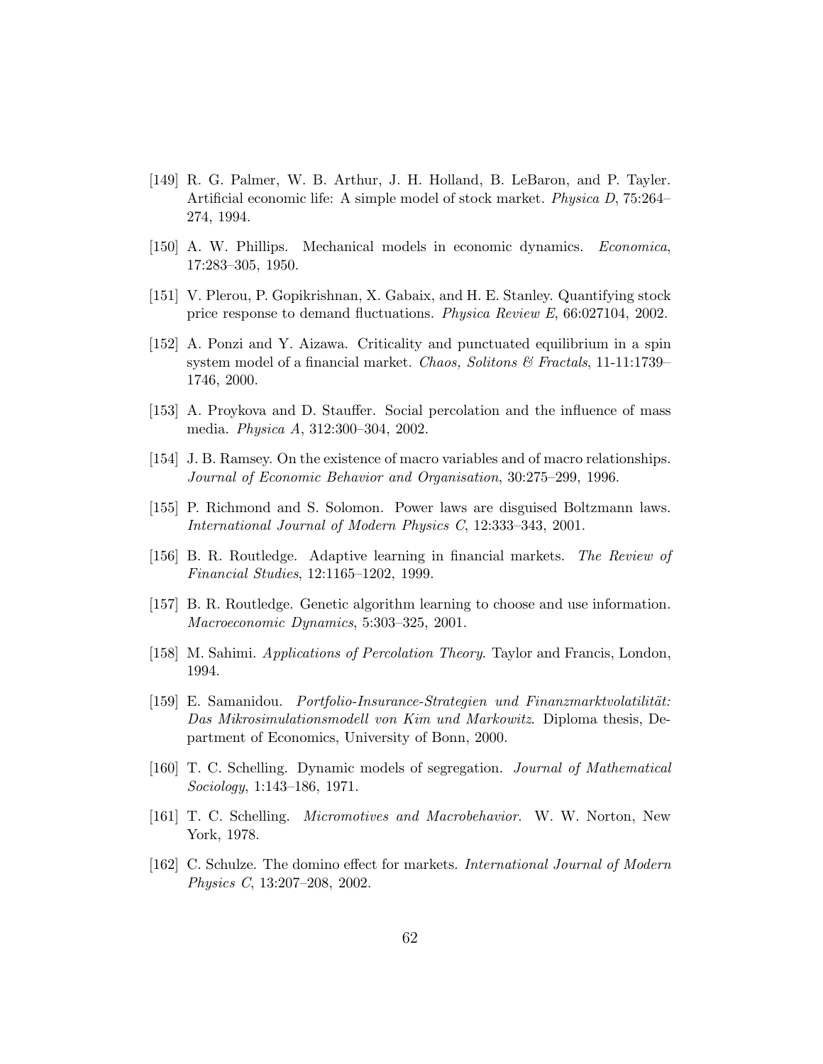[149] R. G. Palmer, W. B. Arthur, J. H. Holland, B. LeBaron, and P. Tayler. Artificial economic life: A simple model of stock market. *Physica D*, 75:264–274, 1994.

[150] A. W. Phillips. Mechanical models in economic dynamics. *Economica*, 17:283–305, 1950.

[151] V. Plerou, P. Gopikrishnan, X. Gabaix, and H. E. Stanley. Quantifying stock price response to demand fluctuations. *Physica Review E*, 66:027104, 2002.

[152] A. Ponzi and Y. Aizawa. Criticality and punctuated equilibrium in a spin system model of a financial market. *Chaos, Solitons & Fractals*, 11-11:1739–1746, 2000.

[153] A. Proykova and D. Stauffer. Social percolation and the influence of mass media. *Physica A*, 312:300–304, 2002.

[154] J. B. Ramsey. On the existence of macro variables and of macro relationships. *Journal of Economic Behavior and Organisation*, 30:275–299, 1996.

[155] P. Richmond and S. Solomon. Power laws are disguised Boltzmann laws. *International Journal of Modern Physics C*, 12:333–343, 2001.

[156] B. R. Routledge. Adaptive learning in financial markets. *The Review of Financial Studies*, 12:1165–1202, 1999.

[157] B. R. Routledge. Genetic algorithm learning to choose and use information. *Macroeconomic Dynamics*, 5:303–325, 2001.

[158] M. Sahimi. *Applications of Percolation Theory*. Taylor and Francis, London, 1994.

[159] E. Samanidou. *Portfolio-Insurance-Strategien und Finanzmarktvolatilität: Das Mikrosimulationsmodell von Kim und Markowitz*. Diploma thesis, Department of Economics, University of Bonn, 2000.

[160] T. C. Schelling. Dynamic models of segregation. *Journal of Mathematical Sociology*, 1:143–186, 1971.

[161] T. C. Schelling. *Micromotives and Macrobehavior*. W. W. Norton, New York, 1978.

[162] C. Schulze. The domino effect for markets. *International Journal of Modern Physics C*, 13:207–208, 2002.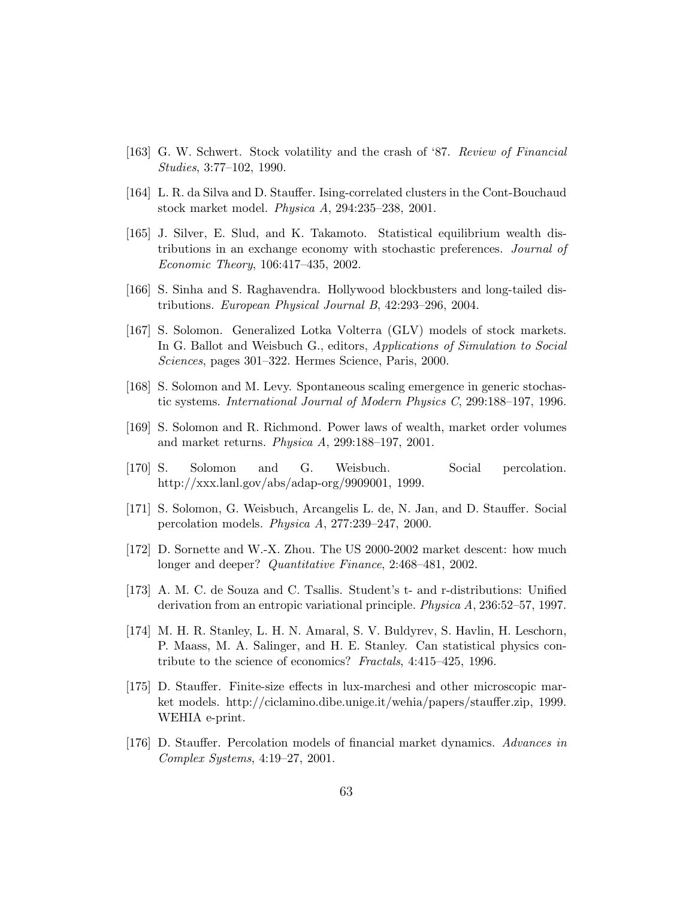[163] G. W. Schwert. Stock volatility and the crash of '87. *Review of Financial Studies*, 3:77–102, 1990.

[164] L. R. da Silva and D. Stauffer. Ising-correlated clusters in the Cont-Bouchaud stock market model. *Physica A*, 294:235–238, 2001.

[165] J. Silver, E. Slud, and K. Takamoto. Statistical equilibrium wealth distributions in an exchange economy with stochastic preferences. *Journal of Economic Theory*, 106:417–435, 2002.

[166] S. Sinha and S. Raghavendra. Hollywood blockbusters and long-tailed distributions. *European Physical Journal B*, 42:293–296, 2004.

[167] S. Solomon. Generalized Lotka Volterra (GLV) models of stock markets. In G. Ballot and Weisbuch G., editors, *Applications of Simulation to Social Sciences*, pages 301–322. Hermes Science, Paris, 2000.

[168] S. Solomon and M. Levy. Spontaneous scaling emergence in generic stochastic systems. *International Journal of Modern Physics C*, 299:188–197, 1996.

[169] S. Solomon and R. Richmond. Power laws of wealth, market order volumes and market returns. *Physica A*, 299:188–197, 2001.

[170] S. Solomon and G. Weisbuch. Social percolation. http://xxx.lanl.gov/abs/adap-org/9909001, 1999.

[171] S. Solomon, G. Weisbuch, Arcangelis L. de, N. Jan, and D. Stauffer. Social percolation models. *Physica A*, 277:239–247, 2000.

[172] D. Sornette and W.-X. Zhou. The US 2000-2002 market descent: how much longer and deeper? *Quantitative Finance*, 2:468–481, 2002.

[173] A. M. C. de Souza and C. Tsallis. Student's t- and r-distributions: Unified derivation from an entropic variational principle. *Physica A*, 236:52–57, 1997.

[174] M. H. R. Stanley, L. H. N. Amaral, S. V. Buldyrev, S. Havlin, H. Leschorn, P. Maass, M. A. Salinger, and H. E. Stanley. Can statistical physics contribute to the science of economics? *Fractals*, 4:415–425, 1996.

[175] D. Stauffer. Finite-size effects in lux-marchesi and other microscopic market models. http://ciclamino.dibe.unige.it/wehia/papers/stauffer.zip, 1999. WEHIA e-print.

[176] D. Stauffer. Percolation models of financial market dynamics. *Advances in Complex Systems*, 4:19–27, 2001.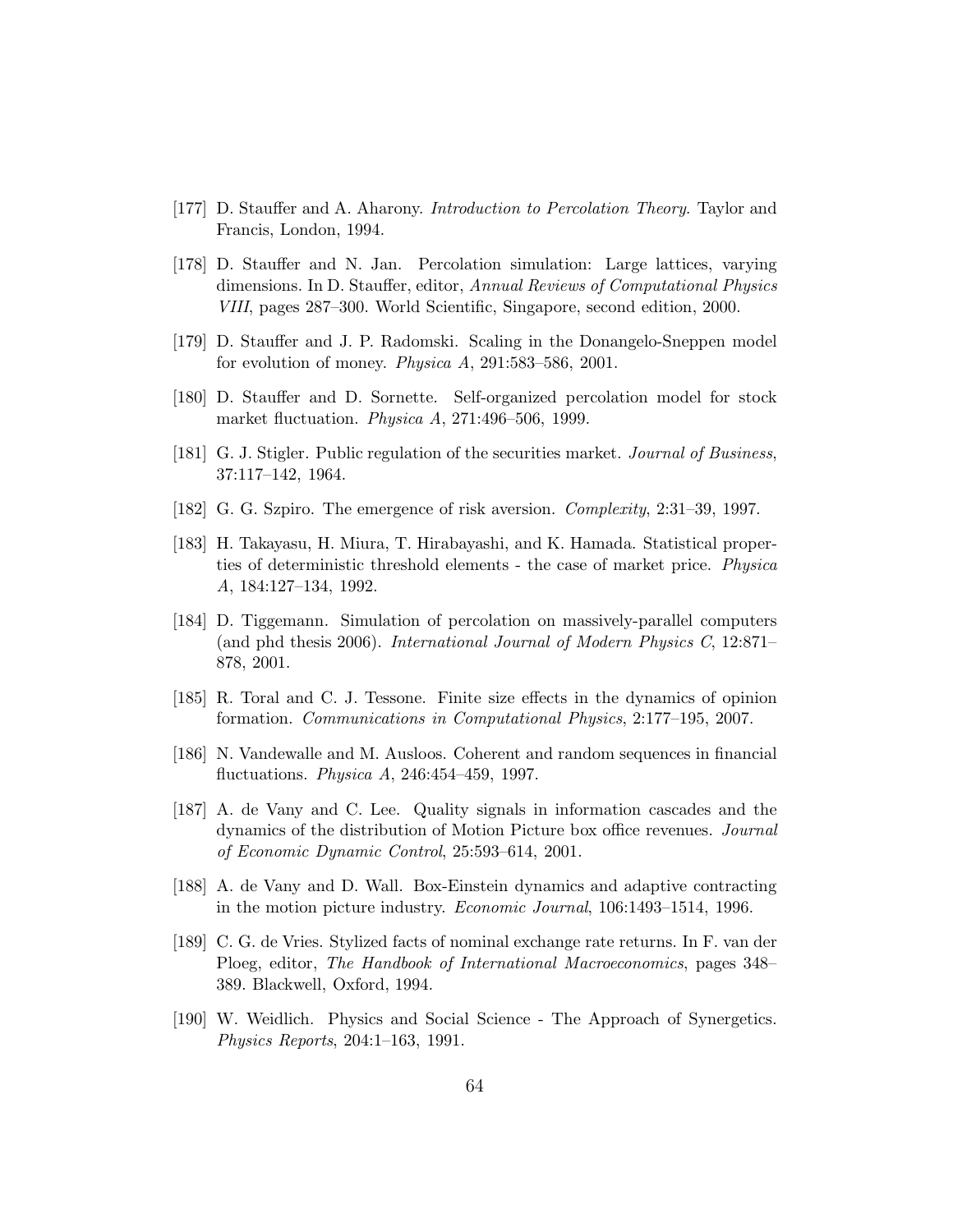[177] D. Stauffer and A. Aharony. *Introduction to Percolation Theory*. Taylor and Francis, London, 1994.

[178] D. Stauffer and N. Jan. Percolation simulation: Large lattices, varying dimensions. In D. Stauffer, editor, *Annual Reviews of Computational Physics VIII*, pages 287–300. World Scientific, Singapore, second edition, 2000.

[179] D. Stauffer and J. P. Radomski. Scaling in the Donangelo-Sneppen model for evolution of money. *Physica A*, 291:583–586, 2001.

[180] D. Stauffer and D. Sornette. Self-organized percolation model for stock market fluctuation. *Physica A*, 271:496–506, 1999.

[181] G. J. Stigler. Public regulation of the securities market. *Journal of Business*, 37:117–142, 1964.

[182] G. G. Szpiro. The emergence of risk aversion. *Complexity*, 2:31–39, 1997.

[183] H. Takayasu, H. Miura, T. Hirabayashi, and K. Hamada. Statistical properties of deterministic threshold elements - the case of market price. *Physica A*, 184:127–134, 1992.

[184] D. Tiggemann. Simulation of percolation on massively-parallel computers (and phd thesis 2006). *International Journal of Modern Physics C*, 12:871–878, 2001.

[185] R. Toral and C. J. Tessone. Finite size effects in the dynamics of opinion formation. *Communications in Computational Physics*, 2:177–195, 2007.

[186] N. Vandewalle and M. Ausloos. Coherent and random sequences in financial fluctuations. *Physica A*, 246:454–459, 1997.

[187] A. de Vany and C. Lee. Quality signals in information cascades and the dynamics of the distribution of Motion Picture box office revenues. *Journal of Economic Dynamic Control*, 25:593–614, 2001.

[188] A. de Vany and D. Wall. Box-Einstein dynamics and adaptive contracting in the motion picture industry. *Economic Journal*, 106:1493–1514, 1996.

[189] C. G. de Vries. Stylized facts of nominal exchange rate returns. In F. van der Ploeg, editor, *The Handbook of International Macroeconomics*, pages 348–389. Blackwell, Oxford, 1994.

[190] W. Weidlich. Physics and Social Science - The Approach of Synergetics. *Physics Reports*, 204:1–163, 1991.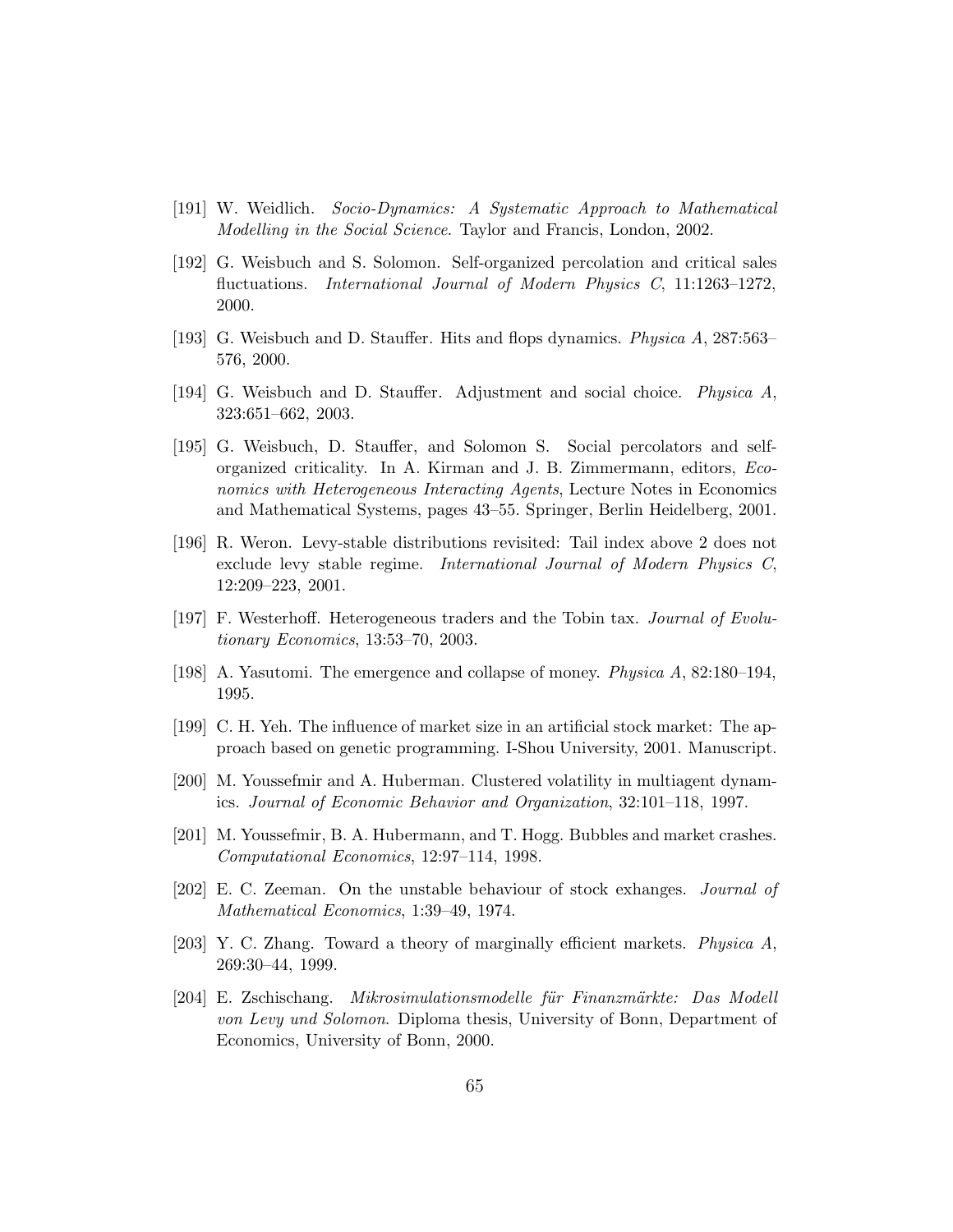[191] W. Weidlich. *Socio-Dynamics: A Systematic Approach to Mathematical Modelling in the Social Science*. Taylor and Francis, London, 2002.

[192] G. Weisbuch and S. Solomon. Self-organized percolation and critical sales fluctuations. *International Journal of Modern Physics C*, 11:1263–1272, 2000.

[193] G. Weisbuch and D. Stauffer. Hits and flops dynamics. *Physica A*, 287:563–576, 2000.

[194] G. Weisbuch and D. Stauffer. Adjustment and social choice. *Physica A*, 323:651–662, 2003.

[195] G. Weisbuch, D. Stauffer, and Solomon S. Social percolators and self-organized criticality. In A. Kirman and J. B. Zimmermann, editors, *Economics with Heterogeneous Interacting Agents*, Lecture Notes in Economics and Mathematical Systems, pages 43–55. Springer, Berlin Heidelberg, 2001.

[196] R. Weron. Levy-stable distributions revisited: Tail index above 2 does not exclude levy stable regime. *International Journal of Modern Physics C*, 12:209–223, 2001.

[197] F. Westerhoff. Heterogeneous traders and the Tobin tax. *Journal of Evolutionary Economics*, 13:53–70, 2003.

[198] A. Yasutomi. The emergence and collapse of money. *Physica A*, 82:180–194, 1995.

[199] C. H. Yeh. The influence of market size in an artificial stock market: The approach based on genetic programming. I-Shou University, 2001. Manuscript.

[200] M. Youssefmir and A. Huberman. Clustered volatility in multiagent dynamics. *Journal of Economic Behavior and Organization*, 32:101–118, 1997.

[201] M. Youssefmir, B. A. Hubermann, and T. Hogg. Bubbles and market crashes. *Computational Economics*, 12:97–114, 1998.

[202] E. C. Zeeman. On the unstable behaviour of stock exhanges. *Journal of Mathematical Economics*, 1:39–49, 1974.

[203] Y. C. Zhang. Toward a theory of marginally efficient markets. *Physica A*, 269:30–44, 1999.

[204] E. Zschischang. *Mikrosimulationsmodelle für Finanzmärkte: Das Modell von Levy und Solomon*. Diploma thesis, University of Bonn, Department of Economics, University of Bonn, 2000.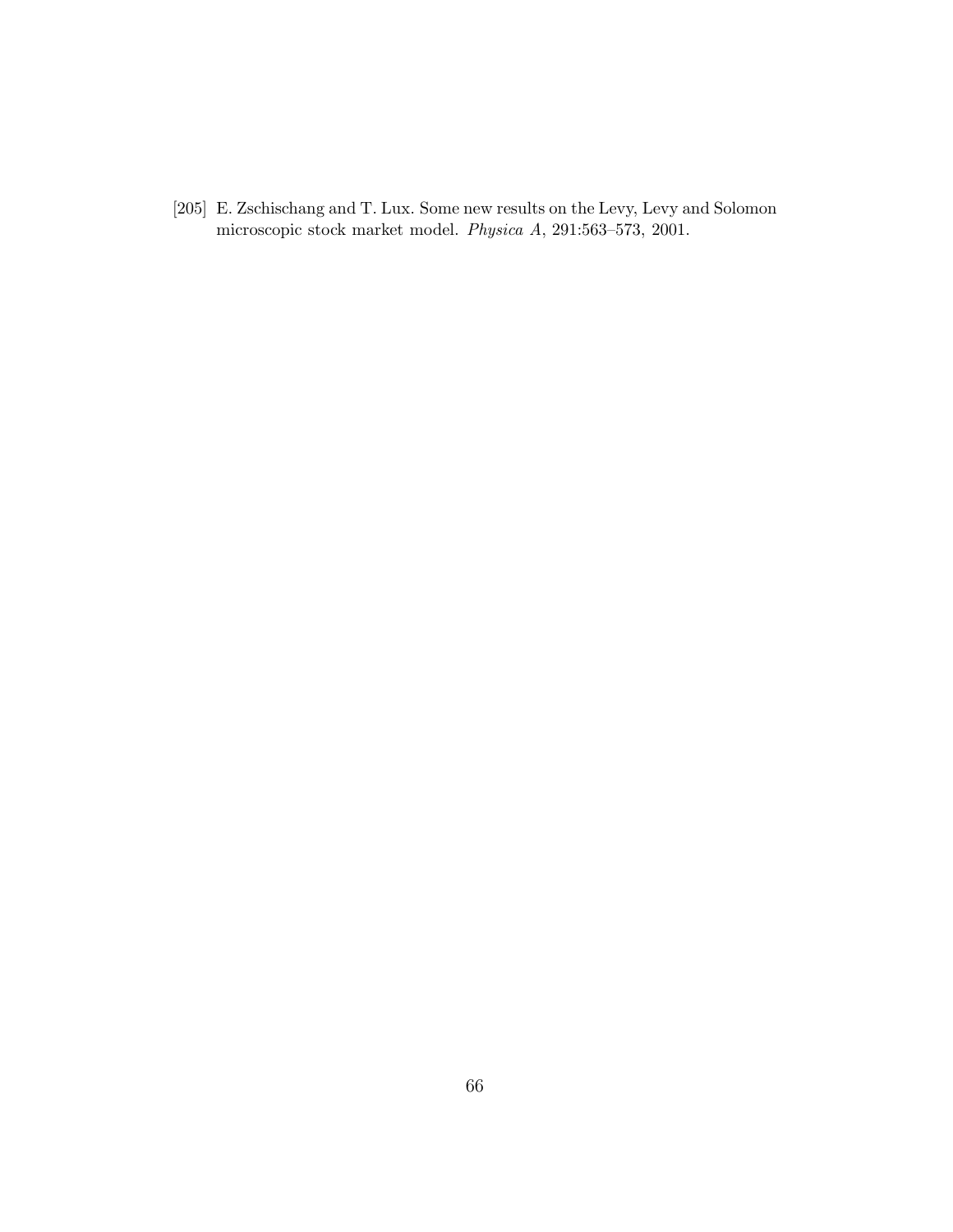[205] E. Zschischang and T. Lux. Some new results on the Levy, Levy and Solomon microscopic stock market model. *Physica A*, 291:563–573, 2001.